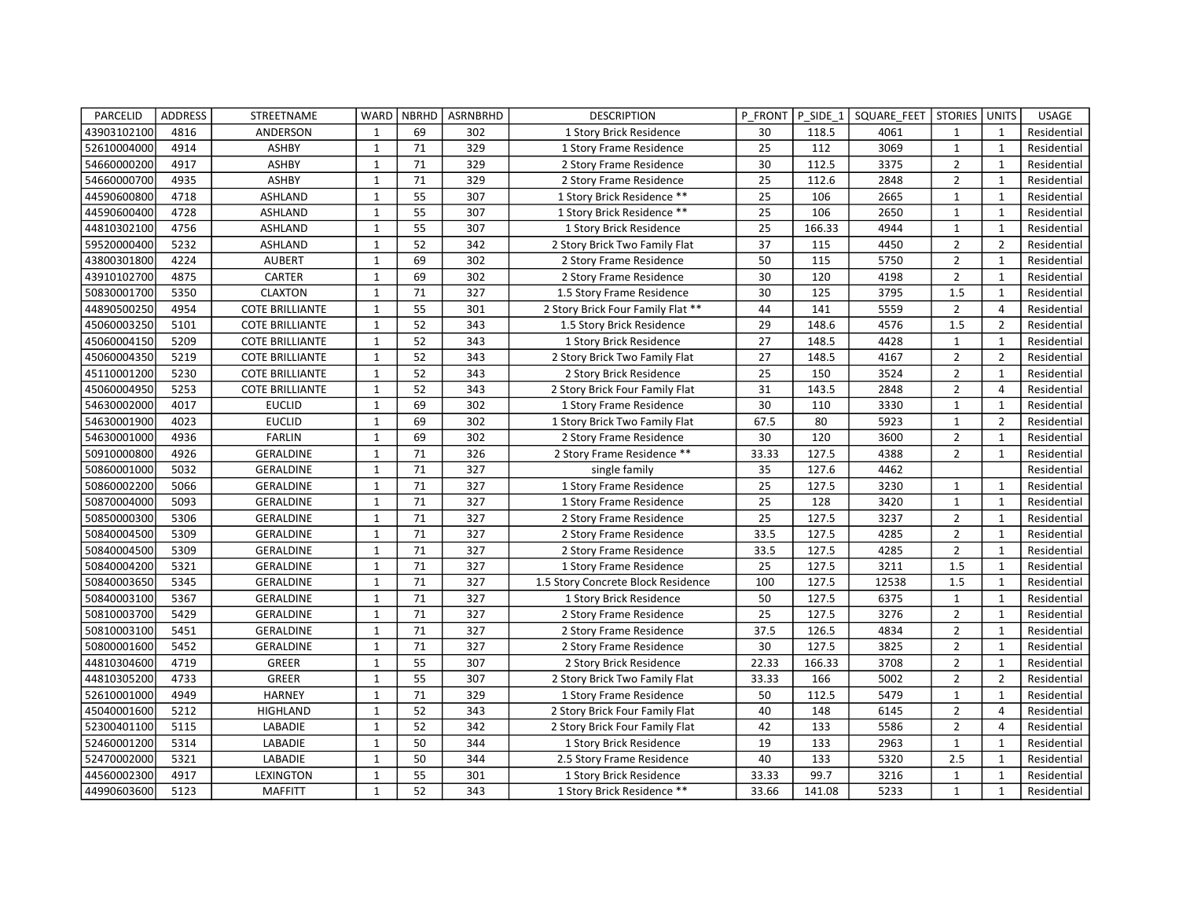| PARCELID | ADDRESS | STREETNAME | WARD | NBRHD | ASRNBRHD | DESCRIPTION | P_FRONT | P_SIDE_1 | SQUARE_FEET | STORIES | UNITS | USAGE |
|---|---|---|---|---|---|---|---|---|---|---|---|---|
| 43903102100 | 4816 | ANDERSON | 1 | 69 | 302 | 1 Story Brick Residence | 30 | 118.5 | 4061 | 1 | 1 | Residential |
| 52610004000 | 4914 | ASHBY | 1 | 71 | 329 | 1 Story Frame Residence | 25 | 112 | 3069 | 1 | 1 | Residential |
| 54660000200 | 4917 | ASHBY | 1 | 71 | 329 | 2 Story Frame Residence | 30 | 112.5 | 3375 | 2 | 1 | Residential |
| 54660000700 | 4935 | ASHBY | 1 | 71 | 329 | 2 Story Frame Residence | 25 | 112.6 | 2848 | 2 | 1 | Residential |
| 44590600800 | 4718 | ASHLAND | 1 | 55 | 307 | 1 Story Brick Residence ** | 25 | 106 | 2665 | 1 | 1 | Residential |
| 44590600400 | 4728 | ASHLAND | 1 | 55 | 307 | 1 Story Brick Residence ** | 25 | 106 | 2650 | 1 | 1 | Residential |
| 44810302100 | 4756 | ASHLAND | 1 | 55 | 307 | 1 Story Brick Residence | 25 | 166.33 | 4944 | 1 | 1 | Residential |
| 59520000400 | 5232 | ASHLAND | 1 | 52 | 342 | 2 Story Brick Two Family Flat | 37 | 115 | 4450 | 2 | 2 | Residential |
| 43800301800 | 4224 | AUBERT | 1 | 69 | 302 | 2 Story Frame Residence | 50 | 115 | 5750 | 2 | 1 | Residential |
| 43910102700 | 4875 | CARTER | 1 | 69 | 302 | 2 Story Frame Residence | 30 | 120 | 4198 | 2 | 1 | Residential |
| 50830001700 | 5350 | CLAXTON | 1 | 71 | 327 | 1.5 Story Frame Residence | 30 | 125 | 3795 | 1.5 | 1 | Residential |
| 44890500250 | 4954 | COTE BRILLIANTE | 1 | 55 | 301 | 2 Story Brick Four Family Flat ** | 44 | 141 | 5559 | 2 | 4 | Residential |
| 45060003250 | 5101 | COTE BRILLIANTE | 1 | 52 | 343 | 1.5 Story Brick Residence | 29 | 148.6 | 4576 | 1.5 | 2 | Residential |
| 45060004150 | 5209 | COTE BRILLIANTE | 1 | 52 | 343 | 1 Story Brick Residence | 27 | 148.5 | 4428 | 1 | 1 | Residential |
| 45060004350 | 5219 | COTE BRILLIANTE | 1 | 52 | 343 | 2 Story Brick Two Family Flat | 27 | 148.5 | 4167 | 2 | 2 | Residential |
| 45110001200 | 5230 | COTE BRILLIANTE | 1 | 52 | 343 | 2 Story Brick Residence | 25 | 150 | 3524 | 2 | 1 | Residential |
| 45060004950 | 5253 | COTE BRILLIANTE | 1 | 52 | 343 | 2 Story Brick Four Family Flat | 31 | 143.5 | 2848 | 2 | 4 | Residential |
| 54630002000 | 4017 | EUCLID | 1 | 69 | 302 | 1 Story Frame Residence | 30 | 110 | 3330 | 1 | 1 | Residential |
| 54630001900 | 4023 | EUCLID | 1 | 69 | 302 | 1 Story Brick Two Family Flat | 67.5 | 80 | 5923 | 1 | 2 | Residential |
| 54630001000 | 4936 | FARLIN | 1 | 69 | 302 | 2 Story Frame Residence | 30 | 120 | 3600 | 2 | 1 | Residential |
| 50910000800 | 4926 | GERALDINE | 1 | 71 | 326 | 2 Story Frame Residence ** | 33.33 | 127.5 | 4388 | 2 | 1 | Residential |
| 50860001000 | 5032 | GERALDINE | 1 | 71 | 327 | single family | 35 | 127.6 | 4462 | | | Residential |
| 50860002200 | 5066 | GERALDINE | 1 | 71 | 327 | 1 Story Frame Residence | 25 | 127.5 | 3230 | 1 | 1 | Residential |
| 50870004000 | 5093 | GERALDINE | 1 | 71 | 327 | 1 Story Frame Residence | 25 | 128 | 3420 | 1 | 1 | Residential |
| 50850000300 | 5306 | GERALDINE | 1 | 71 | 327 | 2 Story Frame Residence | 25 | 127.5 | 3237 | 2 | 1 | Residential |
| 50840004500 | 5309 | GERALDINE | 1 | 71 | 327 | 2 Story Frame Residence | 33.5 | 127.5 | 4285 | 2 | 1 | Residential |
| 50840004500 | 5309 | GERALDINE | 1 | 71 | 327 | 2 Story Frame Residence | 33.5 | 127.5 | 4285 | 2 | 1 | Residential |
| 50840004200 | 5321 | GERALDINE | 1 | 71 | 327 | 1 Story Frame Residence | 25 | 127.5 | 3211 | 1.5 | 1 | Residential |
| 50840003650 | 5345 | GERALDINE | 1 | 71 | 327 | 1.5 Story Concrete Block Residence | 100 | 127.5 | 12538 | 1.5 | 1 | Residential |
| 50840003100 | 5367 | GERALDINE | 1 | 71 | 327 | 1 Story Brick Residence | 50 | 127.5 | 6375 | 1 | 1 | Residential |
| 50810003700 | 5429 | GERALDINE | 1 | 71 | 327 | 2 Story Frame Residence | 25 | 127.5 | 3276 | 2 | 1 | Residential |
| 50810003100 | 5451 | GERALDINE | 1 | 71 | 327 | 2 Story Frame Residence | 37.5 | 126.5 | 4834 | 2 | 1 | Residential |
| 50800001600 | 5452 | GERALDINE | 1 | 71 | 327 | 2 Story Frame Residence | 30 | 127.5 | 3825 | 2 | 1 | Residential |
| 44810304600 | 4719 | GREER | 1 | 55 | 307 | 2 Story Brick Residence | 22.33 | 166.33 | 3708 | 2 | 1 | Residential |
| 44810305200 | 4733 | GREER | 1 | 55 | 307 | 2 Story Brick Two Family Flat | 33.33 | 166 | 5002 | 2 | 2 | Residential |
| 52610001000 | 4949 | HARNEY | 1 | 71 | 329 | 1 Story Frame Residence | 50 | 112.5 | 5479 | 1 | 1 | Residential |
| 45040001600 | 5212 | HIGHLAND | 1 | 52 | 343 | 2 Story Brick Four Family Flat | 40 | 148 | 6145 | 2 | 4 | Residential |
| 52300401100 | 5115 | LABADIE | 1 | 52 | 342 | 2 Story Brick Four Family Flat | 42 | 133 | 5586 | 2 | 4 | Residential |
| 52460001200 | 5314 | LABADIE | 1 | 50 | 344 | 1 Story Brick Residence | 19 | 133 | 2963 | 1 | 1 | Residential |
| 52470002000 | 5321 | LABADIE | 1 | 50 | 344 | 2.5 Story Frame Residence | 40 | 133 | 5320 | 2.5 | 1 | Residential |
| 44560002300 | 4917 | LEXINGTON | 1 | 55 | 301 | 1 Story Brick Residence | 33.33 | 99.7 | 3216 | 1 | 1 | Residential |
| 44990603600 | 5123 | MAFFITT | 1 | 52 | 343 | 1 Story Brick Residence ** | 33.66 | 141.08 | 5233 | 1 | 1 | Residential |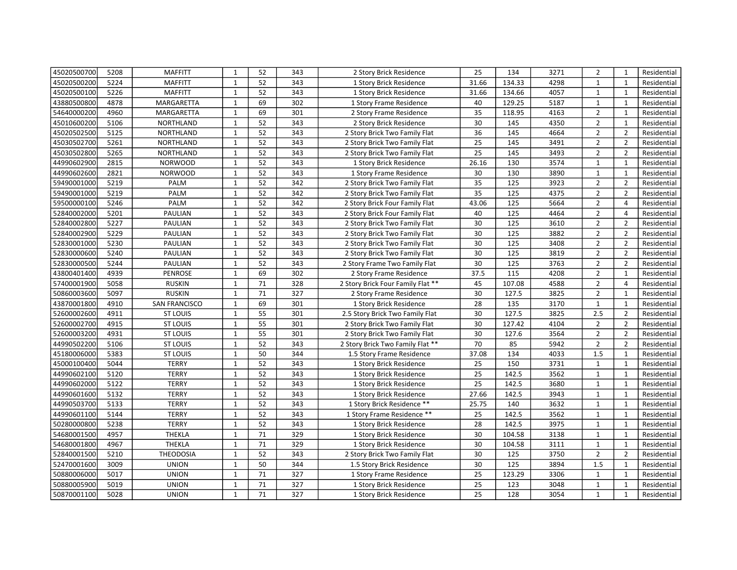| | | | | | | | | | | | | |
|---|---|---|---|---|---|---|---|---|---|---|---|---|
| 45020500700 | 5208 | MAFFITT | 1 | 52 | 343 | 2 Story Brick Residence | 25 | 134 | 3271 | 2 | 1 | Residential |
| 45020500200 | 5224 | MAFFITT | 1 | 52 | 343 | 1 Story Brick Residence | 31.66 | 134.33 | 4298 | 1 | 1 | Residential |
| 45020500100 | 5226 | MAFFITT | 1 | 52 | 343 | 1 Story Brick Residence | 31.66 | 134.66 | 4057 | 1 | 1 | Residential |
| 43880500800 | 4878 | MARGARETTA | 1 | 69 | 302 | 1 Story Frame Residence | 40 | 129.25 | 5187 | 1 | 1 | Residential |
| 54640000200 | 4960 | MARGARETTA | 1 | 69 | 301 | 2 Story Frame Residence | 35 | 118.95 | 4163 | 2 | 1 | Residential |
| 45010600200 | 5106 | NORTHLAND | 1 | 52 | 343 | 2 Story Brick Residence | 30 | 145 | 4350 | 2 | 1 | Residential |
| 45020502500 | 5125 | NORTHLAND | 1 | 52 | 343 | 2 Story Brick Two Family Flat | 36 | 145 | 4664 | 2 | 2 | Residential |
| 45030502700 | 5261 | NORTHLAND | 1 | 52 | 343 | 2 Story Brick Two Family Flat | 25 | 145 | 3491 | 2 | 2 | Residential |
| 45030502800 | 5265 | NORTHLAND | 1 | 52 | 343 | 2 Story Brick Two Family Flat | 25 | 145 | 3493 | 2 | 2 | Residential |
| 44990602900 | 2815 | NORWOOD | 1 | 52 | 343 | 1 Story Brick Residence | 26.16 | 130 | 3574 | 1 | 1 | Residential |
| 44990602600 | 2821 | NORWOOD | 1 | 52 | 343 | 1 Story Frame Residence | 30 | 130 | 3890 | 1 | 1 | Residential |
| 59490001000 | 5219 | PALM | 1 | 52 | 342 | 2 Story Brick Two Family Flat | 35 | 125 | 3923 | 2 | 2 | Residential |
| 59490001000 | 5219 | PALM | 1 | 52 | 342 | 2 Story Brick Two Family Flat | 35 | 125 | 4375 | 2 | 2 | Residential |
| 59500000100 | 5246 | PALM | 1 | 52 | 342 | 2 Story Brick Four Family Flat | 43.06 | 125 | 5664 | 2 | 4 | Residential |
| 52840002000 | 5201 | PAULIAN | 1 | 52 | 343 | 2 Story Brick Four Family Flat | 40 | 125 | 4464 | 2 | 4 | Residential |
| 52840002800 | 5227 | PAULIAN | 1 | 52 | 343 | 2 Story Brick Two Family Flat | 30 | 125 | 3610 | 2 | 2 | Residential |
| 52840002900 | 5229 | PAULIAN | 1 | 52 | 343 | 2 Story Brick Two Family Flat | 30 | 125 | 3882 | 2 | 2 | Residential |
| 52830001000 | 5230 | PAULIAN | 1 | 52 | 343 | 2 Story Brick Two Family Flat | 30 | 125 | 3408 | 2 | 2 | Residential |
| 52830000600 | 5240 | PAULIAN | 1 | 52 | 343 | 2 Story Brick Two Family Flat | 30 | 125 | 3819 | 2 | 2 | Residential |
| 52830000500 | 5244 | PAULIAN | 1 | 52 | 343 | 2 Story Frame Two Family Flat | 30 | 125 | 3763 | 2 | 2 | Residential |
| 43800401400 | 4939 | PENROSE | 1 | 69 | 302 | 2 Story Frame Residence | 37.5 | 115 | 4208 | 2 | 1 | Residential |
| 57400001900 | 5058 | RUSKIN | 1 | 71 | 328 | 2 Story Brick Four Family Flat ** | 45 | 107.08 | 4588 | 2 | 4 | Residential |
| 50860003600 | 5097 | RUSKIN | 1 | 71 | 327 | 2 Story Frame Residence | 30 | 127.5 | 3825 | 2 | 1 | Residential |
| 43870001800 | 4910 | SAN FRANCISCO | 1 | 69 | 301 | 1 Story Brick Residence | 28 | 135 | 3170 | 1 | 1 | Residential |
| 52600002600 | 4911 | ST LOUIS | 1 | 55 | 301 | 2.5 Story Brick Two Family Flat | 30 | 127.5 | 3825 | 2.5 | 2 | Residential |
| 52600002700 | 4915 | ST LOUIS | 1 | 55 | 301 | 2 Story Brick Two Family Flat | 30 | 127.42 | 4104 | 2 | 2 | Residential |
| 52600003200 | 4931 | ST LOUIS | 1 | 55 | 301 | 2 Story Brick Two Family Flat | 30 | 127.6 | 3564 | 2 | 2 | Residential |
| 44990502200 | 5106 | ST LOUIS | 1 | 52 | 343 | 2 Story Brick Two Family Flat ** | 70 | 85 | 5942 | 2 | 2 | Residential |
| 45180006000 | 5383 | ST LOUIS | 1 | 50 | 344 | 1.5 Story Frame Residence | 37.08 | 134 | 4033 | 1.5 | 1 | Residential |
| 45000100400 | 5044 | TERRY | 1 | 52 | 343 | 1 Story Brick Residence | 25 | 150 | 3731 | 1 | 1 | Residential |
| 44990602100 | 5120 | TERRY | 1 | 52 | 343 | 1 Story Brick Residence | 25 | 142.5 | 3562 | 1 | 1 | Residential |
| 44990602000 | 5122 | TERRY | 1 | 52 | 343 | 1 Story Brick Residence | 25 | 142.5 | 3680 | 1 | 1 | Residential |
| 44990601600 | 5132 | TERRY | 1 | 52 | 343 | 1 Story Brick Residence | 27.66 | 142.5 | 3943 | 1 | 1 | Residential |
| 44990503700 | 5133 | TERRY | 1 | 52 | 343 | 1 Story Brick Residence ** | 25.75 | 140 | 3632 | 1 | 1 | Residential |
| 44990601100 | 5144 | TERRY | 1 | 52 | 343 | 1 Story Frame Residence ** | 25 | 142.5 | 3562 | 1 | 1 | Residential |
| 50280000800 | 5238 | TERRY | 1 | 52 | 343 | 1 Story Brick Residence | 28 | 142.5 | 3975 | 1 | 1 | Residential |
| 54680001500 | 4957 | THEKLA | 1 | 71 | 329 | 1 Story Brick Residence | 30 | 104.58 | 3138 | 1 | 1 | Residential |
| 54680001800 | 4967 | THEKLA | 1 | 71 | 329 | 1 Story Brick Residence | 30 | 104.58 | 3111 | 1 | 1 | Residential |
| 52840001500 | 5210 | THEODOSIA | 1 | 52 | 343 | 2 Story Brick Two Family Flat | 30 | 125 | 3750 | 2 | 2 | Residential |
| 52470001600 | 3009 | UNION | 1 | 50 | 344 | 1.5 Story Brick Residence | 30 | 125 | 3894 | 1.5 | 1 | Residential |
| 50880006000 | 5017 | UNION | 1 | 71 | 327 | 1 Story Frame Residence | 25 | 123.29 | 3306 | 1 | 1 | Residential |
| 50880005900 | 5019 | UNION | 1 | 71 | 327 | 1 Story Brick Residence | 25 | 123 | 3048 | 1 | 1 | Residential |
| 50870001100 | 5028 | UNION | 1 | 71 | 327 | 1 Story Brick Residence | 25 | 128 | 3054 | 1 | 1 | Residential |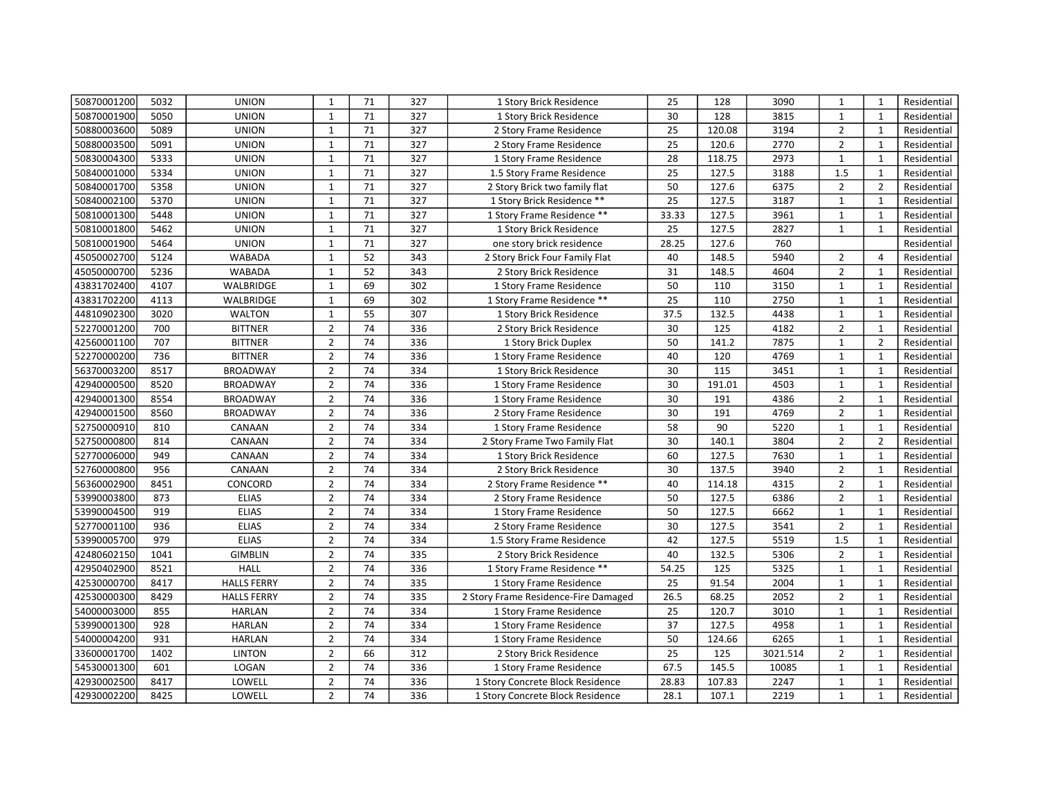| | | | | | | | | | | | | |
|---|---|---|---|---|---|---|---|---|---|---|---|---|
| 50870001200 | 5032 | UNION | 1 | 71 | 327 | 1 Story Brick Residence | 25 | 128 | 3090 | 1 | 1 | Residential |
| 50870001900 | 5050 | UNION | 1 | 71 | 327 | 1 Story Brick Residence | 30 | 128 | 3815 | 1 | 1 | Residential |
| 50880003600 | 5089 | UNION | 1 | 71 | 327 | 2 Story Frame Residence | 25 | 120.08 | 3194 | 2 | 1 | Residential |
| 50880003500 | 5091 | UNION | 1 | 71 | 327 | 2 Story Frame Residence | 25 | 120.6 | 2770 | 2 | 1 | Residential |
| 50830004300 | 5333 | UNION | 1 | 71 | 327 | 1 Story Frame Residence | 28 | 118.75 | 2973 | 1 | 1 | Residential |
| 50840001000 | 5334 | UNION | 1 | 71 | 327 | 1.5 Story Frame Residence | 25 | 127.5 | 3188 | 1.5 | 1 | Residential |
| 50840001700 | 5358 | UNION | 1 | 71 | 327 | 2 Story Brick two family flat | 50 | 127.6 | 6375 | 2 | 2 | Residential |
| 50840002100 | 5370 | UNION | 1 | 71 | 327 | 1 Story Brick Residence ** | 25 | 127.5 | 3187 | 1 | 1 | Residential |
| 50810001300 | 5448 | UNION | 1 | 71 | 327 | 1 Story Frame Residence ** | 33.33 | 127.5 | 3961 | 1 | 1 | Residential |
| 50810001800 | 5462 | UNION | 1 | 71 | 327 | 1 Story Brick Residence | 25 | 127.5 | 2827 | 1 | 1 | Residential |
| 50810001900 | 5464 | UNION | 1 | 71 | 327 | one story brick residence | 28.25 | 127.6 | 760 | | | Residential |
| 45050002700 | 5124 | WABADA | 1 | 52 | 343 | 2 Story Brick Four Family Flat | 40 | 148.5 | 5940 | 2 | 4 | Residential |
| 45050000700 | 5236 | WABADA | 1 | 52 | 343 | 2 Story Brick Residence | 31 | 148.5 | 4604 | 2 | 1 | Residential |
| 43831702400 | 4107 | WALBRIDGE | 1 | 69 | 302 | 1 Story Frame Residence | 50 | 110 | 3150 | 1 | 1 | Residential |
| 43831702200 | 4113 | WALBRIDGE | 1 | 69 | 302 | 1 Story Frame Residence ** | 25 | 110 | 2750 | 1 | 1 | Residential |
| 44810902300 | 3020 | WALTON | 1 | 55 | 307 | 1 Story Brick Residence | 37.5 | 132.5 | 4438 | 1 | 1 | Residential |
| 52270001200 | 700 | BITTNER | 2 | 74 | 336 | 2 Story Brick Residence | 30 | 125 | 4182 | 2 | 1 | Residential |
| 42560001100 | 707 | BITTNER | 2 | 74 | 336 | 1 Story Brick Duplex | 50 | 141.2 | 7875 | 1 | 2 | Residential |
| 52270000200 | 736 | BITTNER | 2 | 74 | 336 | 1 Story Frame Residence | 40 | 120 | 4769 | 1 | 1 | Residential |
| 56370003200 | 8517 | BROADWAY | 2 | 74 | 334 | 1 Story Brick Residence | 30 | 115 | 3451 | 1 | 1 | Residential |
| 42940000500 | 8520 | BROADWAY | 2 | 74 | 336 | 1 Story Frame Residence | 30 | 191.01 | 4503 | 1 | 1 | Residential |
| 42940001300 | 8554 | BROADWAY | 2 | 74 | 336 | 1 Story Frame Residence | 30 | 191 | 4386 | 2 | 1 | Residential |
| 42940001500 | 8560 | BROADWAY | 2 | 74 | 336 | 2 Story Frame Residence | 30 | 191 | 4769 | 2 | 1 | Residential |
| 52750000910 | 810 | CANAAN | 2 | 74 | 334 | 1 Story Frame Residence | 58 | 90 | 5220 | 1 | 1 | Residential |
| 52750000800 | 814 | CANAAN | 2 | 74 | 334 | 2 Story Frame Two Family Flat | 30 | 140.1 | 3804 | 2 | 2 | Residential |
| 52770006000 | 949 | CANAAN | 2 | 74 | 334 | 1 Story Brick Residence | 60 | 127.5 | 7630 | 1 | 1 | Residential |
| 52760000800 | 956 | CANAAN | 2 | 74 | 334 | 2 Story Brick Residence | 30 | 137.5 | 3940 | 2 | 1 | Residential |
| 56360002900 | 8451 | CONCORD | 2 | 74 | 334 | 2 Story Frame Residence ** | 40 | 114.18 | 4315 | 2 | 1 | Residential |
| 53990003800 | 873 | ELIAS | 2 | 74 | 334 | 2 Story Frame Residence | 50 | 127.5 | 6386 | 2 | 1 | Residential |
| 53990004500 | 919 | ELIAS | 2 | 74 | 334 | 1 Story Frame Residence | 50 | 127.5 | 6662 | 1 | 1 | Residential |
| 52770001100 | 936 | ELIAS | 2 | 74 | 334 | 2 Story Frame Residence | 30 | 127.5 | 3541 | 2 | 1 | Residential |
| 53990005700 | 979 | ELIAS | 2 | 74 | 334 | 1.5 Story Frame Residence | 42 | 127.5 | 5519 | 1.5 | 1 | Residential |
| 42480602150 | 1041 | GIMBLIN | 2 | 74 | 335 | 2 Story Brick Residence | 40 | 132.5 | 5306 | 2 | 1 | Residential |
| 42950402900 | 8521 | HALL | 2 | 74 | 336 | 1 Story Frame Residence ** | 54.25 | 125 | 5325 | 1 | 1 | Residential |
| 42530000700 | 8417 | HALLS FERRY | 2 | 74 | 335 | 1 Story Frame Residence | 25 | 91.54 | 2004 | 1 | 1 | Residential |
| 42530000300 | 8429 | HALLS FERRY | 2 | 74 | 335 | 2 Story Frame Residence-Fire Damaged | 26.5 | 68.25 | 2052 | 2 | 1 | Residential |
| 54000003000 | 855 | HARLAN | 2 | 74 | 334 | 1 Story Frame Residence | 25 | 120.7 | 3010 | 1 | 1 | Residential |
| 53990001300 | 928 | HARLAN | 2 | 74 | 334 | 1 Story Frame Residence | 37 | 127.5 | 4958 | 1 | 1 | Residential |
| 54000004200 | 931 | HARLAN | 2 | 74 | 334 | 1 Story Frame Residence | 50 | 124.66 | 6265 | 1 | 1 | Residential |
| 33600001700 | 1402 | LINTON | 2 | 66 | 312 | 2 Story Brick Residence | 25 | 125 | 3021.514 | 2 | 1 | Residential |
| 54530001300 | 601 | LOGAN | 2 | 74 | 336 | 1 Story Frame Residence | 67.5 | 145.5 | 10085 | 1 | 1 | Residential |
| 42930002500 | 8417 | LOWELL | 2 | 74 | 336 | 1 Story Concrete Block Residence | 28.83 | 107.83 | 2247 | 1 | 1 | Residential |
| 42930002200 | 8425 | LOWELL | 2 | 74 | 336 | 1 Story Concrete Block Residence | 28.1 | 107.1 | 2219 | 1 | 1 | Residential |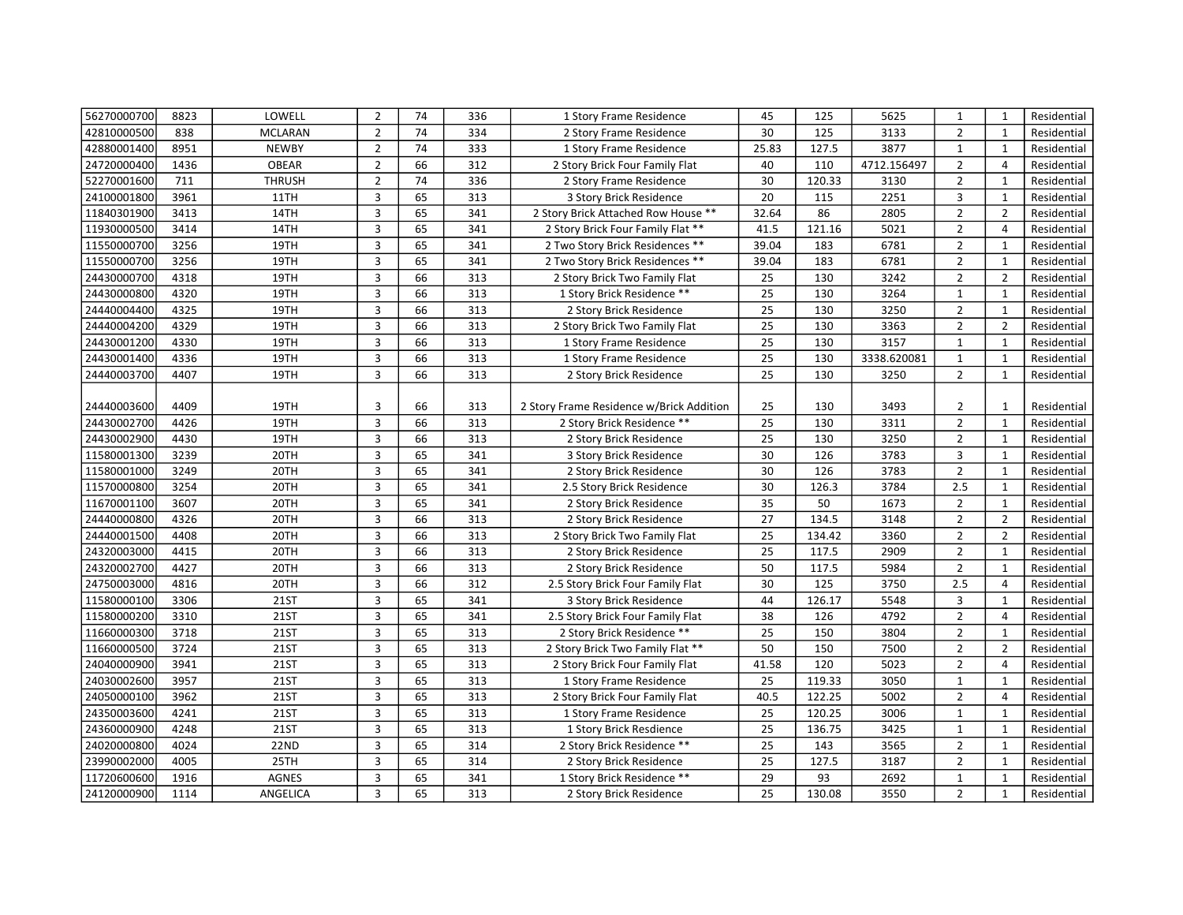| | | | | | | | | | | | | |
|---|---|---|---|---|---|---|---|---|---|---|---|---|
| 56270000700 | 8823 | LOWELL | 2 | 74 | 336 | 1 Story Frame Residence | 45 | 125 | 5625 | 1 | 1 | Residential |
| 42810000500 | 838 | MCLARAN | 2 | 74 | 334 | 2 Story Frame Residence | 30 | 125 | 3133 | 2 | 1 | Residential |
| 42880001400 | 8951 | NEWBY | 2 | 74 | 333 | 1 Story Frame Residence | 25.83 | 127.5 | 3877 | 1 | 1 | Residential |
| 24720000400 | 1436 | OBEAR | 2 | 66 | 312 | 2 Story Brick Four Family Flat | 40 | 110 | 4712.156497 | 2 | 4 | Residential |
| 52270001600 | 711 | THRUSH | 2 | 74 | 336 | 2 Story Frame Residence | 30 | 120.33 | 3130 | 2 | 1 | Residential |
| 24100001800 | 3961 | 11TH | 3 | 65 | 313 | 3 Story Brick Residence | 20 | 115 | 2251 | 3 | 1 | Residential |
| 11840301900 | 3413 | 14TH | 3 | 65 | 341 | 2 Story Brick Attached Row House ** | 32.64 | 86 | 2805 | 2 | 2 | Residential |
| 11930000500 | 3414 | 14TH | 3 | 65 | 341 | 2 Story Brick Four Family Flat ** | 41.5 | 121.16 | 5021 | 2 | 4 | Residential |
| 11550000700 | 3256 | 19TH | 3 | 65 | 341 | 2 Two Story Brick Residences ** | 39.04 | 183 | 6781 | 2 | 1 | Residential |
| 11550000700 | 3256 | 19TH | 3 | 65 | 341 | 2 Two Story Brick Residences ** | 39.04 | 183 | 6781 | 2 | 1 | Residential |
| 24430000700 | 4318 | 19TH | 3 | 66 | 313 | 2 Story Brick Two Family Flat | 25 | 130 | 3242 | 2 | 2 | Residential |
| 24430000800 | 4320 | 19TH | 3 | 66 | 313 | 1 Story Brick Residence ** | 25 | 130 | 3264 | 1 | 1 | Residential |
| 24440004400 | 4325 | 19TH | 3 | 66 | 313 | 2 Story Brick Residence | 25 | 130 | 3250 | 2 | 1 | Residential |
| 24440004200 | 4329 | 19TH | 3 | 66 | 313 | 2 Story Brick Two Family Flat | 25 | 130 | 3363 | 2 | 2 | Residential |
| 24430001200 | 4330 | 19TH | 3 | 66 | 313 | 1 Story Frame Residence | 25 | 130 | 3157 | 1 | 1 | Residential |
| 24430001400 | 4336 | 19TH | 3 | 66 | 313 | 1 Story Frame Residence | 25 | 130 | 3338.620081 | 1 | 1 | Residential |
| 24440003700 | 4407 | 19TH | 3 | 66 | 313 | 2 Story Brick Residence | 25 | 130 | 3250 | 2 | 1 | Residential |
| 24440003600 | 4409 | 19TH | 3 | 66 | 313 | 2 Story Frame Residence w/Brick Addition | 25 | 130 | 3493 | 2 | 1 | Residential |
| 24430002700 | 4426 | 19TH | 3 | 66 | 313 | 2 Story Brick Residence ** | 25 | 130 | 3311 | 2 | 1 | Residential |
| 24430002900 | 4430 | 19TH | 3 | 66 | 313 | 2 Story Brick Residence | 25 | 130 | 3250 | 2 | 1 | Residential |
| 11580001300 | 3239 | 20TH | 3 | 65 | 341 | 3 Story Brick Residence | 30 | 126 | 3783 | 3 | 1 | Residential |
| 11580001000 | 3249 | 20TH | 3 | 65 | 341 | 2 Story Brick Residence | 30 | 126 | 3783 | 2 | 1 | Residential |
| 11570000800 | 3254 | 20TH | 3 | 65 | 341 | 2.5 Story Brick Residence | 30 | 126.3 | 3784 | 2.5 | 1 | Residential |
| 11670001100 | 3607 | 20TH | 3 | 65 | 341 | 2 Story Brick Residence | 35 | 50 | 1673 | 2 | 1 | Residential |
| 24440000800 | 4326 | 20TH | 3 | 66 | 313 | 2 Story Brick Residence | 27 | 134.5 | 3148 | 2 | 2 | Residential |
| 24440001500 | 4408 | 20TH | 3 | 66 | 313 | 2 Story Brick Two Family Flat | 25 | 134.42 | 3360 | 2 | 2 | Residential |
| 24320003000 | 4415 | 20TH | 3 | 66 | 313 | 2 Story Brick Residence | 25 | 117.5 | 2909 | 2 | 1 | Residential |
| 24320002700 | 4427 | 20TH | 3 | 66 | 313 | 2 Story Brick Residence | 50 | 117.5 | 5984 | 2 | 1 | Residential |
| 24750003000 | 4816 | 20TH | 3 | 66 | 312 | 2.5 Story Brick Four Family Flat | 30 | 125 | 3750 | 2.5 | 4 | Residential |
| 11580000100 | 3306 | 21ST | 3 | 65 | 341 | 3 Story Brick Residence | 44 | 126.17 | 5548 | 3 | 1 | Residential |
| 11580000200 | 3310 | 21ST | 3 | 65 | 341 | 2.5 Story Brick Four Family Flat | 38 | 126 | 4792 | 2 | 4 | Residential |
| 11660000300 | 3718 | 21ST | 3 | 65 | 313 | 2 Story Brick Residence ** | 25 | 150 | 3804 | 2 | 1 | Residential |
| 11660000500 | 3724 | 21ST | 3 | 65 | 313 | 2 Story Brick Two Family Flat ** | 50 | 150 | 7500 | 2 | 2 | Residential |
| 24040000900 | 3941 | 21ST | 3 | 65 | 313 | 2 Story Brick Four Family Flat | 41.58 | 120 | 5023 | 2 | 4 | Residential |
| 24030002600 | 3957 | 21ST | 3 | 65 | 313 | 1 Story Frame Residence | 25 | 119.33 | 3050 | 1 | 1 | Residential |
| 24050000100 | 3962 | 21ST | 3 | 65 | 313 | 2 Story Brick Four Family Flat | 40.5 | 122.25 | 5002 | 2 | 4 | Residential |
| 24350003600 | 4241 | 21ST | 3 | 65 | 313 | 1 Story Frame Residence | 25 | 120.25 | 3006 | 1 | 1 | Residential |
| 24360000900 | 4248 | 21ST | 3 | 65 | 313 | 1 Story Brick Resdience | 25 | 136.75 | 3425 | 1 | 1 | Residential |
| 24020000800 | 4024 | 22ND | 3 | 65 | 314 | 2 Story Brick Residence ** | 25 | 143 | 3565 | 2 | 1 | Residential |
| 23990002000 | 4005 | 25TH | 3 | 65 | 314 | 2 Story Brick Residence | 25 | 127.5 | 3187 | 2 | 1 | Residential |
| 11720600600 | 1916 | AGNES | 3 | 65 | 341 | 1 Story Brick Residence ** | 29 | 93 | 2692 | 1 | 1 | Residential |
| 24120000900 | 1114 | ANGELICA | 3 | 65 | 313 | 2 Story Brick Residence | 25 | 130.08 | 3550 | 2 | 1 | Residential |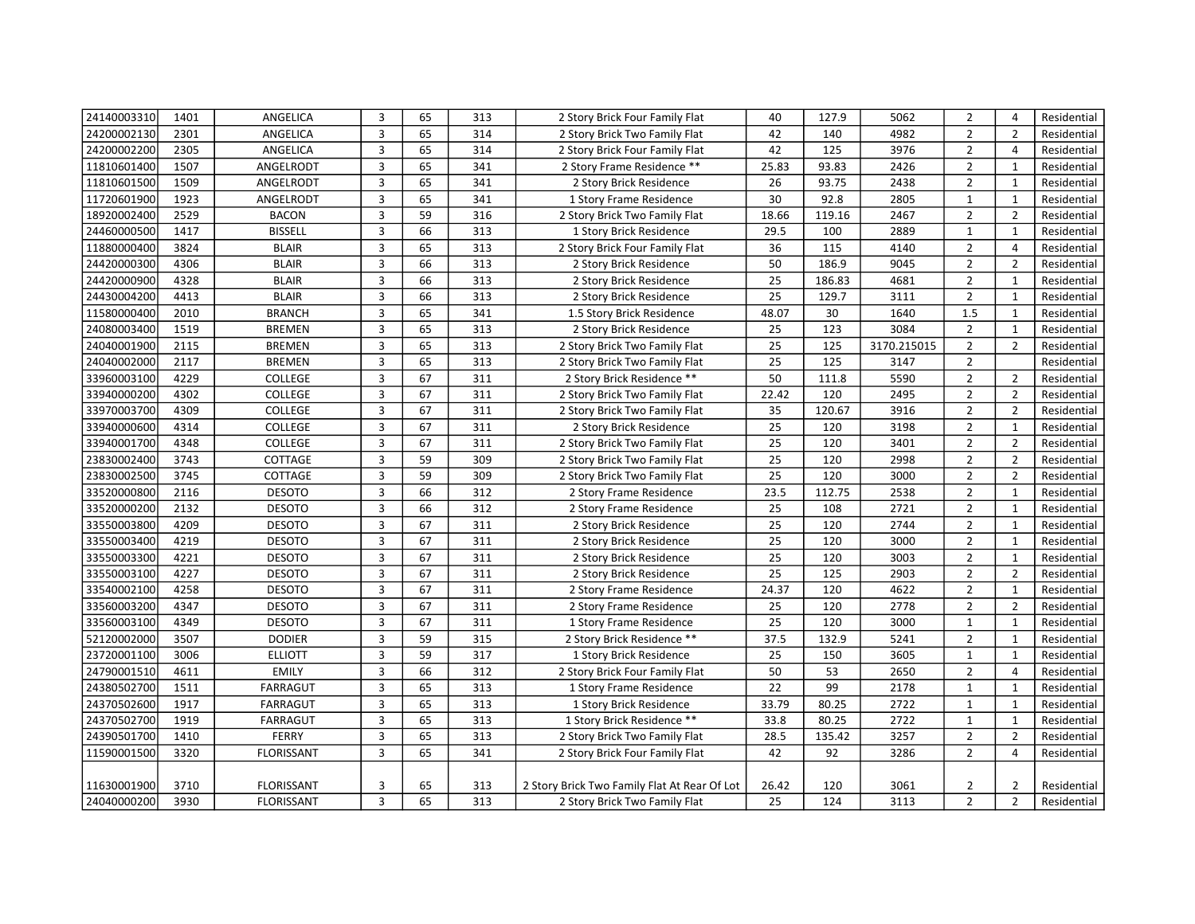| | | | | | | | | | | | | |
|---|---|---|---|---|---|---|---|---|---|---|---|---|
| 24140003310 | 1401 | ANGELICA | 3 | 65 | 313 | 2 Story Brick Four Family Flat | 40 | 127.9 | 5062 | 2 | 4 | Residential |
| 24200002130 | 2301 | ANGELICA | 3 | 65 | 314 | 2 Story Brick Two Family Flat | 42 | 140 | 4982 | 2 | 2 | Residential |
| 24200002200 | 2305 | ANGELICA | 3 | 65 | 314 | 2 Story Brick Four Family Flat | 42 | 125 | 3976 | 2 | 4 | Residential |
| 11810601400 | 1507 | ANGELRODT | 3 | 65 | 341 | 2 Story Frame Residence ** | 25.83 | 93.83 | 2426 | 2 | 1 | Residential |
| 11810601500 | 1509 | ANGELRODT | 3 | 65 | 341 | 2 Story Brick Residence | 26 | 93.75 | 2438 | 2 | 1 | Residential |
| 11720601900 | 1923 | ANGELRODT | 3 | 65 | 341 | 1 Story Frame Residence | 30 | 92.8 | 2805 | 1 | 1 | Residential |
| 18920002400 | 2529 | BACON | 3 | 59 | 316 | 2 Story Brick Two Family Flat | 18.66 | 119.16 | 2467 | 2 | 2 | Residential |
| 24460000500 | 1417 | BISSELL | 3 | 66 | 313 | 1 Story Brick Residence | 29.5 | 100 | 2889 | 1 | 1 | Residential |
| 11880000400 | 3824 | BLAIR | 3 | 65 | 313 | 2 Story Brick Four Family Flat | 36 | 115 | 4140 | 2 | 4 | Residential |
| 24420000300 | 4306 | BLAIR | 3 | 66 | 313 | 2 Story Brick Residence | 50 | 186.9 | 9045 | 2 | 2 | Residential |
| 24420000900 | 4328 | BLAIR | 3 | 66 | 313 | 2 Story Brick Residence | 25 | 186.83 | 4681 | 2 | 1 | Residential |
| 24430004200 | 4413 | BLAIR | 3 | 66 | 313 | 2 Story Brick Residence | 25 | 129.7 | 3111 | 2 | 1 | Residential |
| 11580000400 | 2010 | BRANCH | 3 | 65 | 341 | 1.5 Story Brick Residence | 48.07 | 30 | 1640 | 1.5 | 1 | Residential |
| 24080003400 | 1519 | BREMEN | 3 | 65 | 313 | 2 Story Brick Residence | 25 | 123 | 3084 | 2 | 1 | Residential |
| 24040001900 | 2115 | BREMEN | 3 | 65 | 313 | 2 Story Brick Two Family Flat | 25 | 125 | 3170.215015 | 2 | 2 | Residential |
| 24040002000 | 2117 | BREMEN | 3 | 65 | 313 | 2 Story Brick Two Family Flat | 25 | 125 | 3147 | 2 | | Residential |
| 33960003100 | 4229 | COLLEGE | 3 | 67 | 311 | 2 Story Brick Residence ** | 50 | 111.8 | 5590 | 2 | 2 | Residential |
| 33940000200 | 4302 | COLLEGE | 3 | 67 | 311 | 2 Story Brick Two Family Flat | 22.42 | 120 | 2495 | 2 | 2 | Residential |
| 33970003700 | 4309 | COLLEGE | 3 | 67 | 311 | 2 Story Brick Two Family Flat | 35 | 120.67 | 3916 | 2 | 2 | Residential |
| 33940000600 | 4314 | COLLEGE | 3 | 67 | 311 | 2 Story Brick Residence | 25 | 120 | 3198 | 2 | 1 | Residential |
| 33940001700 | 4348 | COLLEGE | 3 | 67 | 311 | 2 Story Brick Two Family Flat | 25 | 120 | 3401 | 2 | 2 | Residential |
| 23830002400 | 3743 | COTTAGE | 3 | 59 | 309 | 2 Story Brick Two Family Flat | 25 | 120 | 2998 | 2 | 2 | Residential |
| 23830002500 | 3745 | COTTAGE | 3 | 59 | 309 | 2 Story Brick Two Family Flat | 25 | 120 | 3000 | 2 | 2 | Residential |
| 33520000800 | 2116 | DESOTO | 3 | 66 | 312 | 2 Story Frame Residence | 23.5 | 112.75 | 2538 | 2 | 1 | Residential |
| 33520000200 | 2132 | DESOTO | 3 | 66 | 312 | 2 Story Frame Residence | 25 | 108 | 2721 | 2 | 1 | Residential |
| 33550003800 | 4209 | DESOTO | 3 | 67 | 311 | 2 Story Brick Residence | 25 | 120 | 2744 | 2 | 1 | Residential |
| 33550003400 | 4219 | DESOTO | 3 | 67 | 311 | 2 Story Brick Residence | 25 | 120 | 3000 | 2 | 1 | Residential |
| 33550003300 | 4221 | DESOTO | 3 | 67 | 311 | 2 Story Brick Residence | 25 | 120 | 3003 | 2 | 1 | Residential |
| 33550003100 | 4227 | DESOTO | 3 | 67 | 311 | 2 Story Brick Residence | 25 | 125 | 2903 | 2 | 2 | Residential |
| 33540002100 | 4258 | DESOTO | 3 | 67 | 311 | 2 Story Frame Residence | 24.37 | 120 | 4622 | 2 | 1 | Residential |
| 33560003200 | 4347 | DESOTO | 3 | 67 | 311 | 2 Story Frame Residence | 25 | 120 | 2778 | 2 | 2 | Residential |
| 33560003100 | 4349 | DESOTO | 3 | 67 | 311 | 1 Story Frame Residence | 25 | 120 | 3000 | 1 | 1 | Residential |
| 52120002000 | 3507 | DODIER | 3 | 59 | 315 | 2 Story Brick Residence ** | 37.5 | 132.9 | 5241 | 2 | 1 | Residential |
| 23720001100 | 3006 | ELLIOTT | 3 | 59 | 317 | 1 Story Brick Residence | 25 | 150 | 3605 | 1 | 1 | Residential |
| 24790001510 | 4611 | EMILY | 3 | 66 | 312 | 2 Story Brick Four Family Flat | 50 | 53 | 2650 | 2 | 4 | Residential |
| 24380502700 | 1511 | FARRAGUT | 3 | 65 | 313 | 1 Story Frame Residence | 22 | 99 | 2178 | 1 | 1 | Residential |
| 24370502600 | 1917 | FARRAGUT | 3 | 65 | 313 | 1 Story Brick Residence | 33.79 | 80.25 | 2722 | 1 | 1 | Residential |
| 24370502700 | 1919 | FARRAGUT | 3 | 65 | 313 | 1 Story Brick Residence ** | 33.8 | 80.25 | 2722 | 1 | 1 | Residential |
| 24390501700 | 1410 | FERRY | 3 | 65 | 313 | 2 Story Brick Two Family Flat | 28.5 | 135.42 | 3257 | 2 | 2 | Residential |
| 11590001500 | 3320 | FLORISSANT | 3 | 65 | 341 | 2 Story Brick Four Family Flat | 42 | 92 | 3286 | 2 | 4 | Residential |
| 11630001900 | 3710 | FLORISSANT | 3 | 65 | 313 | 2 Story Brick Two Family Flat At Rear Of Lot | 26.42 | 120 | 3061 | 2 | 2 | Residential |
| 24040000200 | 3930 | FLORISSANT | 3 | 65 | 313 | 2 Story Brick Two Family Flat | 25 | 124 | 3113 | 2 | 2 | Residential |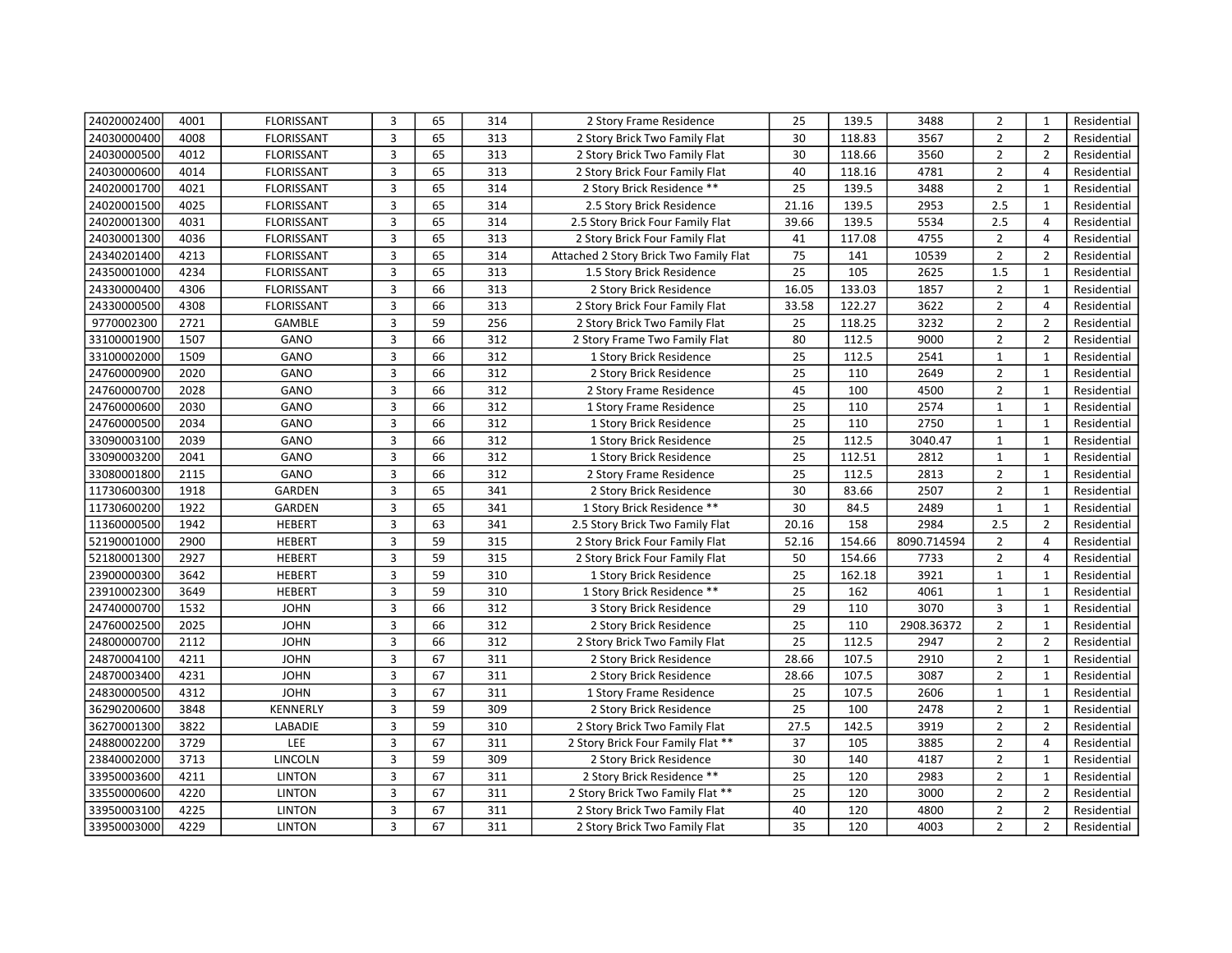| | | | | | | | | | | | | |
|---|---|---|---|---|---|---|---|---|---|---|---|---|
| 24020002400 | 4001 | FLORISSANT | 3 | 65 | 314 | 2 Story Frame Residence | 25 | 139.5 | 3488 | 2 | 1 | Residential |
| 24030000400 | 4008 | FLORISSANT | 3 | 65 | 313 | 2 Story Brick Two Family Flat | 30 | 118.83 | 3567 | 2 | 2 | Residential |
| 24030000500 | 4012 | FLORISSANT | 3 | 65 | 313 | 2 Story Brick Two Family Flat | 30 | 118.66 | 3560 | 2 | 2 | Residential |
| 24030000600 | 4014 | FLORISSANT | 3 | 65 | 313 | 2 Story Brick Four Family Flat | 40 | 118.16 | 4781 | 2 | 4 | Residential |
| 24020001700 | 4021 | FLORISSANT | 3 | 65 | 314 | 2 Story Brick Residence ** | 25 | 139.5 | 3488 | 2 | 1 | Residential |
| 24020001500 | 4025 | FLORISSANT | 3 | 65 | 314 | 2.5 Story Brick Residence | 21.16 | 139.5 | 2953 | 2.5 | 1 | Residential |
| 24020001300 | 4031 | FLORISSANT | 3 | 65 | 314 | 2.5 Story Brick Four Family Flat | 39.66 | 139.5 | 5534 | 2.5 | 4 | Residential |
| 24030001300 | 4036 | FLORISSANT | 3 | 65 | 313 | 2 Story Brick Four Family Flat | 41 | 117.08 | 4755 | 2 | 4 | Residential |
| 24340201400 | 4213 | FLORISSANT | 3 | 65 | 314 | Attached 2 Story Brick Two Family Flat | 75 | 141 | 10539 | 2 | 2 | Residential |
| 24350001000 | 4234 | FLORISSANT | 3 | 65 | 313 | 1.5 Story Brick Residence | 25 | 105 | 2625 | 1.5 | 1 | Residential |
| 24330000400 | 4306 | FLORISSANT | 3 | 66 | 313 | 2 Story Brick Residence | 16.05 | 133.03 | 1857 | 2 | 1 | Residential |
| 24330000500 | 4308 | FLORISSANT | 3 | 66 | 313 | 2 Story Brick Four Family Flat | 33.58 | 122.27 | 3622 | 2 | 4 | Residential |
| 9770002300 | 2721 | GAMBLE | 3 | 59 | 256 | 2 Story Brick Two Family Flat | 25 | 118.25 | 3232 | 2 | 2 | Residential |
| 33100001900 | 1507 | GANO | 3 | 66 | 312 | 2 Story Frame Two Family Flat | 80 | 112.5 | 9000 | 2 | 2 | Residential |
| 33100002000 | 1509 | GANO | 3 | 66 | 312 | 1 Story Brick Residence | 25 | 112.5 | 2541 | 1 | 1 | Residential |
| 24760000900 | 2020 | GANO | 3 | 66 | 312 | 2 Story Brick Residence | 25 | 110 | 2649 | 2 | 1 | Residential |
| 24760000700 | 2028 | GANO | 3 | 66 | 312 | 2 Story Frame Residence | 45 | 100 | 4500 | 2 | 1 | Residential |
| 24760000600 | 2030 | GANO | 3 | 66 | 312 | 1 Story Frame Residence | 25 | 110 | 2574 | 1 | 1 | Residential |
| 24760000500 | 2034 | GANO | 3 | 66 | 312 | 1 Story Brick Residence | 25 | 110 | 2750 | 1 | 1 | Residential |
| 33090003100 | 2039 | GANO | 3 | 66 | 312 | 1 Story Brick Residence | 25 | 112.5 | 3040.47 | 1 | 1 | Residential |
| 33090003200 | 2041 | GANO | 3 | 66 | 312 | 1 Story Brick Residence | 25 | 112.51 | 2812 | 1 | 1 | Residential |
| 33080001800 | 2115 | GANO | 3 | 66 | 312 | 2 Story Frame Residence | 25 | 112.5 | 2813 | 2 | 1 | Residential |
| 11730600300 | 1918 | GARDEN | 3 | 65 | 341 | 2 Story Brick Residence | 30 | 83.66 | 2507 | 2 | 1 | Residential |
| 11730600200 | 1922 | GARDEN | 3 | 65 | 341 | 1 Story Brick Residence ** | 30 | 84.5 | 2489 | 1 | 1 | Residential |
| 11360000500 | 1942 | HEBERT | 3 | 63 | 341 | 2.5 Story Brick Two Family Flat | 20.16 | 158 | 2984 | 2.5 | 2 | Residential |
| 52190001000 | 2900 | HEBERT | 3 | 59 | 315 | 2 Story Brick Four Family Flat | 52.16 | 154.66 | 8090.714594 | 2 | 4 | Residential |
| 52180001300 | 2927 | HEBERT | 3 | 59 | 315 | 2 Story Brick Four Family Flat | 50 | 154.66 | 7733 | 2 | 4 | Residential |
| 23900000300 | 3642 | HEBERT | 3 | 59 | 310 | 1 Story Brick Residence | 25 | 162.18 | 3921 | 1 | 1 | Residential |
| 23910002300 | 3649 | HEBERT | 3 | 59 | 310 | 1 Story Brick Residence ** | 25 | 162 | 4061 | 1 | 1 | Residential |
| 24740000700 | 1532 | JOHN | 3 | 66 | 312 | 3 Story Brick Residence | 29 | 110 | 3070 | 3 | 1 | Residential |
| 24760002500 | 2025 | JOHN | 3 | 66 | 312 | 2 Story Brick Residence | 25 | 110 | 2908.36372 | 2 | 1 | Residential |
| 24800000700 | 2112 | JOHN | 3 | 66 | 312 | 2 Story Brick Two Family Flat | 25 | 112.5 | 2947 | 2 | 2 | Residential |
| 24870004100 | 4211 | JOHN | 3 | 67 | 311 | 2 Story Brick Residence | 28.66 | 107.5 | 2910 | 2 | 1 | Residential |
| 24870003400 | 4231 | JOHN | 3 | 67 | 311 | 2 Story Brick Residence | 28.66 | 107.5 | 3087 | 2 | 1 | Residential |
| 24830000500 | 4312 | JOHN | 3 | 67 | 311 | 1 Story Frame Residence | 25 | 107.5 | 2606 | 1 | 1 | Residential |
| 36290200600 | 3848 | KENNERLY | 3 | 59 | 309 | 2 Story Brick Residence | 25 | 100 | 2478 | 2 | 1 | Residential |
| 36270001300 | 3822 | LABADIE | 3 | 59 | 310 | 2 Story Brick Two Family Flat | 27.5 | 142.5 | 3919 | 2 | 2 | Residential |
| 24880002200 | 3729 | LEE | 3 | 67 | 311 | 2 Story Brick Four Family Flat ** | 37 | 105 | 3885 | 2 | 4 | Residential |
| 23840002000 | 3713 | LINCOLN | 3 | 59 | 309 | 2 Story Brick Residence | 30 | 140 | 4187 | 2 | 1 | Residential |
| 33950003600 | 4211 | LINTON | 3 | 67 | 311 | 2 Story Brick Residence ** | 25 | 120 | 2983 | 2 | 1 | Residential |
| 33550000600 | 4220 | LINTON | 3 | 67 | 311 | 2 Story Brick Two Family Flat ** | 25 | 120 | 3000 | 2 | 2 | Residential |
| 33950003100 | 4225 | LINTON | 3 | 67 | 311 | 2 Story Brick Two Family Flat | 40 | 120 | 4800 | 2 | 2 | Residential |
| 33950003000 | 4229 | LINTON | 3 | 67 | 311 | 2 Story Brick Two Family Flat | 35 | 120 | 4003 | 2 | 2 | Residential |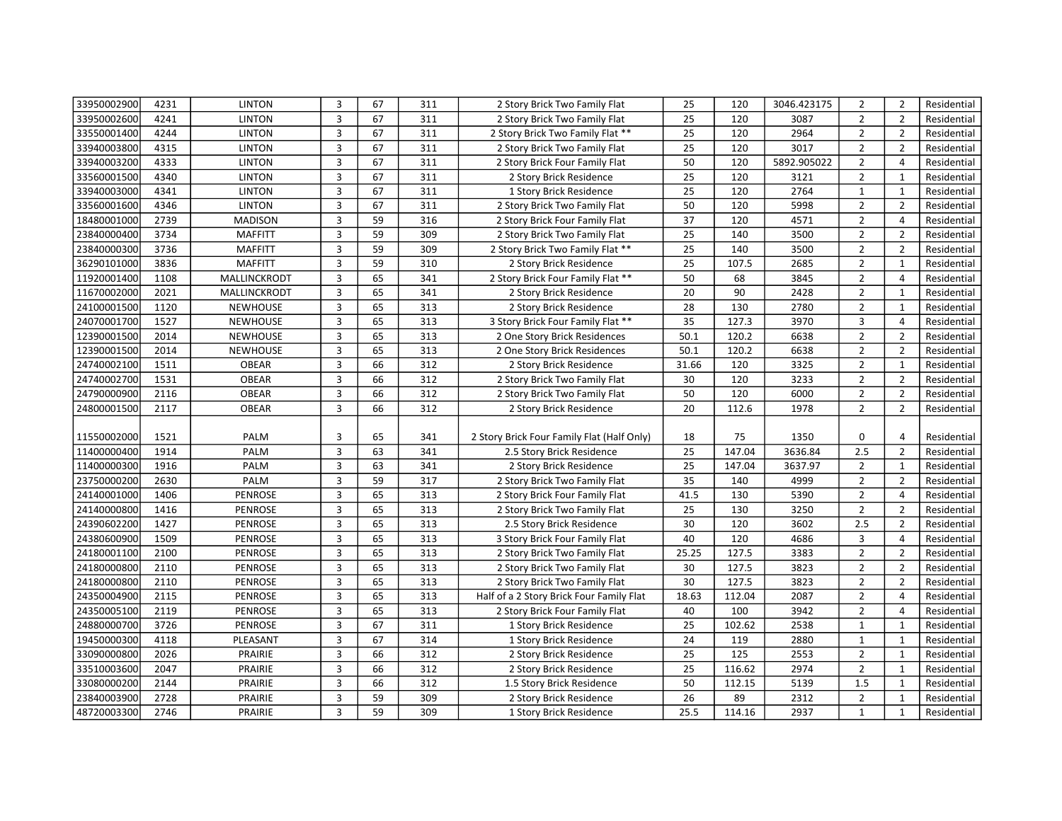| | | | | | | | | | | | | |
|---|---|---|---|---|---|---|---|---|---|---|---|---|
| 33950002900 | 4231 | LINTON | 3 | 67 | 311 | 2 Story Brick Two Family Flat | 25 | 120 | 3046.423175 | 2 | 2 | Residential |
| 33950002600 | 4241 | LINTON | 3 | 67 | 311 | 2 Story Brick Two Family Flat | 25 | 120 | 3087 | 2 | 2 | Residential |
| 33550001400 | 4244 | LINTON | 3 | 67 | 311 | 2 Story Brick Two Family Flat ** | 25 | 120 | 2964 | 2 | 2 | Residential |
| 33940003800 | 4315 | LINTON | 3 | 67 | 311 | 2 Story Brick Two Family Flat | 25 | 120 | 3017 | 2 | 2 | Residential |
| 33940003200 | 4333 | LINTON | 3 | 67 | 311 | 2 Story Brick Four Family Flat | 50 | 120 | 5892.905022 | 2 | 4 | Residential |
| 33560001500 | 4340 | LINTON | 3 | 67 | 311 | 2 Story Brick Residence | 25 | 120 | 3121 | 2 | 1 | Residential |
| 33940003000 | 4341 | LINTON | 3 | 67 | 311 | 1 Story Brick Residence | 25 | 120 | 2764 | 1 | 1 | Residential |
| 33560001600 | 4346 | LINTON | 3 | 67 | 311 | 2 Story Brick Two Family Flat | 50 | 120 | 5998 | 2 | 2 | Residential |
| 18480001000 | 2739 | MADISON | 3 | 59 | 316 | 2 Story Brick Four Family Flat | 37 | 120 | 4571 | 2 | 4 | Residential |
| 23840000400 | 3734 | MAFFITT | 3 | 59 | 309 | 2 Story Brick Two Family Flat | 25 | 140 | 3500 | 2 | 2 | Residential |
| 23840000300 | 3736 | MAFFITT | 3 | 59 | 309 | 2 Story Brick Two Family Flat ** | 25 | 140 | 3500 | 2 | 2 | Residential |
| 36290101000 | 3836 | MAFFITT | 3 | 59 | 310 | 2 Story Brick Residence | 25 | 107.5 | 2685 | 2 | 1 | Residential |
| 11920001400 | 1108 | MALLINCKRODT | 3 | 65 | 341 | 2 Story Brick Four Family Flat ** | 50 | 68 | 3845 | 2 | 4 | Residential |
| 11670002000 | 2021 | MALLINCKRODT | 3 | 65 | 341 | 2 Story Brick Residence | 20 | 90 | 2428 | 2 | 1 | Residential |
| 24100001500 | 1120 | NEWHOUSE | 3 | 65 | 313 | 2 Story Brick Residence | 28 | 130 | 2780 | 2 | 1 | Residential |
| 24070001700 | 1527 | NEWHOUSE | 3 | 65 | 313 | 3 Story Brick Four Family Flat ** | 35 | 127.3 | 3970 | 3 | 4 | Residential |
| 12390001500 | 2014 | NEWHOUSE | 3 | 65 | 313 | 2 One Story Brick Residences | 50.1 | 120.2 | 6638 | 2 | 2 | Residential |
| 12390001500 | 2014 | NEWHOUSE | 3 | 65 | 313 | 2 One Story Brick Residences | 50.1 | 120.2 | 6638 | 2 | 2 | Residential |
| 24740002100 | 1511 | OBEAR | 3 | 66 | 312 | 2 Story Brick Residence | 31.66 | 120 | 3325 | 2 | 1 | Residential |
| 24740002700 | 1531 | OBEAR | 3 | 66 | 312 | 2 Story Brick Two Family Flat | 30 | 120 | 3233 | 2 | 2 | Residential |
| 24790000900 | 2116 | OBEAR | 3 | 66 | 312 | 2 Story Brick Two Family Flat | 50 | 120 | 6000 | 2 | 2 | Residential |
| 24800001500 | 2117 | OBEAR | 3 | 66 | 312 | 2 Story Brick Residence | 20 | 112.6 | 1978 | 2 | 2 | Residential |
| 11550002000 | 1521 | PALM | 3 | 65 | 341 | 2 Story Brick Four Family Flat (Half Only) | 18 | 75 | 1350 | 0 | 4 | Residential |
| 11400000400 | 1914 | PALM | 3 | 63 | 341 | 2.5 Story Brick Residence | 25 | 147.04 | 3636.84 | 2.5 | 2 | Residential |
| 11400000300 | 1916 | PALM | 3 | 63 | 341 | 2 Story Brick Residence | 25 | 147.04 | 3637.97 | 2 | 1 | Residential |
| 23750000200 | 2630 | PALM | 3 | 59 | 317 | 2 Story Brick Two Family Flat | 35 | 140 | 4999 | 2 | 2 | Residential |
| 24140001000 | 1406 | PENROSE | 3 | 65 | 313 | 2 Story Brick Four Family Flat | 41.5 | 130 | 5390 | 2 | 4 | Residential |
| 24140000800 | 1416 | PENROSE | 3 | 65 | 313 | 2 Story Brick Two Family Flat | 25 | 130 | 3250 | 2 | 2 | Residential |
| 24390602200 | 1427 | PENROSE | 3 | 65 | 313 | 2.5 Story Brick Residence | 30 | 120 | 3602 | 2.5 | 2 | Residential |
| 24380600900 | 1509 | PENROSE | 3 | 65 | 313 | 3 Story Brick Four Family Flat | 40 | 120 | 4686 | 3 | 4 | Residential |
| 24180001100 | 2100 | PENROSE | 3 | 65 | 313 | 2 Story Brick Two Family Flat | 25.25 | 127.5 | 3383 | 2 | 2 | Residential |
| 24180000800 | 2110 | PENROSE | 3 | 65 | 313 | 2 Story Brick Two Family Flat | 30 | 127.5 | 3823 | 2 | 2 | Residential |
| 24180000800 | 2110 | PENROSE | 3 | 65 | 313 | 2 Story Brick Two Family Flat | 30 | 127.5 | 3823 | 2 | 2 | Residential |
| 24350004900 | 2115 | PENROSE | 3 | 65 | 313 | Half of a 2 Story Brick Four Family Flat | 18.63 | 112.04 | 2087 | 2 | 4 | Residential |
| 24350005100 | 2119 | PENROSE | 3 | 65 | 313 | 2 Story Brick Four Family Flat | 40 | 100 | 3942 | 2 | 4 | Residential |
| 24880000700 | 3726 | PENROSE | 3 | 67 | 311 | 1 Story Brick Residence | 25 | 102.62 | 2538 | 1 | 1 | Residential |
| 19450000300 | 4118 | PLEASANT | 3 | 67 | 314 | 1 Story Brick Residence | 24 | 119 | 2880 | 1 | 1 | Residential |
| 33090000800 | 2026 | PRAIRIE | 3 | 66 | 312 | 2 Story Brick Residence | 25 | 125 | 2553 | 2 | 1 | Residential |
| 33510003600 | 2047 | PRAIRIE | 3 | 66 | 312 | 2 Story Brick Residence | 25 | 116.62 | 2974 | 2 | 1 | Residential |
| 33080000200 | 2144 | PRAIRIE | 3 | 66 | 312 | 1.5 Story Brick Residence | 50 | 112.15 | 5139 | 1.5 | 1 | Residential |
| 23840003900 | 2728 | PRAIRIE | 3 | 59 | 309 | 2 Story Brick Residence | 26 | 89 | 2312 | 2 | 1 | Residential |
| 48720003300 | 2746 | PRAIRIE | 3 | 59 | 309 | 1 Story Brick Residence | 25.5 | 114.16 | 2937 | 1 | 1 | Residential |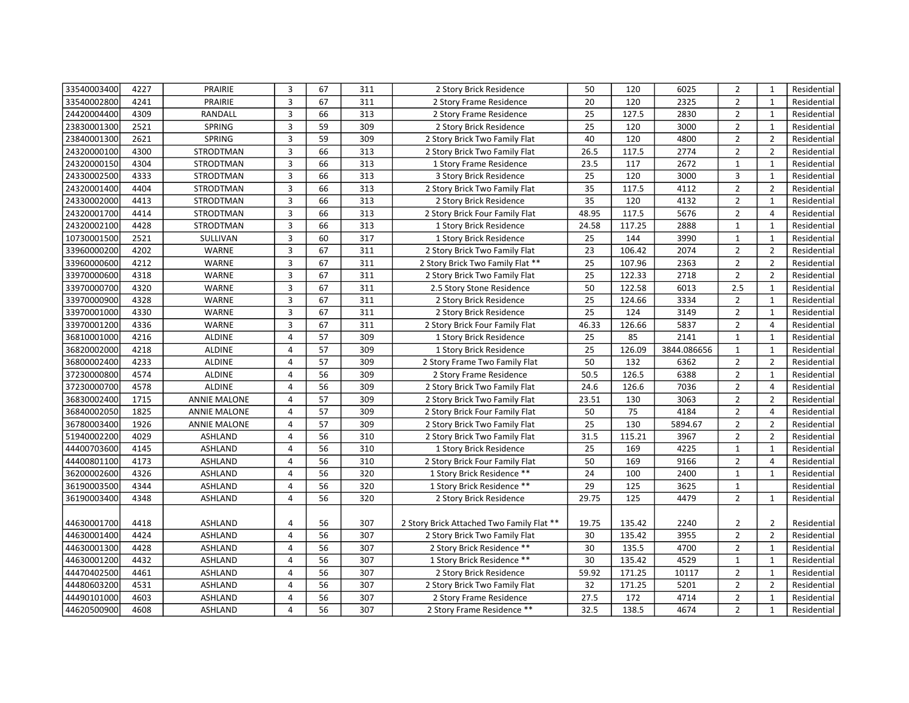| | | | | | | | | | | | | |
|---|---|---|---|---|---|---|---|---|---|---|---|---|
| 33540003400 | 4227 | PRAIRIE | 3 | 67 | 311 | 2 Story Brick Residence | 50 | 120 | 6025 | 2 | 1 | Residential |
| 33540002800 | 4241 | PRAIRIE | 3 | 67 | 311 | 2 Story Frame Residence | 20 | 120 | 2325 | 2 | 1 | Residential |
| 24420004400 | 4309 | RANDALL | 3 | 66 | 313 | 2 Story Frame Residence | 25 | 127.5 | 2830 | 2 | 1 | Residential |
| 23830001300 | 2521 | SPRING | 3 | 59 | 309 | 2 Story Brick Residence | 25 | 120 | 3000 | 2 | 1 | Residential |
| 23840001300 | 2621 | SPRING | 3 | 59 | 309 | 2 Story Brick Two Family Flat | 40 | 120 | 4800 | 2 | 2 | Residential |
| 24320000100 | 4300 | STRODTMAN | 3 | 66 | 313 | 2 Story Brick Two Family Flat | 26.5 | 117.5 | 2774 | 2 | 2 | Residential |
| 24320000150 | 4304 | STRODTMAN | 3 | 66 | 313 | 1 Story Frame Residence | 23.5 | 117 | 2672 | 1 | 1 | Residential |
| 24330002500 | 4333 | STRODTMAN | 3 | 66 | 313 | 3 Story Brick Residence | 25 | 120 | 3000 | 3 | 1 | Residential |
| 24320001400 | 4404 | STRODTMAN | 3 | 66 | 313 | 2 Story Brick Two Family Flat | 35 | 117.5 | 4112 | 2 | 2 | Residential |
| 24330002000 | 4413 | STRODTMAN | 3 | 66 | 313 | 2 Story Brick Residence | 35 | 120 | 4132 | 2 | 1 | Residential |
| 24320001700 | 4414 | STRODTMAN | 3 | 66 | 313 | 2 Story Brick Four Family Flat | 48.95 | 117.5 | 5676 | 2 | 4 | Residential |
| 24320002100 | 4428 | STRODTMAN | 3 | 66 | 313 | 1 Story Brick Residence | 24.58 | 117.25 | 2888 | 1 | 1 | Residential |
| 10730001500 | 2521 | SULLIVAN | 3 | 60 | 317 | 1 Story Brick Residence | 25 | 144 | 3990 | 1 | 1 | Residential |
| 33960000200 | 4202 | WARNE | 3 | 67 | 311 | 2 Story Brick Two Family Flat | 23 | 106.42 | 2074 | 2 | 2 | Residential |
| 33960000600 | 4212 | WARNE | 3 | 67 | 311 | 2 Story Brick Two Family Flat ** | 25 | 107.96 | 2363 | 2 | 2 | Residential |
| 33970000600 | 4318 | WARNE | 3 | 67 | 311 | 2 Story Brick Two Family Flat | 25 | 122.33 | 2718 | 2 | 2 | Residential |
| 33970000700 | 4320 | WARNE | 3 | 67 | 311 | 2.5 Story Stone Residence | 50 | 122.58 | 6013 | 2.5 | 1 | Residential |
| 33970000900 | 4328 | WARNE | 3 | 67 | 311 | 2 Story Brick Residence | 25 | 124.66 | 3334 | 2 | 1 | Residential |
| 33970001000 | 4330 | WARNE | 3 | 67 | 311 | 2 Story Brick Residence | 25 | 124 | 3149 | 2 | 1 | Residential |
| 33970001200 | 4336 | WARNE | 3 | 67 | 311 | 2 Story Brick Four Family Flat | 46.33 | 126.66 | 5837 | 2 | 4 | Residential |
| 36810001000 | 4216 | ALDINE | 4 | 57 | 309 | 1 Story Brick Residence | 25 | 85 | 2141 | 1 | 1 | Residential |
| 36820002000 | 4218 | ALDINE | 4 | 57 | 309 | 1 Story Brick Residence | 25 | 126.09 | 3844.086656 | 1 | 1 | Residential |
| 36800002400 | 4233 | ALDINE | 4 | 57 | 309 | 2 Story Frame Two Family Flat | 50 | 132 | 6362 | 2 | 2 | Residential |
| 37230000800 | 4574 | ALDINE | 4 | 56 | 309 | 2 Story Frame Residence | 50.5 | 126.5 | 6388 | 2 | 1 | Residential |
| 37230000700 | 4578 | ALDINE | 4 | 56 | 309 | 2 Story Brick Two Family Flat | 24.6 | 126.6 | 7036 | 2 | 4 | Residential |
| 36830002400 | 1715 | ANNIE MALONE | 4 | 57 | 309 | 2 Story Brick Two Family Flat | 23.51 | 130 | 3063 | 2 | 2 | Residential |
| 36840002050 | 1825 | ANNIE MALONE | 4 | 57 | 309 | 2 Story Brick Four Family Flat | 50 | 75 | 4184 | 2 | 4 | Residential |
| 36780003400 | 1926 | ANNIE MALONE | 4 | 57 | 309 | 2 Story Brick Two Family Flat | 25 | 130 | 5894.67 | 2 | 2 | Residential |
| 51940002200 | 4029 | ASHLAND | 4 | 56 | 310 | 2 Story Brick Two Family Flat | 31.5 | 115.21 | 3967 | 2 | 2 | Residential |
| 44400703600 | 4145 | ASHLAND | 4 | 56 | 310 | 1 Story Brick Residence | 25 | 169 | 4225 | 1 | 1 | Residential |
| 44400801100 | 4173 | ASHLAND | 4 | 56 | 310 | 2 Story Brick Four Family Flat | 50 | 169 | 9166 | 2 | 4 | Residential |
| 36200002600 | 4326 | ASHLAND | 4 | 56 | 320 | 1 Story Brick Residence ** | 24 | 100 | 2400 | 1 | 1 | Residential |
| 36190003500 | 4344 | ASHLAND | 4 | 56 | 320 | 1 Story Brick Residence ** | 29 | 125 | 3625 | 1 | | Residential |
| 36190003400 | 4348 | ASHLAND | 4 | 56 | 320 | 2 Story Brick Residence | 29.75 | 125 | 4479 | 2 | 1 | Residential |
| 44630001700 | 4418 | ASHLAND | 4 | 56 | 307 | 2 Story Brick Attached Two Family Flat ** | 19.75 | 135.42 | 2240 | 2 | 2 | Residential |
| 44630001400 | 4424 | ASHLAND | 4 | 56 | 307 | 2 Story Brick Two Family Flat | 30 | 135.42 | 3955 | 2 | 2 | Residential |
| 44630001300 | 4428 | ASHLAND | 4 | 56 | 307 | 2 Story Brick Residence ** | 30 | 135.5 | 4700 | 2 | 1 | Residential |
| 44630001200 | 4432 | ASHLAND | 4 | 56 | 307 | 1 Story Brick Residence ** | 30 | 135.42 | 4529 | 1 | 1 | Residential |
| 44470402500 | 4461 | ASHLAND | 4 | 56 | 307 | 2 Story Brick Residence | 59.92 | 171.25 | 10117 | 2 | 1 | Residential |
| 44480603200 | 4531 | ASHLAND | 4 | 56 | 307 | 2 Story Brick Two Family Flat | 32 | 171.25 | 5201 | 2 | 2 | Residential |
| 44490101000 | 4603 | ASHLAND | 4 | 56 | 307 | 2 Story Frame Residence | 27.5 | 172 | 4714 | 2 | 1 | Residential |
| 44620500900 | 4608 | ASHLAND | 4 | 56 | 307 | 2 Story Frame Residence ** | 32.5 | 138.5 | 4674 | 2 | 1 | Residential |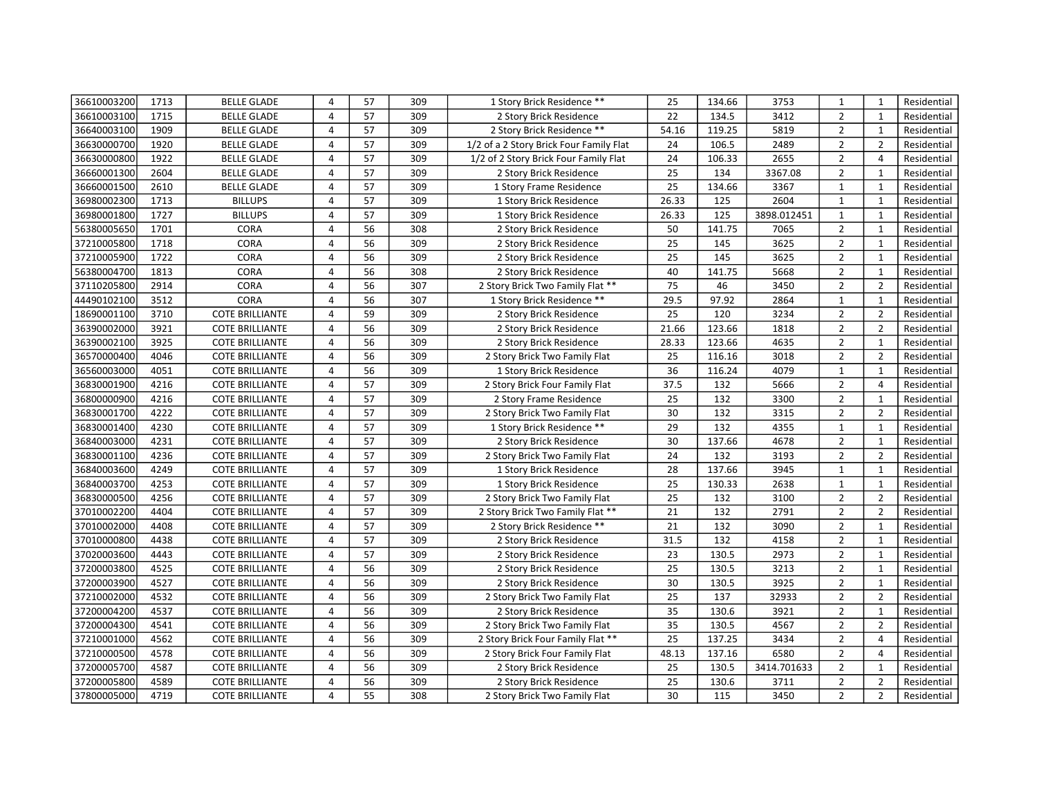| | | | | | | | | | | | | |
|---|---|---|---|---|---|---|---|---|---|---|---|---|
| 36610003200 | 1713 | BELLE GLADE | 4 | 57 | 309 | 1 Story Brick Residence ** | 25 | 134.66 | 3753 | 1 | 1 | Residential |
| 36610003100 | 1715 | BELLE GLADE | 4 | 57 | 309 | 2 Story Brick Residence | 22 | 134.5 | 3412 | 2 | 1 | Residential |
| 36640003100 | 1909 | BELLE GLADE | 4 | 57 | 309 | 2 Story Brick Residence ** | 54.16 | 119.25 | 5819 | 2 | 1 | Residential |
| 36630000700 | 1920 | BELLE GLADE | 4 | 57 | 309 | 1/2 of a 2 Story Brick Four Family Flat | 24 | 106.5 | 2489 | 2 | 2 | Residential |
| 36630000800 | 1922 | BELLE GLADE | 4 | 57 | 309 | 1/2 of 2 Story Brick Four Family Flat | 24 | 106.33 | 2655 | 2 | 4 | Residential |
| 36660001300 | 2604 | BELLE GLADE | 4 | 57 | 309 | 2 Story Brick Residence | 25 | 134 | 3367.08 | 2 | 1 | Residential |
| 36660001500 | 2610 | BELLE GLADE | 4 | 57 | 309 | 1 Story Frame Residence | 25 | 134.66 | 3367 | 1 | 1 | Residential |
| 36980002300 | 1713 | BILLUPS | 4 | 57 | 309 | 1 Story Brick Residence | 26.33 | 125 | 2604 | 1 | 1 | Residential |
| 36980001800 | 1727 | BILLUPS | 4 | 57 | 309 | 1 Story Brick Residence | 26.33 | 125 | 3898.012451 | 1 | 1 | Residential |
| 56380005650 | 1701 | CORA | 4 | 56 | 308 | 2 Story Brick Residence | 50 | 141.75 | 7065 | 2 | 1 | Residential |
| 37210005800 | 1718 | CORA | 4 | 56 | 309 | 2 Story Brick Residence | 25 | 145 | 3625 | 2 | 1 | Residential |
| 37210005900 | 1722 | CORA | 4 | 56 | 309 | 2 Story Brick Residence | 25 | 145 | 3625 | 2 | 1 | Residential |
| 56380004700 | 1813 | CORA | 4 | 56 | 308 | 2 Story Brick Residence | 40 | 141.75 | 5668 | 2 | 1 | Residential |
| 37110205800 | 2914 | CORA | 4 | 56 | 307 | 2 Story Brick Two Family Flat ** | 75 | 46 | 3450 | 2 | 2 | Residential |
| 44490102100 | 3512 | CORA | 4 | 56 | 307 | 1 Story Brick Residence ** | 29.5 | 97.92 | 2864 | 1 | 1 | Residential |
| 18690001100 | 3710 | COTE BRILLIANTE | 4 | 59 | 309 | 2 Story Brick Residence | 25 | 120 | 3234 | 2 | 2 | Residential |
| 36390002000 | 3921 | COTE BRILLIANTE | 4 | 56 | 309 | 2 Story Brick Residence | 21.66 | 123.66 | 1818 | 2 | 2 | Residential |
| 36390002100 | 3925 | COTE BRILLIANTE | 4 | 56 | 309 | 2 Story Brick Residence | 28.33 | 123.66 | 4635 | 2 | 1 | Residential |
| 36570000400 | 4046 | COTE BRILLIANTE | 4 | 56 | 309 | 2 Story Brick Two Family Flat | 25 | 116.16 | 3018 | 2 | 2 | Residential |
| 36560003000 | 4051 | COTE BRILLIANTE | 4 | 56 | 309 | 1 Story Brick Residence | 36 | 116.24 | 4079 | 1 | 1 | Residential |
| 36830001900 | 4216 | COTE BRILLIANTE | 4 | 57 | 309 | 2 Story Brick Four Family Flat | 37.5 | 132 | 5666 | 2 | 4 | Residential |
| 36800000900 | 4216 | COTE BRILLIANTE | 4 | 57 | 309 | 2 Story Frame Residence | 25 | 132 | 3300 | 2 | 1 | Residential |
| 36830001700 | 4222 | COTE BRILLIANTE | 4 | 57 | 309 | 2 Story Brick Two Family Flat | 30 | 132 | 3315 | 2 | 2 | Residential |
| 36830001400 | 4230 | COTE BRILLIANTE | 4 | 57 | 309 | 1 Story Brick Residence ** | 29 | 132 | 4355 | 1 | 1 | Residential |
| 36840003000 | 4231 | COTE BRILLIANTE | 4 | 57 | 309 | 2 Story Brick Residence | 30 | 137.66 | 4678 | 2 | 1 | Residential |
| 36830001100 | 4236 | COTE BRILLIANTE | 4 | 57 | 309 | 2 Story Brick Two Family Flat | 24 | 132 | 3193 | 2 | 2 | Residential |
| 36840003600 | 4249 | COTE BRILLIANTE | 4 | 57 | 309 | 1 Story Brick Residence | 28 | 137.66 | 3945 | 1 | 1 | Residential |
| 36840003700 | 4253 | COTE BRILLIANTE | 4 | 57 | 309 | 1 Story Brick Residence | 25 | 130.33 | 2638 | 1 | 1 | Residential |
| 36830000500 | 4256 | COTE BRILLIANTE | 4 | 57 | 309 | 2 Story Brick Two Family Flat | 25 | 132 | 3100 | 2 | 2 | Residential |
| 37010002200 | 4404 | COTE BRILLIANTE | 4 | 57 | 309 | 2 Story Brick Two Family Flat ** | 21 | 132 | 2791 | 2 | 2 | Residential |
| 37010002000 | 4408 | COTE BRILLIANTE | 4 | 57 | 309 | 2 Story Brick Residence ** | 21 | 132 | 3090 | 2 | 1 | Residential |
| 37010000800 | 4438 | COTE BRILLIANTE | 4 | 57 | 309 | 2 Story Brick Residence | 31.5 | 132 | 4158 | 2 | 1 | Residential |
| 37020003600 | 4443 | COTE BRILLIANTE | 4 | 57 | 309 | 2 Story Brick Residence | 23 | 130.5 | 2973 | 2 | 1 | Residential |
| 37200003800 | 4525 | COTE BRILLIANTE | 4 | 56 | 309 | 2 Story Brick Residence | 25 | 130.5 | 3213 | 2 | 1 | Residential |
| 37200003900 | 4527 | COTE BRILLIANTE | 4 | 56 | 309 | 2 Story Brick Residence | 30 | 130.5 | 3925 | 2 | 1 | Residential |
| 37210002000 | 4532 | COTE BRILLIANTE | 4 | 56 | 309 | 2 Story Brick Two Family Flat | 25 | 137 | 32933 | 2 | 2 | Residential |
| 37200004200 | 4537 | COTE BRILLIANTE | 4 | 56 | 309 | 2 Story Brick Residence | 35 | 130.6 | 3921 | 2 | 1 | Residential |
| 37200004300 | 4541 | COTE BRILLIANTE | 4 | 56 | 309 | 2 Story Brick Two Family Flat | 35 | 130.5 | 4567 | 2 | 2 | Residential |
| 37210001000 | 4562 | COTE BRILLIANTE | 4 | 56 | 309 | 2 Story Brick Four Family Flat ** | 25 | 137.25 | 3434 | 2 | 4 | Residential |
| 37210000500 | 4578 | COTE BRILLIANTE | 4 | 56 | 309 | 2 Story Brick Four Family Flat | 48.13 | 137.16 | 6580 | 2 | 4 | Residential |
| 37200005700 | 4587 | COTE BRILLIANTE | 4 | 56 | 309 | 2 Story Brick Residence | 25 | 130.5 | 3414.701633 | 2 | 1 | Residential |
| 37200005800 | 4589 | COTE BRILLIANTE | 4 | 56 | 309 | 2 Story Brick Residence | 25 | 130.6 | 3711 | 2 | 2 | Residential |
| 37800005000 | 4719 | COTE BRILLIANTE | 4 | 55 | 308 | 2 Story Brick Two Family Flat | 30 | 115 | 3450 | 2 | 2 | Residential |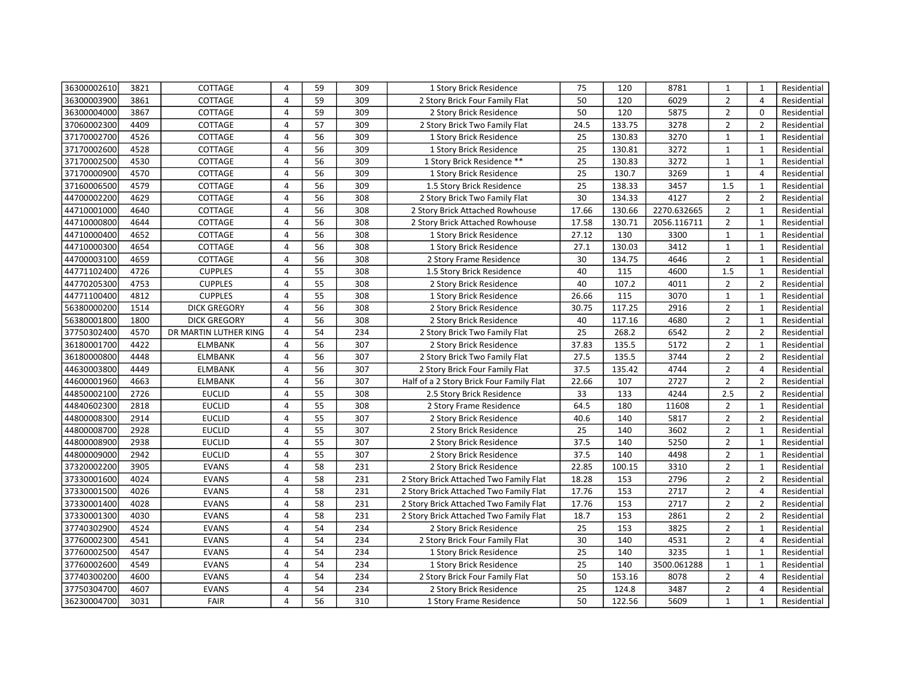| | | | | | | | | | | | | |
|---|---|---|---|---|---|---|---|---|---|---|---|---|
| 36300002610 | 3821 | COTTAGE | 4 | 59 | 309 | 1 Story Brick Residence | 75 | 120 | 8781 | 1 | 1 | Residential |
| 36300003900 | 3861 | COTTAGE | 4 | 59 | 309 | 2 Story Brick Four Family Flat | 50 | 120 | 6029 | 2 | 4 | Residential |
| 36300004000 | 3867 | COTTAGE | 4 | 59 | 309 | 2 Story Brick Residence | 50 | 120 | 5875 | 2 | 0 | Residential |
| 37060002300 | 4409 | COTTAGE | 4 | 57 | 309 | 2 Story Brick Two Family Flat | 24.5 | 133.75 | 3278 | 2 | 2 | Residential |
| 37170002700 | 4526 | COTTAGE | 4 | 56 | 309 | 1 Story Brick Residence | 25 | 130.83 | 3270 | 1 | 1 | Residential |
| 37170002600 | 4528 | COTTAGE | 4 | 56 | 309 | 1 Story Brick Residence | 25 | 130.81 | 3272 | 1 | 1 | Residential |
| 37170002500 | 4530 | COTTAGE | 4 | 56 | 309 | 1 Story Brick Residence ** | 25 | 130.83 | 3272 | 1 | 1 | Residential |
| 37170000900 | 4570 | COTTAGE | 4 | 56 | 309 | 1 Story Brick Residence | 25 | 130.7 | 3269 | 1 | 4 | Residential |
| 37160006500 | 4579 | COTTAGE | 4 | 56 | 309 | 1.5 Story Brick Residence | 25 | 138.33 | 3457 | 1.5 | 1 | Residential |
| 44700002200 | 4629 | COTTAGE | 4 | 56 | 308 | 2 Story Brick Two Family Flat | 30 | 134.33 | 4127 | 2 | 2 | Residential |
| 44710001000 | 4640 | COTTAGE | 4 | 56 | 308 | 2 Story Brick Attached Rowhouse | 17.66 | 130.66 | 2270.632665 | 2 | 1 | Residential |
| 44710000800 | 4644 | COTTAGE | 4 | 56 | 308 | 2 Story Brick Attached Rowhouse | 17.58 | 130.71 | 2056.116711 | 2 | 1 | Residential |
| 44710000400 | 4652 | COTTAGE | 4 | 56 | 308 | 1 Story Brick Residence | 27.12 | 130 | 3300 | 1 | 1 | Residential |
| 44710000300 | 4654 | COTTAGE | 4 | 56 | 308 | 1 Story Brick Residence | 27.1 | 130.03 | 3412 | 1 | 1 | Residential |
| 44700003100 | 4659 | COTTAGE | 4 | 56 | 308 | 2 Story Frame Residence | 30 | 134.75 | 4646 | 2 | 1 | Residential |
| 44771102400 | 4726 | CUPPLES | 4 | 55 | 308 | 1.5 Story Brick Residence | 40 | 115 | 4600 | 1.5 | 1 | Residential |
| 44770205300 | 4753 | CUPPLES | 4 | 55 | 308 | 2 Story Brick Residence | 40 | 107.2 | 4011 | 2 | 2 | Residential |
| 44771100400 | 4812 | CUPPLES | 4 | 55 | 308 | 1 Story Brick Residence | 26.66 | 115 | 3070 | 1 | 1 | Residential |
| 56380000200 | 1514 | DICK GREGORY | 4 | 56 | 308 | 2 Story Brick Residence | 30.75 | 117.25 | 2916 | 2 | 1 | Residential |
| 56380001800 | 1800 | DICK GREGORY | 4 | 56 | 308 | 2 Story Brick Residence | 40 | 117.16 | 4680 | 2 | 1 | Residential |
| 37750302400 | 4570 | DR MARTIN LUTHER KING | 4 | 54 | 234 | 2 Story Brick Two Family Flat | 25 | 268.2 | 6542 | 2 | 2 | Residential |
| 36180001700 | 4422 | ELMBANK | 4 | 56 | 307 | 2 Story Brick Residence | 37.83 | 135.5 | 5172 | 2 | 1 | Residential |
| 36180000800 | 4448 | ELMBANK | 4 | 56 | 307 | 2 Story Brick Two Family Flat | 27.5 | 135.5 | 3744 | 2 | 2 | Residential |
| 44630003800 | 4449 | ELMBANK | 4 | 56 | 307 | 2 Story Brick Four Family Flat | 37.5 | 135.42 | 4744 | 2 | 4 | Residential |
| 44600001960 | 4663 | ELMBANK | 4 | 56 | 307 | Half of a 2 Story Brick Four Family Flat | 22.66 | 107 | 2727 | 2 | 2 | Residential |
| 44850002100 | 2726 | EUCLID | 4 | 55 | 308 | 2.5 Story Brick Residence | 33 | 133 | 4244 | 2.5 | 2 | Residential |
| 44840602300 | 2818 | EUCLID | 4 | 55 | 308 | 2 Story Frame Residence | 64.5 | 180 | 11608 | 2 | 1 | Residential |
| 44800008300 | 2914 | EUCLID | 4 | 55 | 307 | 2 Story Brick Residence | 40.6 | 140 | 5817 | 2 | 2 | Residential |
| 44800008700 | 2928 | EUCLID | 4 | 55 | 307 | 2 Story Brick Residence | 25 | 140 | 3602 | 2 | 1 | Residential |
| 44800008900 | 2938 | EUCLID | 4 | 55 | 307 | 2 Story Brick Residence | 37.5 | 140 | 5250 | 2 | 1 | Residential |
| 44800009000 | 2942 | EUCLID | 4 | 55 | 307 | 2 Story Brick Residence | 37.5 | 140 | 4498 | 2 | 1 | Residential |
| 37320002200 | 3905 | EVANS | 4 | 58 | 231 | 2 Story Brick Residence | 22.85 | 100.15 | 3310 | 2 | 1 | Residential |
| 37330001600 | 4024 | EVANS | 4 | 58 | 231 | 2 Story Brick Attached Two Family Flat | 18.28 | 153 | 2796 | 2 | 2 | Residential |
| 37330001500 | 4026 | EVANS | 4 | 58 | 231 | 2 Story Brick Attached Two Family Flat | 17.76 | 153 | 2717 | 2 | 4 | Residential |
| 37330001400 | 4028 | EVANS | 4 | 58 | 231 | 2 Story Brick Attached Two Family Flat | 17.76 | 153 | 2717 | 2 | 2 | Residential |
| 37330001300 | 4030 | EVANS | 4 | 58 | 231 | 2 Story Brick Attached Two Family Flat | 18.7 | 153 | 2861 | 2 | 2 | Residential |
| 37740302900 | 4524 | EVANS | 4 | 54 | 234 | 2 Story Brick Residence | 25 | 153 | 3825 | 2 | 1 | Residential |
| 37760002300 | 4541 | EVANS | 4 | 54 | 234 | 2 Story Brick Four Family Flat | 30 | 140 | 4531 | 2 | 4 | Residential |
| 37760002500 | 4547 | EVANS | 4 | 54 | 234 | 1 Story Brick Residence | 25 | 140 | 3235 | 1 | 1 | Residential |
| 37760002600 | 4549 | EVANS | 4 | 54 | 234 | 1 Story Brick Residence | 25 | 140 | 3500.061288 | 1 | 1 | Residential |
| 37740300200 | 4600 | EVANS | 4 | 54 | 234 | 2 Story Brick Four Family Flat | 50 | 153.16 | 8078 | 2 | 4 | Residential |
| 37750304700 | 4607 | EVANS | 4 | 54 | 234 | 2 Story Brick Residence | 25 | 124.8 | 3487 | 2 | 4 | Residential |
| 36230004700 | 3031 | FAIR | 4 | 56 | 310 | 1 Story Frame Residence | 50 | 122.56 | 5609 | 1 | 1 | Residential |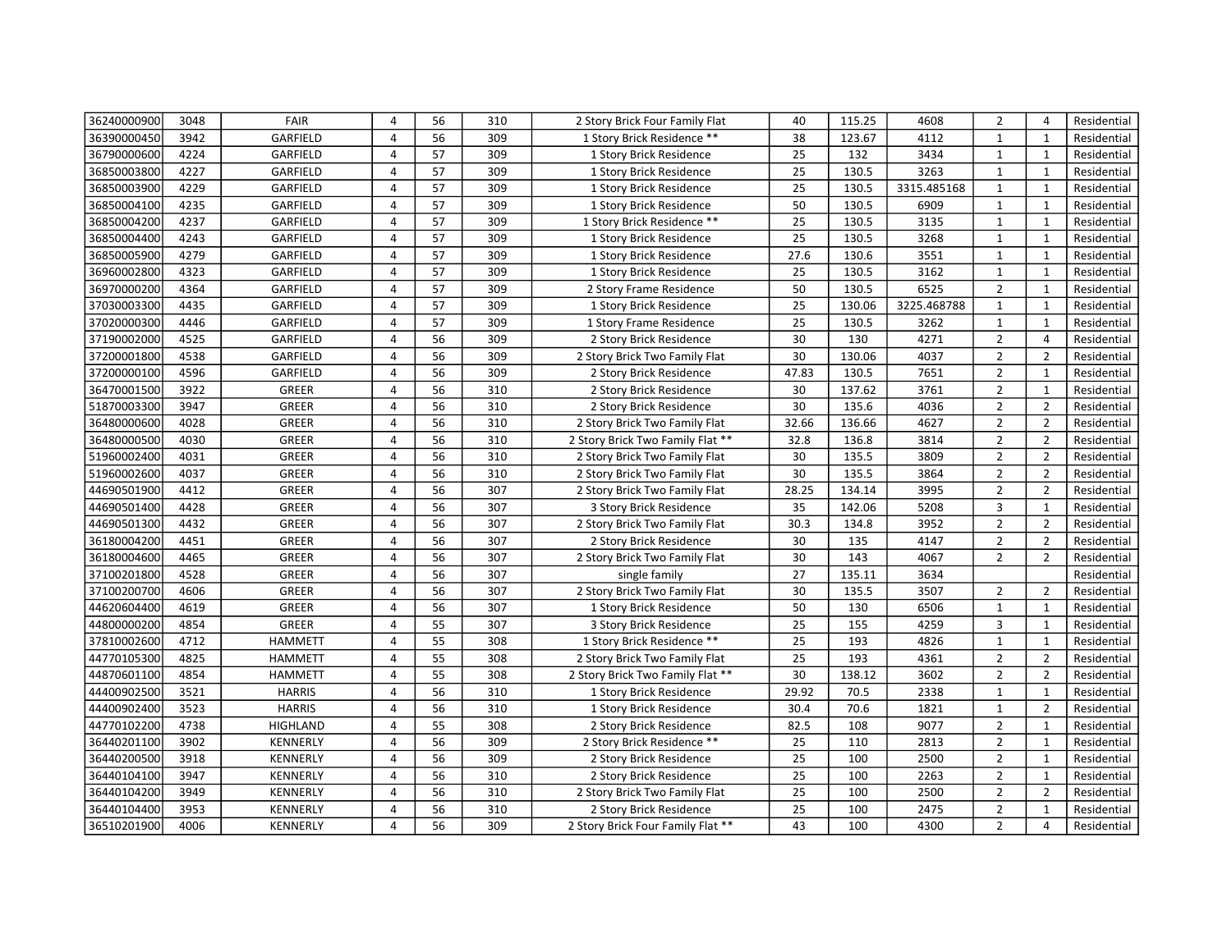| | | | | | | | | | | | | |
|---|---|---|---|---|---|---|---|---|---|---|---|---|
| 36240000900 | 3048 | FAIR | 4 | 56 | 310 | 2 Story Brick Four Family Flat | 40 | 115.25 | 4608 | 2 | 4 | Residential |
| 36390000450 | 3942 | GARFIELD | 4 | 56 | 309 | 1 Story Brick Residence ** | 38 | 123.67 | 4112 | 1 | 1 | Residential |
| 36790000600 | 4224 | GARFIELD | 4 | 57 | 309 | 1 Story Brick Residence | 25 | 132 | 3434 | 1 | 1 | Residential |
| 36850003800 | 4227 | GARFIELD | 4 | 57 | 309 | 1 Story Brick Residence | 25 | 130.5 | 3263 | 1 | 1 | Residential |
| 36850003900 | 4229 | GARFIELD | 4 | 57 | 309 | 1 Story Brick Residence | 25 | 130.5 | 3315.485168 | 1 | 1 | Residential |
| 36850004100 | 4235 | GARFIELD | 4 | 57 | 309 | 1 Story Brick Residence | 50 | 130.5 | 6909 | 1 | 1 | Residential |
| 36850004200 | 4237 | GARFIELD | 4 | 57 | 309 | 1 Story Brick Residence ** | 25 | 130.5 | 3135 | 1 | 1 | Residential |
| 36850004400 | 4243 | GARFIELD | 4 | 57 | 309 | 1 Story Brick Residence | 25 | 130.5 | 3268 | 1 | 1 | Residential |
| 36850005900 | 4279 | GARFIELD | 4 | 57 | 309 | 1 Story Brick Residence | 27.6 | 130.6 | 3551 | 1 | 1 | Residential |
| 36960002800 | 4323 | GARFIELD | 4 | 57 | 309 | 1 Story Brick Residence | 25 | 130.5 | 3162 | 1 | 1 | Residential |
| 36970000200 | 4364 | GARFIELD | 4 | 57 | 309 | 2 Story Frame Residence | 50 | 130.5 | 6525 | 2 | 1 | Residential |
| 37030003300 | 4435 | GARFIELD | 4 | 57 | 309 | 1 Story Brick Residence | 25 | 130.06 | 3225.468788 | 1 | 1 | Residential |
| 37020000300 | 4446 | GARFIELD | 4 | 57 | 309 | 1 Story Frame Residence | 25 | 130.5 | 3262 | 1 | 1 | Residential |
| 37190002000 | 4525 | GARFIELD | 4 | 56 | 309 | 2 Story Brick Residence | 30 | 130 | 4271 | 2 | 4 | Residential |
| 37200001800 | 4538 | GARFIELD | 4 | 56 | 309 | 2 Story Brick Two Family Flat | 30 | 130.06 | 4037 | 2 | 2 | Residential |
| 37200000100 | 4596 | GARFIELD | 4 | 56 | 309 | 2 Story Brick Residence | 47.83 | 130.5 | 7651 | 2 | 1 | Residential |
| 36470001500 | 3922 | GREER | 4 | 56 | 310 | 2 Story Brick Residence | 30 | 137.62 | 3761 | 2 | 1 | Residential |
| 51870003300 | 3947 | GREER | 4 | 56 | 310 | 2 Story Brick Residence | 30 | 135.6 | 4036 | 2 | 2 | Residential |
| 36480000600 | 4028 | GREER | 4 | 56 | 310 | 2 Story Brick Two Family Flat | 32.66 | 136.66 | 4627 | 2 | 2 | Residential |
| 36480000500 | 4030 | GREER | 4 | 56 | 310 | 2 Story Brick Two Family Flat ** | 32.8 | 136.8 | 3814 | 2 | 2 | Residential |
| 51960002400 | 4031 | GREER | 4 | 56 | 310 | 2 Story Brick Two Family Flat | 30 | 135.5 | 3809 | 2 | 2 | Residential |
| 51960002600 | 4037 | GREER | 4 | 56 | 310 | 2 Story Brick Two Family Flat | 30 | 135.5 | 3864 | 2 | 2 | Residential |
| 44690501900 | 4412 | GREER | 4 | 56 | 307 | 2 Story Brick Two Family Flat | 28.25 | 134.14 | 3995 | 2 | 2 | Residential |
| 44690501400 | 4428 | GREER | 4 | 56 | 307 | 3 Story Brick Residence | 35 | 142.06 | 5208 | 3 | 1 | Residential |
| 44690501300 | 4432 | GREER | 4 | 56 | 307 | 2 Story Brick Two Family Flat | 30.3 | 134.8 | 3952 | 2 | 2 | Residential |
| 36180004200 | 4451 | GREER | 4 | 56 | 307 | 2 Story Brick Residence | 30 | 135 | 4147 | 2 | 2 | Residential |
| 36180004600 | 4465 | GREER | 4 | 56 | 307 | 2 Story Brick Two Family Flat | 30 | 143 | 4067 | 2 | 2 | Residential |
| 37100201800 | 4528 | GREER | 4 | 56 | 307 | single family | 27 | 135.11 | 3634 | | | Residential |
| 37100200700 | 4606 | GREER | 4 | 56 | 307 | 2 Story Brick Two Family Flat | 30 | 135.5 | 3507 | 2 | 2 | Residential |
| 44620604400 | 4619 | GREER | 4 | 56 | 307 | 1 Story Brick Residence | 50 | 130 | 6506 | 1 | 1 | Residential |
| 44800000200 | 4854 | GREER | 4 | 55 | 307 | 3 Story Brick Residence | 25 | 155 | 4259 | 3 | 1 | Residential |
| 37810002600 | 4712 | HAMMETT | 4 | 55 | 308 | 1 Story Brick Residence ** | 25 | 193 | 4826 | 1 | 1 | Residential |
| 44770105300 | 4825 | HAMMETT | 4 | 55 | 308 | 2 Story Brick Two Family Flat | 25 | 193 | 4361 | 2 | 2 | Residential |
| 44870601100 | 4854 | HAMMETT | 4 | 55 | 308 | 2 Story Brick Two Family Flat ** | 30 | 138.12 | 3602 | 2 | 2 | Residential |
| 44400902500 | 3521 | HARRIS | 4 | 56 | 310 | 1 Story Brick Residence | 29.92 | 70.5 | 2338 | 1 | 1 | Residential |
| 44400902400 | 3523 | HARRIS | 4 | 56 | 310 | 1 Story Brick Residence | 30.4 | 70.6 | 1821 | 1 | 2 | Residential |
| 44770102200 | 4738 | HIGHLAND | 4 | 55 | 308 | 2 Story Brick Residence | 82.5 | 108 | 9077 | 2 | 1 | Residential |
| 36440201100 | 3902 | KENNERLY | 4 | 56 | 309 | 2 Story Brick Residence ** | 25 | 110 | 2813 | 2 | 1 | Residential |
| 36440200500 | 3918 | KENNERLY | 4 | 56 | 309 | 2 Story Brick Residence | 25 | 100 | 2500 | 2 | 1 | Residential |
| 36440104100 | 3947 | KENNERLY | 4 | 56 | 310 | 2 Story Brick Residence | 25 | 100 | 2263 | 2 | 1 | Residential |
| 36440104200 | 3949 | KENNERLY | 4 | 56 | 310 | 2 Story Brick Two Family Flat | 25 | 100 | 2500 | 2 | 2 | Residential |
| 36440104400 | 3953 | KENNERLY | 4 | 56 | 310 | 2 Story Brick Residence | 25 | 100 | 2475 | 2 | 1 | Residential |
| 36510201900 | 4006 | KENNERLY | 4 | 56 | 309 | 2 Story Brick Four Family Flat ** | 43 | 100 | 4300 | 2 | 4 | Residential |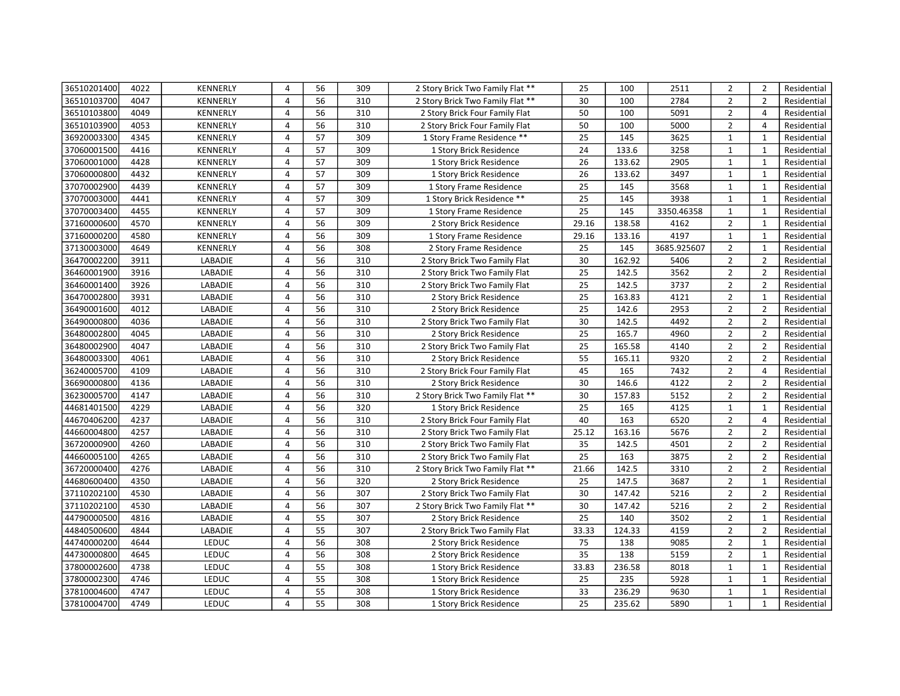| 36510201400 | 4022 | KENNERLY | 4 | 56 | 309 | 2 Story Brick Two Family Flat ** | 25 | 100 | 2511 | 2 | 2 | Residential |
|---|---|---|---|---|---|---|---|---|---|---|---|---|
| 36510103700 | 4047 | KENNERLY | 4 | 56 | 310 | 2 Story Brick Two Family Flat ** | 30 | 100 | 2784 | 2 | 2 | Residential |
| 36510103800 | 4049 | KENNERLY | 4 | 56 | 310 | 2 Story Brick Four Family Flat | 50 | 100 | 5091 | 2 | 4 | Residential |
| 36510103900 | 4053 | KENNERLY | 4 | 56 | 310 | 2 Story Brick Four Family Flat | 50 | 100 | 5000 | 2 | 4 | Residential |
| 36920003300 | 4345 | KENNERLY | 4 | 57 | 309 | 1 Story Frame Residence ** | 25 | 145 | 3625 | 1 | 1 | Residential |
| 37060001500 | 4416 | KENNERLY | 4 | 57 | 309 | 1 Story Brick Residence | 24 | 133.6 | 3258 | 1 | 1 | Residential |
| 37060001000 | 4428 | KENNERLY | 4 | 57 | 309 | 1 Story Brick Residence | 26 | 133.62 | 2905 | 1 | 1 | Residential |
| 37060000800 | 4432 | KENNERLY | 4 | 57 | 309 | 1 Story Brick Residence | 26 | 133.62 | 3497 | 1 | 1 | Residential |
| 37070002900 | 4439 | KENNERLY | 4 | 57 | 309 | 1 Story Frame Residence | 25 | 145 | 3568 | 1 | 1 | Residential |
| 37070003000 | 4441 | KENNERLY | 4 | 57 | 309 | 1 Story Brick Residence ** | 25 | 145 | 3938 | 1 | 1 | Residential |
| 37070003400 | 4455 | KENNERLY | 4 | 57 | 309 | 1 Story Frame Residence | 25 | 145 | 3350.46358 | 1 | 1 | Residential |
| 37160000600 | 4570 | KENNERLY | 4 | 56 | 309 | 2 Story Brick Residence | 29.16 | 138.58 | 4162 | 2 | 1 | Residential |
| 37160000200 | 4580 | KENNERLY | 4 | 56 | 309 | 1 Story Frame Residence | 29.16 | 133.16 | 4197 | 1 | 1 | Residential |
| 37130003000 | 4649 | KENNERLY | 4 | 56 | 308 | 2 Story Frame Residence | 25 | 145 | 3685.925607 | 2 | 1 | Residential |
| 36470002200 | 3911 | LABADIE | 4 | 56 | 310 | 2 Story Brick Two Family Flat | 30 | 162.92 | 5406 | 2 | 2 | Residential |
| 36460001900 | 3916 | LABADIE | 4 | 56 | 310 | 2 Story Brick Two Family Flat | 25 | 142.5 | 3562 | 2 | 2 | Residential |
| 36460001400 | 3926 | LABADIE | 4 | 56 | 310 | 2 Story Brick Two Family Flat | 25 | 142.5 | 3737 | 2 | 2 | Residential |
| 36470002800 | 3931 | LABADIE | 4 | 56 | 310 | 2 Story Brick Residence | 25 | 163.83 | 4121 | 2 | 1 | Residential |
| 36490001600 | 4012 | LABADIE | 4 | 56 | 310 | 2 Story Brick Residence | 25 | 142.6 | 2953 | 2 | 2 | Residential |
| 36490000800 | 4036 | LABADIE | 4 | 56 | 310 | 2 Story Brick Two Family Flat | 30 | 142.5 | 4492 | 2 | 2 | Residential |
| 36480002800 | 4045 | LABADIE | 4 | 56 | 310 | 2 Story Brick Residence | 25 | 165.7 | 4960 | 2 | 2 | Residential |
| 36480002900 | 4047 | LABADIE | 4 | 56 | 310 | 2 Story Brick Two Family Flat | 25 | 165.58 | 4140 | 2 | 2 | Residential |
| 36480003300 | 4061 | LABADIE | 4 | 56 | 310 | 2 Story Brick Residence | 55 | 165.11 | 9320 | 2 | 2 | Residential |
| 36240005700 | 4109 | LABADIE | 4 | 56 | 310 | 2 Story Brick Four Family Flat | 45 | 165 | 7432 | 2 | 4 | Residential |
| 36690000800 | 4136 | LABADIE | 4 | 56 | 310 | 2 Story Brick Residence | 30 | 146.6 | 4122 | 2 | 2 | Residential |
| 36230005700 | 4147 | LABADIE | 4 | 56 | 310 | 2 Story Brick Two Family Flat ** | 30 | 157.83 | 5152 | 2 | 2 | Residential |
| 44681401500 | 4229 | LABADIE | 4 | 56 | 320 | 1 Story Brick Residence | 25 | 165 | 4125 | 1 | 1 | Residential |
| 44670406200 | 4237 | LABADIE | 4 | 56 | 310 | 2 Story Brick Four Family Flat | 40 | 163 | 6520 | 2 | 4 | Residential |
| 44660004800 | 4257 | LABADIE | 4 | 56 | 310 | 2 Story Brick Two Family Flat | 25.12 | 163.16 | 5676 | 2 | 2 | Residential |
| 36720000900 | 4260 | LABADIE | 4 | 56 | 310 | 2 Story Brick Two Family Flat | 35 | 142.5 | 4501 | 2 | 2 | Residential |
| 44660005100 | 4265 | LABADIE | 4 | 56 | 310 | 2 Story Brick Two Family Flat | 25 | 163 | 3875 | 2 | 2 | Residential |
| 36720000400 | 4276 | LABADIE | 4 | 56 | 310 | 2 Story Brick Two Family Flat ** | 21.66 | 142.5 | 3310 | 2 | 2 | Residential |
| 44680600400 | 4350 | LABADIE | 4 | 56 | 320 | 2 Story Brick Residence | 25 | 147.5 | 3687 | 2 | 1 | Residential |
| 37110202100 | 4530 | LABADIE | 4 | 56 | 307 | 2 Story Brick Two Family Flat | 30 | 147.42 | 5216 | 2 | 2 | Residential |
| 37110202100 | 4530 | LABADIE | 4 | 56 | 307 | 2 Story Brick Two Family Flat ** | 30 | 147.42 | 5216 | 2 | 2 | Residential |
| 44790000500 | 4816 | LABADIE | 4 | 55 | 307 | 2 Story Brick Residence | 25 | 140 | 3502 | 2 | 1 | Residential |
| 44840500600 | 4844 | LABADIE | 4 | 55 | 307 | 2 Story Brick Two Family Flat | 33.33 | 124.33 | 4159 | 2 | 2 | Residential |
| 44740000200 | 4644 | LEDUC | 4 | 56 | 308 | 2 Story Brick Residence | 75 | 138 | 9085 | 2 | 1 | Residential |
| 44730000800 | 4645 | LEDUC | 4 | 56 | 308 | 2 Story Brick Residence | 35 | 138 | 5159 | 2 | 1 | Residential |
| 37800002600 | 4738 | LEDUC | 4 | 55 | 308 | 1 Story Brick Residence | 33.83 | 236.58 | 8018 | 1 | 1 | Residential |
| 37800002300 | 4746 | LEDUC | 4 | 55 | 308 | 1 Story Brick Residence | 25 | 235 | 5928 | 1 | 1 | Residential |
| 37810004600 | 4747 | LEDUC | 4 | 55 | 308 | 1 Story Brick Residence | 33 | 236.29 | 9630 | 1 | 1 | Residential |
| 37810004700 | 4749 | LEDUC | 4 | 55 | 308 | 1 Story Brick Residence | 25 | 235.62 | 5890 | 1 | 1 | Residential |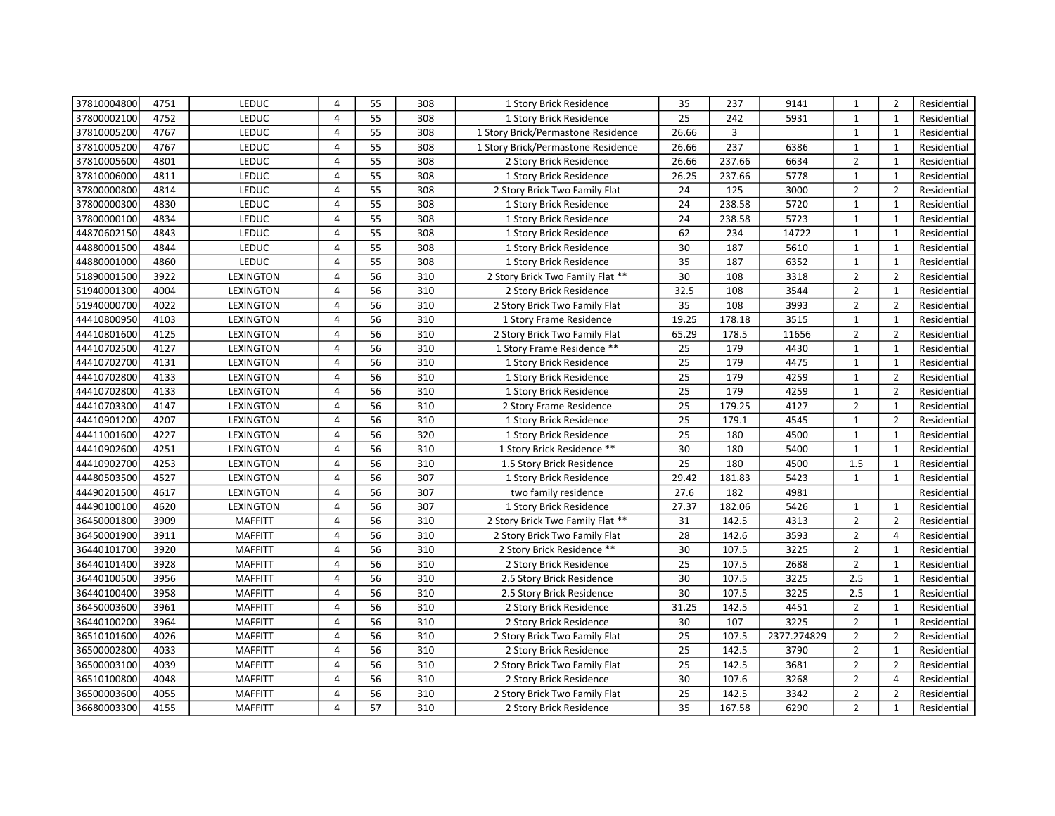| | | | | | | | | | | | | |
|---|---|---|---|---|---|---|---|---|---|---|---|---|
| 37810004800 | 4751 | LEDUC | 4 | 55 | 308 | 1 Story Brick Residence | 35 | 237 | 9141 | 1 | 2 | Residential |
| 37800002100 | 4752 | LEDUC | 4 | 55 | 308 | 1 Story Brick Residence | 25 | 242 | 5931 | 1 | 1 | Residential |
| 37810005200 | 4767 | LEDUC | 4 | 55 | 308 | 1 Story Brick/Permastone Residence | 26.66 | 3 | | 1 | 1 | Residential |
| 37810005200 | 4767 | LEDUC | 4 | 55 | 308 | 1 Story Brick/Permastone Residence | 26.66 | 237 | 6386 | 1 | 1 | Residential |
| 37810005600 | 4801 | LEDUC | 4 | 55 | 308 | 2 Story Brick Residence | 26.66 | 237.66 | 6634 | 2 | 1 | Residential |
| 37810006000 | 4811 | LEDUC | 4 | 55 | 308 | 1 Story Brick Residence | 26.25 | 237.66 | 5778 | 1 | 1 | Residential |
| 37800000800 | 4814 | LEDUC | 4 | 55 | 308 | 2 Story Brick Two Family Flat | 24 | 125 | 3000 | 2 | 2 | Residential |
| 37800000300 | 4830 | LEDUC | 4 | 55 | 308 | 1 Story Brick Residence | 24 | 238.58 | 5720 | 1 | 1 | Residential |
| 37800000100 | 4834 | LEDUC | 4 | 55 | 308 | 1 Story Brick Residence | 24 | 238.58 | 5723 | 1 | 1 | Residential |
| 44870602150 | 4843 | LEDUC | 4 | 55 | 308 | 1 Story Brick Residence | 62 | 234 | 14722 | 1 | 1 | Residential |
| 44880001500 | 4844 | LEDUC | 4 | 55 | 308 | 1 Story Brick Residence | 30 | 187 | 5610 | 1 | 1 | Residential |
| 44880001000 | 4860 | LEDUC | 4 | 55 | 308 | 1 Story Brick Residence | 35 | 187 | 6352 | 1 | 1 | Residential |
| 51890001500 | 3922 | LEXINGTON | 4 | 56 | 310 | 2 Story Brick Two Family Flat ** | 30 | 108 | 3318 | 2 | 2 | Residential |
| 51940001300 | 4004 | LEXINGTON | 4 | 56 | 310 | 2 Story Brick Residence | 32.5 | 108 | 3544 | 2 | 1 | Residential |
| 51940000700 | 4022 | LEXINGTON | 4 | 56 | 310 | 2 Story Brick Two Family Flat | 35 | 108 | 3993 | 2 | 2 | Residential |
| 44410800950 | 4103 | LEXINGTON | 4 | 56 | 310 | 1 Story Frame Residence | 19.25 | 178.18 | 3515 | 1 | 1 | Residential |
| 44410801600 | 4125 | LEXINGTON | 4 | 56 | 310 | 2 Story Brick Two Family Flat | 65.29 | 178.5 | 11656 | 2 | 2 | Residential |
| 44410702500 | 4127 | LEXINGTON | 4 | 56 | 310 | 1 Story Frame Residence ** | 25 | 179 | 4430 | 1 | 1 | Residential |
| 44410702700 | 4131 | LEXINGTON | 4 | 56 | 310 | 1 Story Brick Residence | 25 | 179 | 4475 | 1 | 1 | Residential |
| 44410702800 | 4133 | LEXINGTON | 4 | 56 | 310 | 1 Story Brick Residence | 25 | 179 | 4259 | 1 | 2 | Residential |
| 44410702800 | 4133 | LEXINGTON | 4 | 56 | 310 | 1 Story Brick Residence | 25 | 179 | 4259 | 1 | 2 | Residential |
| 44410703300 | 4147 | LEXINGTON | 4 | 56 | 310 | 2 Story Frame Residence | 25 | 179.25 | 4127 | 2 | 1 | Residential |
| 44410901200 | 4207 | LEXINGTON | 4 | 56 | 310 | 1 Story Brick Residence | 25 | 179.1 | 4545 | 1 | 2 | Residential |
| 44411001600 | 4227 | LEXINGTON | 4 | 56 | 320 | 1 Story Brick Residence | 25 | 180 | 4500 | 1 | 1 | Residential |
| 44410902600 | 4251 | LEXINGTON | 4 | 56 | 310 | 1 Story Brick Residence ** | 30 | 180 | 5400 | 1 | 1 | Residential |
| 44410902700 | 4253 | LEXINGTON | 4 | 56 | 310 | 1.5 Story Brick Residence | 25 | 180 | 4500 | 1.5 | 1 | Residential |
| 44480503500 | 4527 | LEXINGTON | 4 | 56 | 307 | 1 Story Brick Residence | 29.42 | 181.83 | 5423 | 1 | 1 | Residential |
| 44490201500 | 4617 | LEXINGTON | 4 | 56 | 307 | two family residence | 27.6 | 182 | 4981 | | | Residential |
| 44490100100 | 4620 | LEXINGTON | 4 | 56 | 307 | 1 Story Brick Residence | 27.37 | 182.06 | 5426 | 1 | 1 | Residential |
| 36450001800 | 3909 | MAFFITT | 4 | 56 | 310 | 2 Story Brick Two Family Flat ** | 31 | 142.5 | 4313 | 2 | 2 | Residential |
| 36450001900 | 3911 | MAFFITT | 4 | 56 | 310 | 2 Story Brick Two Family Flat | 28 | 142.6 | 3593 | 2 | 4 | Residential |
| 36440101700 | 3920 | MAFFITT | 4 | 56 | 310 | 2 Story Brick Residence ** | 30 | 107.5 | 3225 | 2 | 1 | Residential |
| 36440101400 | 3928 | MAFFITT | 4 | 56 | 310 | 2 Story Brick Residence | 25 | 107.5 | 2688 | 2 | 1 | Residential |
| 36440100500 | 3956 | MAFFITT | 4 | 56 | 310 | 2.5 Story Brick Residence | 30 | 107.5 | 3225 | 2.5 | 1 | Residential |
| 36440100400 | 3958 | MAFFITT | 4 | 56 | 310 | 2.5 Story Brick Residence | 30 | 107.5 | 3225 | 2.5 | 1 | Residential |
| 36450003600 | 3961 | MAFFITT | 4 | 56 | 310 | 2 Story Brick Residence | 31.25 | 142.5 | 4451 | 2 | 1 | Residential |
| 36440100200 | 3964 | MAFFITT | 4 | 56 | 310 | 2 Story Brick Residence | 30 | 107 | 3225 | 2 | 1 | Residential |
| 36510101600 | 4026 | MAFFITT | 4 | 56 | 310 | 2 Story Brick Two Family Flat | 25 | 107.5 | 2377.274829 | 2 | 2 | Residential |
| 36500002800 | 4033 | MAFFITT | 4 | 56 | 310 | 2 Story Brick Residence | 25 | 142.5 | 3790 | 2 | 1 | Residential |
| 36500003100 | 4039 | MAFFITT | 4 | 56 | 310 | 2 Story Brick Two Family Flat | 25 | 142.5 | 3681 | 2 | 2 | Residential |
| 36510100800 | 4048 | MAFFITT | 4 | 56 | 310 | 2 Story Brick Residence | 30 | 107.6 | 3268 | 2 | 4 | Residential |
| 36500003600 | 4055 | MAFFITT | 4 | 56 | 310 | 2 Story Brick Two Family Flat | 25 | 142.5 | 3342 | 2 | 2 | Residential |
| 36680003300 | 4155 | MAFFITT | 4 | 57 | 310 | 2 Story Brick Residence | 35 | 167.58 | 6290 | 2 | 1 | Residential |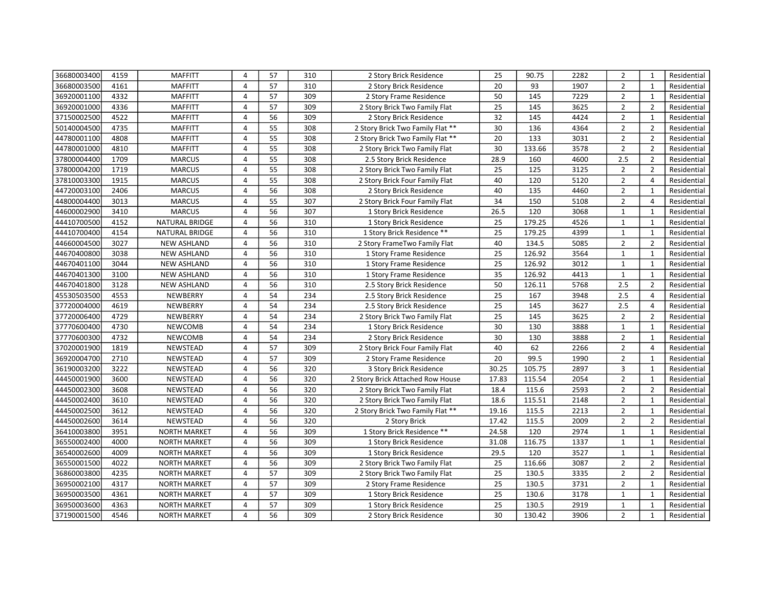| | | | | | | | | | | | | |
|---|---|---|---|---|---|---|---|---|---|---|---|---|
| 36680003400 | 4159 | MAFFITT | 4 | 57 | 310 | 2 Story Brick Residence | 25 | 90.75 | 2282 | 2 | 1 | Residential |
| 36680003500 | 4161 | MAFFITT | 4 | 57 | 310 | 2 Story Brick Residence | 20 | 93 | 1907 | 2 | 1 | Residential |
| 36920001100 | 4332 | MAFFITT | 4 | 57 | 309 | 2 Story Frame Residence | 50 | 145 | 7229 | 2 | 1 | Residential |
| 36920001000 | 4336 | MAFFITT | 4 | 57 | 309 | 2 Story Brick Two Family Flat | 25 | 145 | 3625 | 2 | 2 | Residential |
| 37150002500 | 4522 | MAFFITT | 4 | 56 | 309 | 2 Story Brick Residence | 32 | 145 | 4424 | 2 | 1 | Residential |
| 50140004500 | 4735 | MAFFITT | 4 | 55 | 308 | 2 Story Brick Two Family Flat ** | 30 | 136 | 4364 | 2 | 2 | Residential |
| 44780001100 | 4808 | MAFFITT | 4 | 55 | 308 | 2 Story Brick Two Family Flat ** | 20 | 133 | 3031 | 2 | 2 | Residential |
| 44780001000 | 4810 | MAFFITT | 4 | 55 | 308 | 2 Story Brick Two Family Flat | 30 | 133.66 | 3578 | 2 | 2 | Residential |
| 37800004400 | 1709 | MARCUS | 4 | 55 | 308 | 2.5 Story Brick Residence | 28.9 | 160 | 4600 | 2.5 | 2 | Residential |
| 37800004200 | 1719 | MARCUS | 4 | 55 | 308 | 2 Story Brick Two Family Flat | 25 | 125 | 3125 | 2 | 2 | Residential |
| 37810003300 | 1915 | MARCUS | 4 | 55 | 308 | 2 Story Brick Four Family Flat | 40 | 120 | 5120 | 2 | 4 | Residential |
| 44720003100 | 2406 | MARCUS | 4 | 56 | 308 | 2 Story Brick Residence | 40 | 135 | 4460 | 2 | 1 | Residential |
| 44800004400 | 3013 | MARCUS | 4 | 55 | 307 | 2 Story Brick Four Family Flat | 34 | 150 | 5108 | 2 | 4 | Residential |
| 44600002900 | 3410 | MARCUS | 4 | 56 | 307 | 1 Story Brick Residence | 26.5 | 120 | 3068 | 1 | 1 | Residential |
| 44410700500 | 4152 | NATURAL BRIDGE | 4 | 56 | 310 | 1 Story Brick Residence | 25 | 179.25 | 4526 | 1 | 1 | Residential |
| 44410700400 | 4154 | NATURAL BRIDGE | 4 | 56 | 310 | 1 Story Brick Residence ** | 25 | 179.25 | 4399 | 1 | 1 | Residential |
| 44660004500 | 3027 | NEW ASHLAND | 4 | 56 | 310 | 2 Story FrameTwo Family Flat | 40 | 134.5 | 5085 | 2 | 2 | Residential |
| 44670400800 | 3038 | NEW ASHLAND | 4 | 56 | 310 | 1 Story Frame Residence | 25 | 126.92 | 3564 | 1 | 1 | Residential |
| 44670401100 | 3044 | NEW ASHLAND | 4 | 56 | 310 | 1 Story Frame Residence | 25 | 126.92 | 3012 | 1 | 1 | Residential |
| 44670401300 | 3100 | NEW ASHLAND | 4 | 56 | 310 | 1 Story Frame Residence | 35 | 126.92 | 4413 | 1 | 1 | Residential |
| 44670401800 | 3128 | NEW ASHLAND | 4 | 56 | 310 | 2.5 Story Brick Residence | 50 | 126.11 | 5768 | 2.5 | 2 | Residential |
| 45530503500 | 4553 | NEWBERRY | 4 | 54 | 234 | 2.5 Story Brick Residence | 25 | 167 | 3948 | 2.5 | 4 | Residential |
| 37720004000 | 4619 | NEWBERRY | 4 | 54 | 234 | 2.5 Story Brick Residence | 25 | 145 | 3627 | 2.5 | 4 | Residential |
| 37720006400 | 4729 | NEWBERRY | 4 | 54 | 234 | 2 Story Brick Two Family Flat | 25 | 145 | 3625 | 2 | 2 | Residential |
| 37770600400 | 4730 | NEWCOMB | 4 | 54 | 234 | 1 Story Brick Residence | 30 | 130 | 3888 | 1 | 1 | Residential |
| 37770600300 | 4732 | NEWCOMB | 4 | 54 | 234 | 2 Story Brick Residence | 30 | 130 | 3888 | 2 | 1 | Residential |
| 37020001900 | 1819 | NEWSTEAD | 4 | 57 | 309 | 2 Story Brick Four Family Flat | 40 | 62 | 2266 | 2 | 4 | Residential |
| 36920004700 | 2710 | NEWSTEAD | 4 | 57 | 309 | 2 Story Frame Residence | 20 | 99.5 | 1990 | 2 | 1 | Residential |
| 36190003200 | 3222 | NEWSTEAD | 4 | 56 | 320 | 3 Story Brick Residence | 30.25 | 105.75 | 2897 | 3 | 1 | Residential |
| 44450001900 | 3600 | NEWSTEAD | 4 | 56 | 320 | 2 Story Brick Attached Row House | 17.83 | 115.54 | 2054 | 2 | 1 | Residential |
| 44450002300 | 3608 | NEWSTEAD | 4 | 56 | 320 | 2 Story Brick Two Family Flat | 18.4 | 115.6 | 2593 | 2 | 2 | Residential |
| 44450002400 | 3610 | NEWSTEAD | 4 | 56 | 320 | 2 Story Brick Two Family Flat | 18.6 | 115.51 | 2148 | 2 | 1 | Residential |
| 44450002500 | 3612 | NEWSTEAD | 4 | 56 | 320 | 2 Story Brick Two Family Flat ** | 19.16 | 115.5 | 2213 | 2 | 1 | Residential |
| 44450002600 | 3614 | NEWSTEAD | 4 | 56 | 320 | 2 Story Brick | 17.42 | 115.5 | 2009 | 2 | 2 | Residential |
| 36410003800 | 3951 | NORTH MARKET | 4 | 56 | 309 | 1 Story Brick Residence ** | 24.58 | 120 | 2974 | 1 | 1 | Residential |
| 36550002400 | 4000 | NORTH MARKET | 4 | 56 | 309 | 1 Story Brick Residence | 31.08 | 116.75 | 1337 | 1 | 1 | Residential |
| 36540002600 | 4009 | NORTH MARKET | 4 | 56 | 309 | 1 Story Brick Residence | 29.5 | 120 | 3527 | 1 | 1 | Residential |
| 36550001500 | 4022 | NORTH MARKET | 4 | 56 | 309 | 2 Story Brick Two Family Flat | 25 | 116.66 | 3087 | 2 | 2 | Residential |
| 36860003800 | 4235 | NORTH MARKET | 4 | 57 | 309 | 2 Story Brick Two Family Flat | 25 | 130.5 | 3335 | 2 | 2 | Residential |
| 36950002100 | 4317 | NORTH MARKET | 4 | 57 | 309 | 2 Story Frame Residence | 25 | 130.5 | 3731 | 2 | 1 | Residential |
| 36950003500 | 4361 | NORTH MARKET | 4 | 57 | 309 | 1 Story Brick Residence | 25 | 130.6 | 3178 | 1 | 1 | Residential |
| 36950003600 | 4363 | NORTH MARKET | 4 | 57 | 309 | 1 Story Brick Residence | 25 | 130.5 | 2919 | 1 | 1 | Residential |
| 37190001500 | 4546 | NORTH MARKET | 4 | 56 | 309 | 2 Story Brick Residence | 30 | 130.42 | 3906 | 2 | 1 | Residential |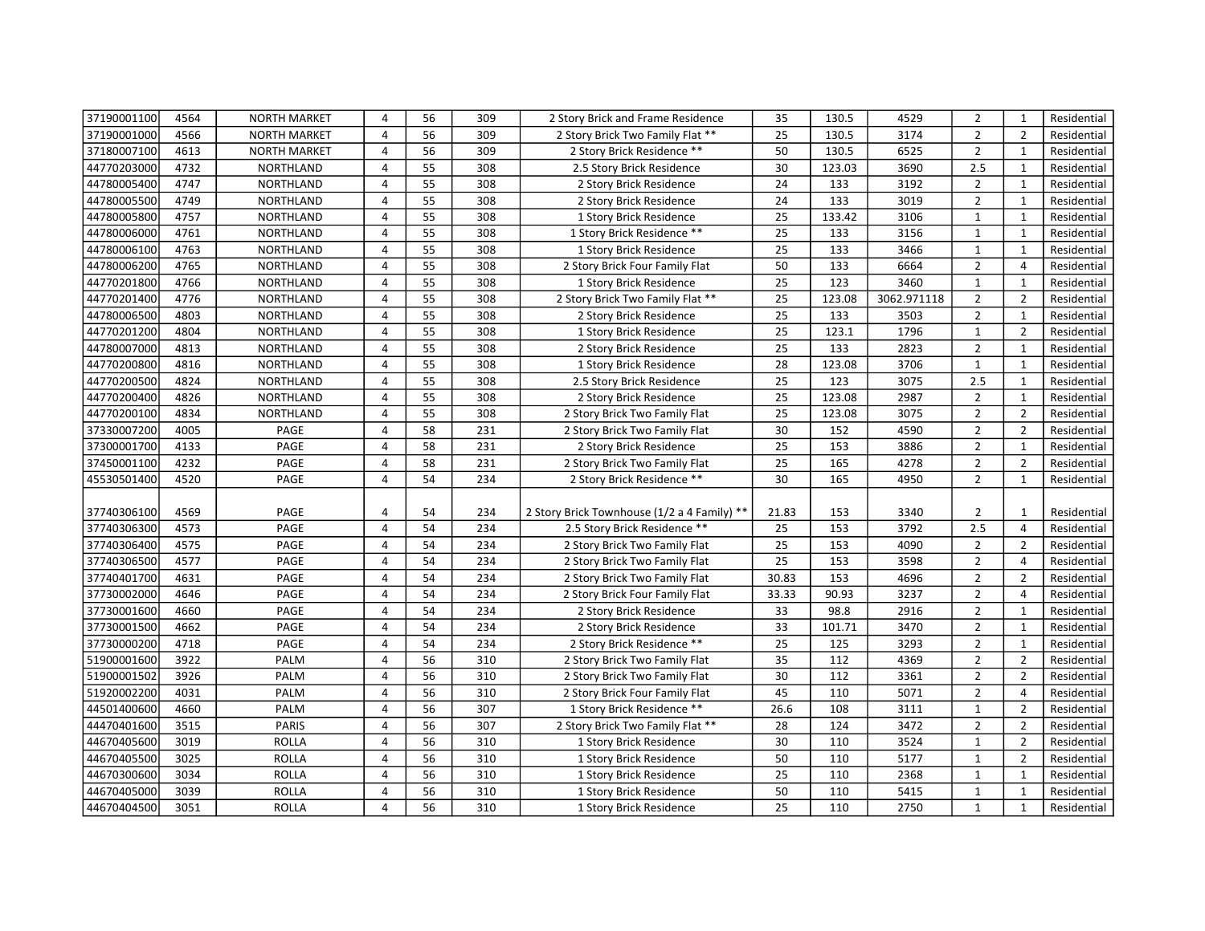| 37190001100 | 4564 | NORTH MARKET | 4 | 56 | 309 | 2 Story Brick and Frame Residence | 35 | 130.5 | 4529 | 2 | 1 | Residential |
|---|---|---|---|---|---|---|---|---|---|---|---|---|
| 37190001000 | 4566 | NORTH MARKET | 4 | 56 | 309 | 2 Story Brick Two Family Flat ** | 25 | 130.5 | 3174 | 2 | 2 | Residential |
| 37180007100 | 4613 | NORTH MARKET | 4 | 56 | 309 | 2 Story Brick Residence ** | 50 | 130.5 | 6525 | 2 | 1 | Residential |
| 44770203000 | 4732 | NORTHLAND | 4 | 55 | 308 | 2.5 Story Brick Residence | 30 | 123.03 | 3690 | 2.5 | 1 | Residential |
| 44780005400 | 4747 | NORTHLAND | 4 | 55 | 308 | 2 Story Brick Residence | 24 | 133 | 3192 | 2 | 1 | Residential |
| 44780005500 | 4749 | NORTHLAND | 4 | 55 | 308 | 2 Story Brick Residence | 24 | 133 | 3019 | 2 | 1 | Residential |
| 44780005800 | 4757 | NORTHLAND | 4 | 55 | 308 | 1 Story Brick Residence | 25 | 133.42 | 3106 | 1 | 1 | Residential |
| 44780006000 | 4761 | NORTHLAND | 4 | 55 | 308 | 1 Story Brick Residence ** | 25 | 133 | 3156 | 1 | 1 | Residential |
| 44780006100 | 4763 | NORTHLAND | 4 | 55 | 308 | 1 Story Brick Residence | 25 | 133 | 3466 | 1 | 1 | Residential |
| 44780006200 | 4765 | NORTHLAND | 4 | 55 | 308 | 2 Story Brick Four Family Flat | 50 | 133 | 6664 | 2 | 4 | Residential |
| 44770201800 | 4766 | NORTHLAND | 4 | 55 | 308 | 1 Story Brick Residence | 25 | 123 | 3460 | 1 | 1 | Residential |
| 44770201400 | 4776 | NORTHLAND | 4 | 55 | 308 | 2 Story Brick Two Family Flat ** | 25 | 123.08 | 3062.971118 | 2 | 2 | Residential |
| 44780006500 | 4803 | NORTHLAND | 4 | 55 | 308 | 2 Story Brick Residence | 25 | 133 | 3503 | 2 | 1 | Residential |
| 44770201200 | 4804 | NORTHLAND | 4 | 55 | 308 | 1 Story Brick Residence | 25 | 123.1 | 1796 | 1 | 2 | Residential |
| 44780007000 | 4813 | NORTHLAND | 4 | 55 | 308 | 2 Story Brick Residence | 25 | 133 | 2823 | 2 | 1 | Residential |
| 44770200800 | 4816 | NORTHLAND | 4 | 55 | 308 | 1 Story Brick Residence | 28 | 123.08 | 3706 | 1 | 1 | Residential |
| 44770200500 | 4824 | NORTHLAND | 4 | 55 | 308 | 2.5 Story Brick Residence | 25 | 123 | 3075 | 2.5 | 1 | Residential |
| 44770200400 | 4826 | NORTHLAND | 4 | 55 | 308 | 2 Story Brick Residence | 25 | 123.08 | 2987 | 2 | 1 | Residential |
| 44770200100 | 4834 | NORTHLAND | 4 | 55 | 308 | 2 Story Brick Two Family Flat | 25 | 123.08 | 3075 | 2 | 2 | Residential |
| 37330007200 | 4005 | PAGE | 4 | 58 | 231 | 2 Story Brick Two Family Flat | 30 | 152 | 4590 | 2 | 2 | Residential |
| 37300001700 | 4133 | PAGE | 4 | 58 | 231 | 2 Story Brick Residence | 25 | 153 | 3886 | 2 | 1 | Residential |
| 37450001100 | 4232 | PAGE | 4 | 58 | 231 | 2 Story Brick Two Family Flat | 25 | 165 | 4278 | 2 | 2 | Residential |
| 45530501400 | 4520 | PAGE | 4 | 54 | 234 | 2 Story Brick Residence ** | 30 | 165 | 4950 | 2 | 1 | Residential |
| 37740306100 | 4569 | PAGE | 4 | 54 | 234 | 2 Story Brick Townhouse (1/2 a 4 Family) ** | 21.83 | 153 | 3340 | 2 | 1 | Residential |
| 37740306300 | 4573 | PAGE | 4 | 54 | 234 | 2.5 Story Brick Residence ** | 25 | 153 | 3792 | 2.5 | 4 | Residential |
| 37740306400 | 4575 | PAGE | 4 | 54 | 234 | 2 Story Brick Two Family Flat | 25 | 153 | 4090 | 2 | 2 | Residential |
| 37740306500 | 4577 | PAGE | 4 | 54 | 234 | 2 Story Brick Two Family Flat | 25 | 153 | 3598 | 2 | 4 | Residential |
| 37740401700 | 4631 | PAGE | 4 | 54 | 234 | 2 Story Brick Two Family Flat | 30.83 | 153 | 4696 | 2 | 2 | Residential |
| 37730002000 | 4646 | PAGE | 4 | 54 | 234 | 2 Story Brick Four Family Flat | 33.33 | 90.93 | 3237 | 2 | 4 | Residential |
| 37730001600 | 4660 | PAGE | 4 | 54 | 234 | 2 Story Brick Residence | 33 | 98.8 | 2916 | 2 | 1 | Residential |
| 37730001500 | 4662 | PAGE | 4 | 54 | 234 | 2 Story Brick Residence | 33 | 101.71 | 3470 | 2 | 1 | Residential |
| 37730000200 | 4718 | PAGE | 4 | 54 | 234 | 2 Story Brick Residence ** | 25 | 125 | 3293 | 2 | 1 | Residential |
| 51900001600 | 3922 | PALM | 4 | 56 | 310 | 2 Story Brick Two Family Flat | 35 | 112 | 4369 | 2 | 2 | Residential |
| 51900001502 | 3926 | PALM | 4 | 56 | 310 | 2 Story Brick Two Family Flat | 30 | 112 | 3361 | 2 | 2 | Residential |
| 51920002200 | 4031 | PALM | 4 | 56 | 310 | 2 Story Brick Four Family Flat | 45 | 110 | 5071 | 2 | 4 | Residential |
| 44501400600 | 4660 | PALM | 4 | 56 | 307 | 1 Story Brick Residence ** | 26.6 | 108 | 3111 | 1 | 2 | Residential |
| 44470401600 | 3515 | PARIS | 4 | 56 | 307 | 2 Story Brick Two Family Flat ** | 28 | 124 | 3472 | 2 | 2 | Residential |
| 44670405600 | 3019 | ROLLA | 4 | 56 | 310 | 1 Story Brick Residence | 30 | 110 | 3524 | 1 | 2 | Residential |
| 44670405500 | 3025 | ROLLA | 4 | 56 | 310 | 1 Story Brick Residence | 50 | 110 | 5177 | 1 | 2 | Residential |
| 44670300600 | 3034 | ROLLA | 4 | 56 | 310 | 1 Story Brick Residence | 25 | 110 | 2368 | 1 | 1 | Residential |
| 44670405000 | 3039 | ROLLA | 4 | 56 | 310 | 1 Story Brick Residence | 50 | 110 | 5415 | 1 | 1 | Residential |
| 44670404500 | 3051 | ROLLA | 4 | 56 | 310 | 1 Story Brick Residence | 25 | 110 | 2750 | 1 | 1 | Residential |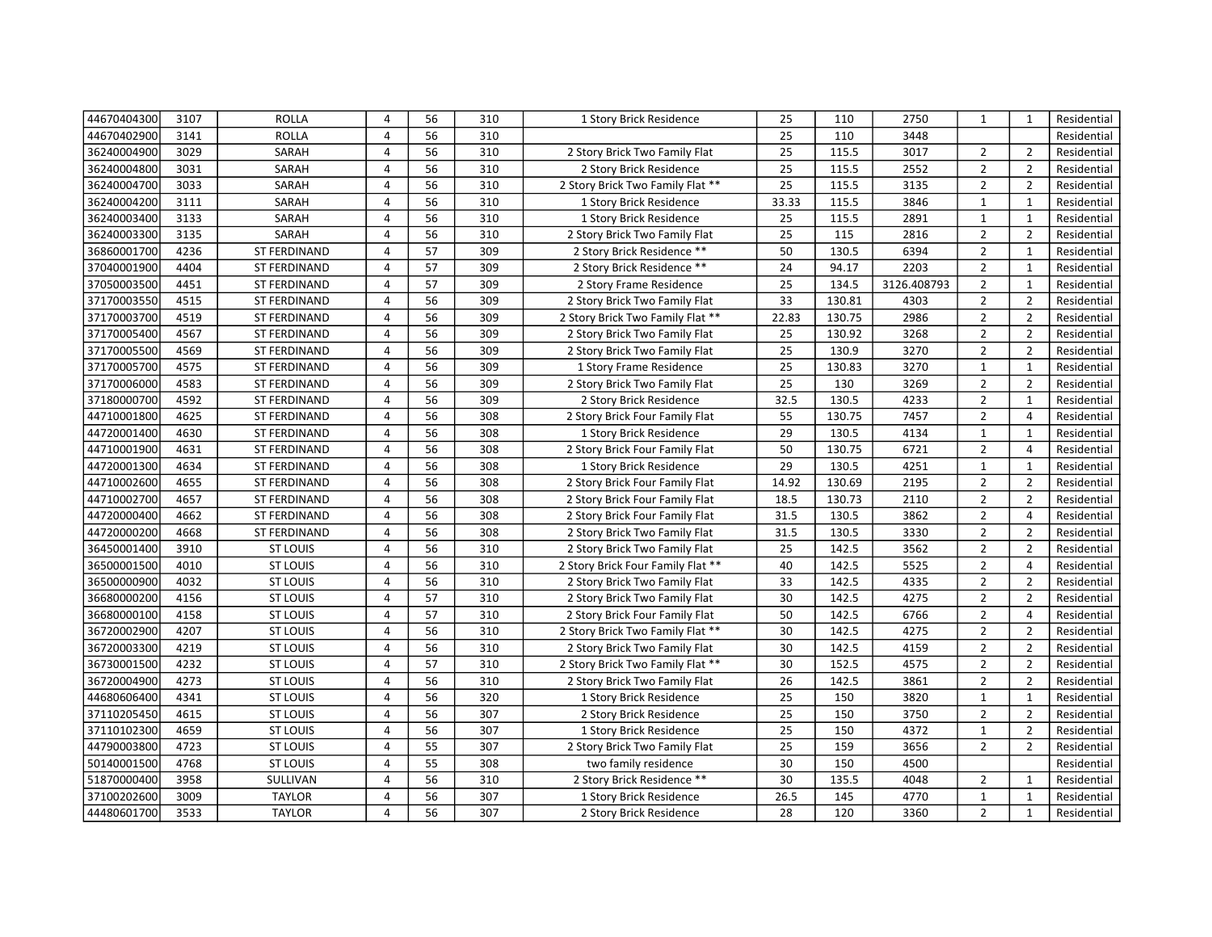| | | | | | | | | | | | | |
|---|---|---|---|---|---|---|---|---|---|---|---|---|
| 44670404300 | 3107 | ROLLA | 4 | 56 | 310 | 1 Story Brick Residence | 25 | 110 | 2750 | 1 | 1 | Residential |
| 44670402900 | 3141 | ROLLA | 4 | 56 | 310 | | 25 | 110 | 3448 | | | Residential |
| 36240004900 | 3029 | SARAH | 4 | 56 | 310 | 2 Story Brick Two Family Flat | 25 | 115.5 | 3017 | 2 | 2 | Residential |
| 36240004800 | 3031 | SARAH | 4 | 56 | 310 | 2 Story Brick Residence | 25 | 115.5 | 2552 | 2 | 2 | Residential |
| 36240004700 | 3033 | SARAH | 4 | 56 | 310 | 2 Story Brick Two Family Flat ** | 25 | 115.5 | 3135 | 2 | 2 | Residential |
| 36240004200 | 3111 | SARAH | 4 | 56 | 310 | 1 Story Brick Residence | 33.33 | 115.5 | 3846 | 1 | 1 | Residential |
| 36240003400 | 3133 | SARAH | 4 | 56 | 310 | 1 Story Brick Residence | 25 | 115.5 | 2891 | 1 | 1 | Residential |
| 36240003300 | 3135 | SARAH | 4 | 56 | 310 | 2 Story Brick Two Family Flat | 25 | 115 | 2816 | 2 | 2 | Residential |
| 36860001700 | 4236 | ST FERDINAND | 4 | 57 | 309 | 2 Story Brick Residence ** | 50 | 130.5 | 6394 | 2 | 1 | Residential |
| 37040001900 | 4404 | ST FERDINAND | 4 | 57 | 309 | 2 Story Brick Residence ** | 24 | 94.17 | 2203 | 2 | 1 | Residential |
| 37050003500 | 4451 | ST FERDINAND | 4 | 57 | 309 | 2 Story Frame Residence | 25 | 134.5 | 3126.408793 | 2 | 1 | Residential |
| 37170003550 | 4515 | ST FERDINAND | 4 | 56 | 309 | 2 Story Brick Two Family Flat | 33 | 130.81 | 4303 | 2 | 2 | Residential |
| 37170003700 | 4519 | ST FERDINAND | 4 | 56 | 309 | 2 Story Brick Two Family Flat ** | 22.83 | 130.75 | 2986 | 2 | 2 | Residential |
| 37170005400 | 4567 | ST FERDINAND | 4 | 56 | 309 | 2 Story Brick Two Family Flat | 25 | 130.92 | 3268 | 2 | 2 | Residential |
| 37170005500 | 4569 | ST FERDINAND | 4 | 56 | 309 | 2 Story Brick Two Family Flat | 25 | 130.9 | 3270 | 2 | 2 | Residential |
| 37170005700 | 4575 | ST FERDINAND | 4 | 56 | 309 | 1 Story Frame Residence | 25 | 130.83 | 3270 | 1 | 1 | Residential |
| 37170006000 | 4583 | ST FERDINAND | 4 | 56 | 309 | 2 Story Brick Two Family Flat | 25 | 130 | 3269 | 2 | 2 | Residential |
| 37180000700 | 4592 | ST FERDINAND | 4 | 56 | 309 | 2 Story Brick Residence | 32.5 | 130.5 | 4233 | 2 | 1 | Residential |
| 44710001800 | 4625 | ST FERDINAND | 4 | 56 | 308 | 2 Story Brick Four Family Flat | 55 | 130.75 | 7457 | 2 | 4 | Residential |
| 44720001400 | 4630 | ST FERDINAND | 4 | 56 | 308 | 1 Story Brick Residence | 29 | 130.5 | 4134 | 1 | 1 | Residential |
| 44710001900 | 4631 | ST FERDINAND | 4 | 56 | 308 | 2 Story Brick Four Family Flat | 50 | 130.75 | 6721 | 2 | 4 | Residential |
| 44720001300 | 4634 | ST FERDINAND | 4 | 56 | 308 | 1 Story Brick Residence | 29 | 130.5 | 4251 | 1 | 1 | Residential |
| 44710002600 | 4655 | ST FERDINAND | 4 | 56 | 308 | 2 Story Brick Four Family Flat | 14.92 | 130.69 | 2195 | 2 | 2 | Residential |
| 44710002700 | 4657 | ST FERDINAND | 4 | 56 | 308 | 2 Story Brick Four Family Flat | 18.5 | 130.73 | 2110 | 2 | 2 | Residential |
| 44720000400 | 4662 | ST FERDINAND | 4 | 56 | 308 | 2 Story Brick Four Family Flat | 31.5 | 130.5 | 3862 | 2 | 4 | Residential |
| 44720000200 | 4668 | ST FERDINAND | 4 | 56 | 308 | 2 Story Brick Two Family Flat | 31.5 | 130.5 | 3330 | 2 | 2 | Residential |
| 36450001400 | 3910 | ST LOUIS | 4 | 56 | 310 | 2 Story Brick Two Family Flat | 25 | 142.5 | 3562 | 2 | 2 | Residential |
| 36500001500 | 4010 | ST LOUIS | 4 | 56 | 310 | 2 Story Brick Four Family Flat ** | 40 | 142.5 | 5525 | 2 | 4 | Residential |
| 36500000900 | 4032 | ST LOUIS | 4 | 56 | 310 | 2 Story Brick Two Family Flat | 33 | 142.5 | 4335 | 2 | 2 | Residential |
| 36680000200 | 4156 | ST LOUIS | 4 | 57 | 310 | 2 Story Brick Two Family Flat | 30 | 142.5 | 4275 | 2 | 2 | Residential |
| 36680000100 | 4158 | ST LOUIS | 4 | 57 | 310 | 2 Story Brick Four Family Flat | 50 | 142.5 | 6766 | 2 | 4 | Residential |
| 36720002900 | 4207 | ST LOUIS | 4 | 56 | 310 | 2 Story Brick Two Family Flat ** | 30 | 142.5 | 4275 | 2 | 2 | Residential |
| 36720003300 | 4219 | ST LOUIS | 4 | 56 | 310 | 2 Story Brick Two Family Flat | 30 | 142.5 | 4159 | 2 | 2 | Residential |
| 36730001500 | 4232 | ST LOUIS | 4 | 57 | 310 | 2 Story Brick Two Family Flat ** | 30 | 152.5 | 4575 | 2 | 2 | Residential |
| 36720004900 | 4273 | ST LOUIS | 4 | 56 | 310 | 2 Story Brick Two Family Flat | 26 | 142.5 | 3861 | 2 | 2 | Residential |
| 44680606400 | 4341 | ST LOUIS | 4 | 56 | 320 | 1 Story Brick Residence | 25 | 150 | 3820 | 1 | 1 | Residential |
| 37110205450 | 4615 | ST LOUIS | 4 | 56 | 307 | 2 Story Brick Residence | 25 | 150 | 3750 | 2 | 2 | Residential |
| 37110102300 | 4659 | ST LOUIS | 4 | 56 | 307 | 1 Story Brick Residence | 25 | 150 | 4372 | 1 | 2 | Residential |
| 44790003800 | 4723 | ST LOUIS | 4 | 55 | 307 | 2 Story Brick Two Family Flat | 25 | 159 | 3656 | 2 | 2 | Residential |
| 50140001500 | 4768 | ST LOUIS | 4 | 55 | 308 | two family residence | 30 | 150 | 4500 | | | Residential |
| 51870000400 | 3958 | SULLIVAN | 4 | 56 | 310 | 2 Story Brick Residence ** | 30 | 135.5 | 4048 | 2 | 1 | Residential |
| 37100202600 | 3009 | TAYLOR | 4 | 56 | 307 | 1 Story Brick Residence | 26.5 | 145 | 4770 | 1 | 1 | Residential |
| 44480601700 | 3533 | TAYLOR | 4 | 56 | 307 | 2 Story Brick Residence | 28 | 120 | 3360 | 2 | 1 | Residential |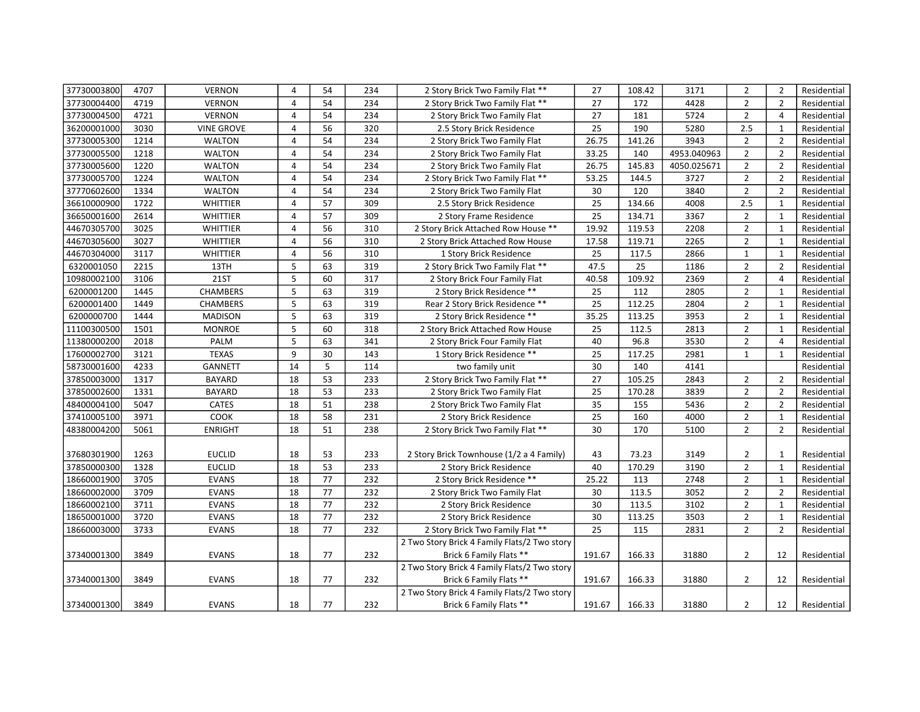| | | | | | | | | | | | | |
|---|---|---|---|---|---|---|---|---|---|---|---|---|
| 37730003800 | 4707 | VERNON | 4 | 54 | 234 | 2 Story Brick Two Family Flat ** | 27 | 108.42 | 3171 | 2 | 2 | Residential |
| 37730004400 | 4719 | VERNON | 4 | 54 | 234 | 2 Story Brick Two Family Flat ** | 27 | 172 | 4428 | 2 | 2 | Residential |
| 37730004500 | 4721 | VERNON | 4 | 54 | 234 | 2 Story Brick Two Family Flat | 27 | 181 | 5724 | 2 | 4 | Residential |
| 36200001000 | 3030 | VINE GROVE | 4 | 56 | 320 | 2.5 Story Brick Residence | 25 | 190 | 5280 | 2.5 | 1 | Residential |
| 37730005300 | 1214 | WALTON | 4 | 54 | 234 | 2 Story Brick Two Family Flat | 26.75 | 141.26 | 3943 | 2 | 2 | Residential |
| 37730005500 | 1218 | WALTON | 4 | 54 | 234 | 2 Story Brick Two Family Flat | 33.25 | 140 | 4953.040963 | 2 | 2 | Residential |
| 37730005600 | 1220 | WALTON | 4 | 54 | 234 | 2 Story Brick Two Family Flat | 26.75 | 145.83 | 4050.025671 | 2 | 2 | Residential |
| 37730005700 | 1224 | WALTON | 4 | 54 | 234 | 2 Story Brick Two Family Flat ** | 53.25 | 144.5 | 3727 | 2 | 2 | Residential |
| 37770602600 | 1334 | WALTON | 4 | 54 | 234 | 2 Story Brick Two Family Flat | 30 | 120 | 3840 | 2 | 2 | Residential |
| 36610000900 | 1722 | WHITTIER | 4 | 57 | 309 | 2.5 Story Brick Residence | 25 | 134.66 | 4008 | 2.5 | 1 | Residential |
| 36650001600 | 2614 | WHITTIER | 4 | 57 | 309 | 2 Story Frame Residence | 25 | 134.71 | 3367 | 2 | 1 | Residential |
| 44670305700 | 3025 | WHITTIER | 4 | 56 | 310 | 2 Story Brick Attached Row House ** | 19.92 | 119.53 | 2208 | 2 | 1 | Residential |
| 44670305600 | 3027 | WHITTIER | 4 | 56 | 310 | 2 Story Brick Attached Row House | 17.58 | 119.71 | 2265 | 2 | 1 | Residential |
| 44670304000 | 3117 | WHITTIER | 4 | 56 | 310 | 1 Story Brick Residence | 25 | 117.5 | 2866 | 1 | 1 | Residential |
| 6320001050 | 2215 | 13TH | 5 | 63 | 319 | 2 Story Brick Two Family Flat ** | 47.5 | 25 | 1186 | 2 | 2 | Residential |
| 10980002100 | 3106 | 21ST | 5 | 60 | 317 | 2 Story Brick Four Family Flat | 40.58 | 109.92 | 2369 | 2 | 4 | Residential |
| 6200001200 | 1445 | CHAMBERS | 5 | 63 | 319 | 2 Story Brick Residence ** | 25 | 112 | 2805 | 2 | 1 | Residential |
| 6200001400 | 1449 | CHAMBERS | 5 | 63 | 319 | Rear 2 Story Brick Residence ** | 25 | 112.25 | 2804 | 2 | 1 | Residential |
| 6200000700 | 1444 | MADISON | 5 | 63 | 319 | 2 Story Brick Residence ** | 35.25 | 113.25 | 3953 | 2 | 1 | Residential |
| 11100300500 | 1501 | MONROE | 5 | 60 | 318 | 2 Story Brick Attached Row House | 25 | 112.5 | 2813 | 2 | 1 | Residential |
| 11380000200 | 2018 | PALM | 5 | 63 | 341 | 2 Story Brick Four Family Flat | 40 | 96.8 | 3530 | 2 | 4 | Residential |
| 17600002700 | 3121 | TEXAS | 9 | 30 | 143 | 1 Story Brick Residence ** | 25 | 117.25 | 2981 | 1 | 1 | Residential |
| 58730001600 | 4233 | GANNETT | 14 | 5 | 114 | two family unit | 30 | 140 | 4141 | | | Residential |
| 37850003000 | 1317 | BAYARD | 18 | 53 | 233 | 2 Story Brick Two Family Flat ** | 27 | 105.25 | 2843 | 2 | 2 | Residential |
| 37850002600 | 1331 | BAYARD | 18 | 53 | 233 | 2 Story Brick Two Family Flat | 25 | 170.28 | 3839 | 2 | 2 | Residential |
| 48400004100 | 5047 | CATES | 18 | 51 | 238 | 2 Story Brick Two Family Flat | 35 | 155 | 5436 | 2 | 2 | Residential |
| 37410005100 | 3971 | COOK | 18 | 58 | 231 | 2 Story Brick Residence | 25 | 160 | 4000 | 2 | 1 | Residential |
| 48380004200 | 5061 | ENRIGHT | 18 | 51 | 238 | 2 Story Brick Two Family Flat ** | 30 | 170 | 5100 | 2 | 2 | Residential |
| 37680301900 | 1263 | EUCLID | 18 | 53 | 233 | 2 Story Brick Townhouse (1/2 a 4 Family) | 43 | 73.23 | 3149 | 2 | 1 | Residential |
| 37850000300 | 1328 | EUCLID | 18 | 53 | 233 | 2 Story Brick Residence | 40 | 170.29 | 3190 | 2 | 1 | Residential |
| 18660001900 | 3705 | EVANS | 18 | 77 | 232 | 2 Story Brick Residence ** | 25.22 | 113 | 2748 | 2 | 1 | Residential |
| 18660002000 | 3709 | EVANS | 18 | 77 | 232 | 2 Story Brick Two Family Flat | 30 | 113.5 | 3052 | 2 | 2 | Residential |
| 18660002100 | 3711 | EVANS | 18 | 77 | 232 | 2 Story Brick Residence | 30 | 113.5 | 3102 | 2 | 1 | Residential |
| 18650001000 | 3720 | EVANS | 18 | 77 | 232 | 2 Story Brick Residence | 30 | 113.25 | 3503 | 2 | 1 | Residential |
| 18660003000 | 3733 | EVANS | 18 | 77 | 232 | 2 Story Brick Two Family Flat ** | 25 | 115 | 2831 | 2 | 2 | Residential |
| 37340001300 | 3849 | EVANS | 18 | 77 | 232 | 2 Two Story Brick 4 Family Flats/2 Two story Brick 6 Family Flats ** | 191.67 | 166.33 | 31880 | 2 | 12 | Residential |
| 37340001300 | 3849 | EVANS | 18 | 77 | 232 | 2 Two Story Brick 4 Family Flats/2 Two story Brick 6 Family Flats ** | 191.67 | 166.33 | 31880 | 2 | 12 | Residential |
| 37340001300 | 3849 | EVANS | 18 | 77 | 232 | 2 Two Story Brick 4 Family Flats/2 Two story Brick 6 Family Flats ** | 191.67 | 166.33 | 31880 | 2 | 12 | Residential |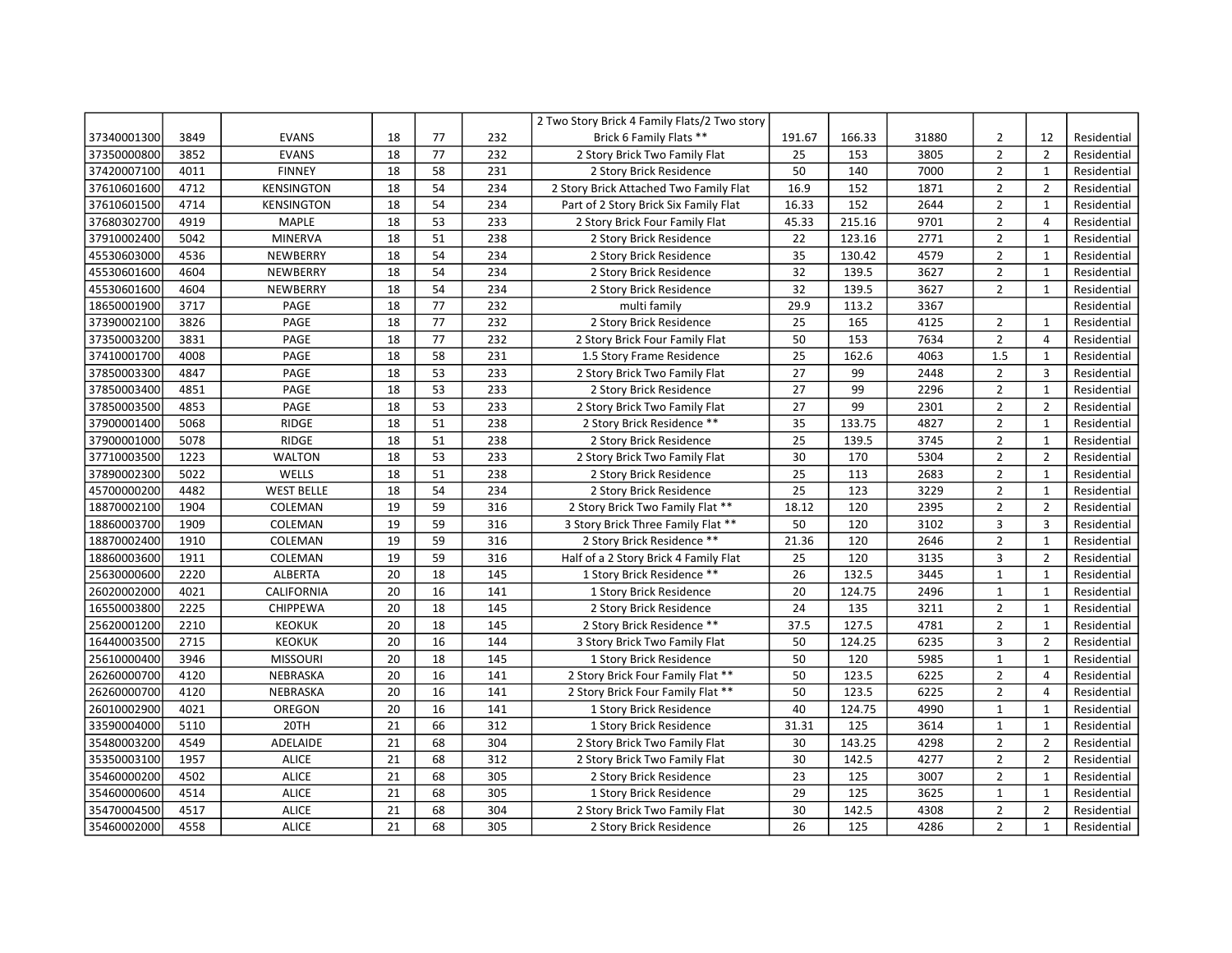| | | | | | | | | | | | | |
|---|---|---|---|---|---|---|---|---|---|---|---|---|
| 37340001300 | 3849 | EVANS | 18 | 77 | 232 | 2 Two Story Brick 4 Family Flats/2 Two story Brick 6 Family Flats ** | 191.67 | 166.33 | 31880 | 2 | 12 | Residential |
| 37350000800 | 3852 | EVANS | 18 | 77 | 232 | 2 Story Brick Two Family Flat | 25 | 153 | 3805 | 2 | 2 | Residential |
| 37420007100 | 4011 | FINNEY | 18 | 58 | 231 | 2 Story Brick Residence | 50 | 140 | 7000 | 2 | 1 | Residential |
| 37610601600 | 4712 | KENSINGTON | 18 | 54 | 234 | 2 Story Brick Attached Two Family Flat | 16.9 | 152 | 1871 | 2 | 2 | Residential |
| 37610601500 | 4714 | KENSINGTON | 18 | 54 | 234 | Part of 2 Story Brick Six Family Flat | 16.33 | 152 | 2644 | 2 | 1 | Residential |
| 37680302700 | 4919 | MAPLE | 18 | 53 | 233 | 2 Story Brick Four Family Flat | 45.33 | 215.16 | 9701 | 2 | 4 | Residential |
| 37910002400 | 5042 | MINERVA | 18 | 51 | 238 | 2 Story Brick Residence | 22 | 123.16 | 2771 | 2 | 1 | Residential |
| 45530603000 | 4536 | NEWBERRY | 18 | 54 | 234 | 2 Story Brick Residence | 35 | 130.42 | 4579 | 2 | 1 | Residential |
| 45530601600 | 4604 | NEWBERRY | 18 | 54 | 234 | 2 Story Brick Residence | 32 | 139.5 | 3627 | 2 | 1 | Residential |
| 45530601600 | 4604 | NEWBERRY | 18 | 54 | 234 | 2 Story Brick Residence | 32 | 139.5 | 3627 | 2 | 1 | Residential |
| 18650001900 | 3717 | PAGE | 18 | 77 | 232 | multi family | 29.9 | 113.2 | 3367 | | | Residential |
| 37390002100 | 3826 | PAGE | 18 | 77 | 232 | 2 Story Brick Residence | 25 | 165 | 4125 | 2 | 1 | Residential |
| 37350003200 | 3831 | PAGE | 18 | 77 | 232 | 2 Story Brick Four Family Flat | 50 | 153 | 7634 | 2 | 4 | Residential |
| 37410001700 | 4008 | PAGE | 18 | 58 | 231 | 1.5 Story Frame Residence | 25 | 162.6 | 4063 | 1.5 | 1 | Residential |
| 37850003300 | 4847 | PAGE | 18 | 53 | 233 | 2 Story Brick Two Family Flat | 27 | 99 | 2448 | 2 | 3 | Residential |
| 37850003400 | 4851 | PAGE | 18 | 53 | 233 | 2 Story Brick Residence | 27 | 99 | 2296 | 2 | 1 | Residential |
| 37850003500 | 4853 | PAGE | 18 | 53 | 233 | 2 Story Brick Two Family Flat | 27 | 99 | 2301 | 2 | 2 | Residential |
| 37900001400 | 5068 | RIDGE | 18 | 51 | 238 | 2 Story Brick Residence ** | 35 | 133.75 | 4827 | 2 | 1 | Residential |
| 37900001000 | 5078 | RIDGE | 18 | 51 | 238 | 2 Story Brick Residence | 25 | 139.5 | 3745 | 2 | 1 | Residential |
| 37710003500 | 1223 | WALTON | 18 | 53 | 233 | 2 Story Brick Two Family Flat | 30 | 170 | 5304 | 2 | 2 | Residential |
| 37890002300 | 5022 | WELLS | 18 | 51 | 238 | 2 Story Brick Residence | 25 | 113 | 2683 | 2 | 1 | Residential |
| 45700000200 | 4482 | WEST BELLE | 18 | 54 | 234 | 2 Story Brick Residence | 25 | 123 | 3229 | 2 | 1 | Residential |
| 18870002100 | 1904 | COLEMAN | 19 | 59 | 316 | 2 Story Brick Two Family Flat ** | 18.12 | 120 | 2395 | 2 | 2 | Residential |
| 18860003700 | 1909 | COLEMAN | 19 | 59 | 316 | 3 Story Brick Three Family Flat ** | 50 | 120 | 3102 | 3 | 3 | Residential |
| 18870002400 | 1910 | COLEMAN | 19 | 59 | 316 | 2 Story Brick Residence ** | 21.36 | 120 | 2646 | 2 | 1 | Residential |
| 18860003600 | 1911 | COLEMAN | 19 | 59 | 316 | Half of a 2 Story Brick 4 Family Flat | 25 | 120 | 3135 | 3 | 2 | Residential |
| 25630000600 | 2220 | ALBERTA | 20 | 18 | 145 | 1 Story Brick Residence ** | 26 | 132.5 | 3445 | 1 | 1 | Residential |
| 26020002000 | 4021 | CALIFORNIA | 20 | 16 | 141 | 1 Story Brick Residence | 20 | 124.75 | 2496 | 1 | 1 | Residential |
| 16550003800 | 2225 | CHIPPEWA | 20 | 18 | 145 | 2 Story Brick Residence | 24 | 135 | 3211 | 2 | 1 | Residential |
| 25620001200 | 2210 | KEOKUK | 20 | 18 | 145 | 2 Story Brick Residence ** | 37.5 | 127.5 | 4781 | 2 | 1 | Residential |
| 16440003500 | 2715 | KEOKUK | 20 | 16 | 144 | 3 Story Brick Two Family Flat | 50 | 124.25 | 6235 | 3 | 2 | Residential |
| 25610000400 | 3946 | MISSOURI | 20 | 18 | 145 | 1 Story Brick Residence | 50 | 120 | 5985 | 1 | 1 | Residential |
| 26260000700 | 4120 | NEBRASKA | 20 | 16 | 141 | 2 Story Brick Four Family Flat ** | 50 | 123.5 | 6225 | 2 | 4 | Residential |
| 26260000700 | 4120 | NEBRASKA | 20 | 16 | 141 | 2 Story Brick Four Family Flat ** | 50 | 123.5 | 6225 | 2 | 4 | Residential |
| 26010002900 | 4021 | OREGON | 20 | 16 | 141 | 1 Story Brick Residence | 40 | 124.75 | 4990 | 1 | 1 | Residential |
| 33590004000 | 5110 | 20TH | 21 | 66 | 312 | 1 Story Brick Residence | 31.31 | 125 | 3614 | 1 | 1 | Residential |
| 35480003200 | 4549 | ADELAIDE | 21 | 68 | 304 | 2 Story Brick Two Family Flat | 30 | 143.25 | 4298 | 2 | 2 | Residential |
| 35350003100 | 1957 | ALICE | 21 | 68 | 312 | 2 Story Brick Two Family Flat | 30 | 142.5 | 4277 | 2 | 2 | Residential |
| 35460000200 | 4502 | ALICE | 21 | 68 | 305 | 2 Story Brick Residence | 23 | 125 | 3007 | 2 | 1 | Residential |
| 35460000600 | 4514 | ALICE | 21 | 68 | 305 | 1 Story Brick Residence | 29 | 125 | 3625 | 1 | 1 | Residential |
| 35470004500 | 4517 | ALICE | 21 | 68 | 304 | 2 Story Brick Two Family Flat | 30 | 142.5 | 4308 | 2 | 2 | Residential |
| 35460002000 | 4558 | ALICE | 21 | 68 | 305 | 2 Story Brick Residence | 26 | 125 | 4286 | 2 | 1 | Residential |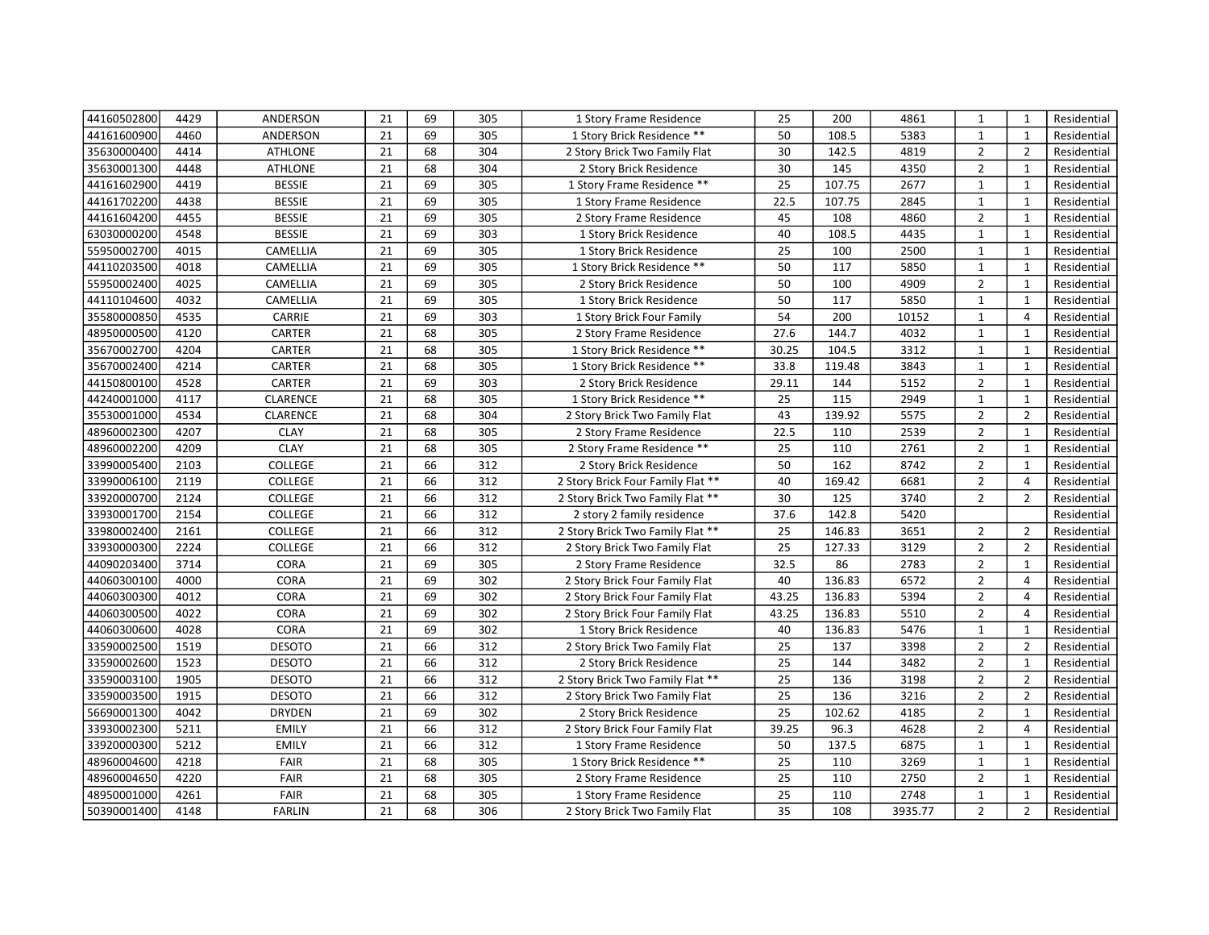| 44160502800 | 4429 | ANDERSON | 21 | 69 | 305 | 1 Story Frame Residence | 25 | 200 | 4861 | 1 | 1 | Residential |
|---|---|---|---|---|---|---|---|---|---|---|---|---|
| 44161600900 | 4460 | ANDERSON | 21 | 69 | 305 | 1 Story Brick Residence ** | 50 | 108.5 | 5383 | 1 | 1 | Residential |
| 35630000400 | 4414 | ATHLONE | 21 | 68 | 304 | 2 Story Brick Two Family Flat | 30 | 142.5 | 4819 | 2 | 2 | Residential |
| 35630001300 | 4448 | ATHLONE | 21 | 68 | 304 | 2 Story Brick Residence | 30 | 145 | 4350 | 2 | 1 | Residential |
| 44161602900 | 4419 | BESSIE | 21 | 69 | 305 | 1 Story Frame Residence ** | 25 | 107.75 | 2677 | 1 | 1 | Residential |
| 44161702200 | 4438 | BESSIE | 21 | 69 | 305 | 1 Story Frame Residence | 22.5 | 107.75 | 2845 | 1 | 1 | Residential |
| 44161604200 | 4455 | BESSIE | 21 | 69 | 305 | 2 Story Frame Residence | 45 | 108 | 4860 | 2 | 1 | Residential |
| 63030000200 | 4548 | BESSIE | 21 | 69 | 303 | 1 Story Brick Residence | 40 | 108.5 | 4435 | 1 | 1 | Residential |
| 55950002700 | 4015 | CAMELLIA | 21 | 69 | 305 | 1 Story Brick Residence | 25 | 100 | 2500 | 1 | 1 | Residential |
| 44110203500 | 4018 | CAMELLIA | 21 | 69 | 305 | 1 Story Brick Residence ** | 50 | 117 | 5850 | 1 | 1 | Residential |
| 55950002400 | 4025 | CAMELLIA | 21 | 69 | 305 | 2 Story Brick Residence | 50 | 100 | 4909 | 2 | 1 | Residential |
| 44110104600 | 4032 | CAMELLIA | 21 | 69 | 305 | 1 Story Brick Residence | 50 | 117 | 5850 | 1 | 1 | Residential |
| 35580000850 | 4535 | CARRIE | 21 | 69 | 303 | 1 Story Brick Four Family | 54 | 200 | 10152 | 1 | 4 | Residential |
| 48950000500 | 4120 | CARTER | 21 | 68 | 305 | 2 Story Frame Residence | 27.6 | 144.7 | 4032 | 1 | 1 | Residential |
| 35670002700 | 4204 | CARTER | 21 | 68 | 305 | 1 Story Brick Residence ** | 30.25 | 104.5 | 3312 | 1 | 1 | Residential |
| 35670002400 | 4214 | CARTER | 21 | 68 | 305 | 1 Story Brick Residence ** | 33.8 | 119.48 | 3843 | 1 | 1 | Residential |
| 44150800100 | 4528 | CARTER | 21 | 69 | 303 | 2 Story Brick Residence | 29.11 | 144 | 5152 | 2 | 1 | Residential |
| 44240001000 | 4117 | CLARENCE | 21 | 68 | 305 | 1 Story Brick Residence ** | 25 | 115 | 2949 | 1 | 1 | Residential |
| 35530001000 | 4534 | CLARENCE | 21 | 68 | 304 | 2 Story Brick Two Family Flat | 43 | 139.92 | 5575 | 2 | 2 | Residential |
| 48960002300 | 4207 | CLAY | 21 | 68 | 305 | 2 Story Frame Residence | 22.5 | 110 | 2539 | 2 | 1 | Residential |
| 48960002200 | 4209 | CLAY | 21 | 68 | 305 | 2 Story Frame Residence ** | 25 | 110 | 2761 | 2 | 1 | Residential |
| 33990005400 | 2103 | COLLEGE | 21 | 66 | 312 | 2 Story Brick Residence | 50 | 162 | 8742 | 2 | 1 | Residential |
| 33990006100 | 2119 | COLLEGE | 21 | 66 | 312 | 2 Story Brick Four Family Flat ** | 40 | 169.42 | 6681 | 2 | 4 | Residential |
| 33920000700 | 2124 | COLLEGE | 21 | 66 | 312 | 2 Story Brick Two Family Flat ** | 30 | 125 | 3740 | 2 | 2 | Residential |
| 33930001700 | 2154 | COLLEGE | 21 | 66 | 312 | 2 story 2 family residence | 37.6 | 142.8 | 5420 | | | Residential |
| 33980002400 | 2161 | COLLEGE | 21 | 66 | 312 | 2 Story Brick Two Family Flat ** | 25 | 146.83 | 3651 | 2 | 2 | Residential |
| 33930000300 | 2224 | COLLEGE | 21 | 66 | 312 | 2 Story Brick Two Family Flat | 25 | 127.33 | 3129 | 2 | 2 | Residential |
| 44090203400 | 3714 | CORA | 21 | 69 | 305 | 2 Story Frame Residence | 32.5 | 86 | 2783 | 2 | 1 | Residential |
| 44060300100 | 4000 | CORA | 21 | 69 | 302 | 2 Story Brick Four Family Flat | 40 | 136.83 | 6572 | 2 | 4 | Residential |
| 44060300300 | 4012 | CORA | 21 | 69 | 302 | 2 Story Brick Four Family Flat | 43.25 | 136.83 | 5394 | 2 | 4 | Residential |
| 44060300500 | 4022 | CORA | 21 | 69 | 302 | 2 Story Brick Four Family Flat | 43.25 | 136.83 | 5510 | 2 | 4 | Residential |
| 44060300600 | 4028 | CORA | 21 | 69 | 302 | 1 Story Brick Residence | 40 | 136.83 | 5476 | 1 | 1 | Residential |
| 33590002500 | 1519 | DESOTO | 21 | 66 | 312 | 2 Story Brick Two Family Flat | 25 | 137 | 3398 | 2 | 2 | Residential |
| 33590002600 | 1523 | DESOTO | 21 | 66 | 312 | 2 Story Brick Residence | 25 | 144 | 3482 | 2 | 1 | Residential |
| 33590003100 | 1905 | DESOTO | 21 | 66 | 312 | 2 Story Brick Two Family Flat ** | 25 | 136 | 3198 | 2 | 2 | Residential |
| 33590003500 | 1915 | DESOTO | 21 | 66 | 312 | 2 Story Brick Two Family Flat | 25 | 136 | 3216 | 2 | 2 | Residential |
| 56690001300 | 4042 | DRYDEN | 21 | 69 | 302 | 2 Story Brick Residence | 25 | 102.62 | 4185 | 2 | 1 | Residential |
| 33930002300 | 5211 | EMILY | 21 | 66 | 312 | 2 Story Brick Four Family Flat | 39.25 | 96.3 | 4628 | 2 | 4 | Residential |
| 33920000300 | 5212 | EMILY | 21 | 66 | 312 | 1 Story Frame Residence | 50 | 137.5 | 6875 | 1 | 1 | Residential |
| 48960004600 | 4218 | FAIR | 21 | 68 | 305 | 1 Story Brick Residence ** | 25 | 110 | 3269 | 1 | 1 | Residential |
| 48960004650 | 4220 | FAIR | 21 | 68 | 305 | 2 Story Frame Residence | 25 | 110 | 2750 | 2 | 1 | Residential |
| 48950001000 | 4261 | FAIR | 21 | 68 | 305 | 1 Story Frame Residence | 25 | 110 | 2748 | 1 | 1 | Residential |
| 50390001400 | 4148 | FARLIN | 21 | 68 | 306 | 2 Story Brick Two Family Flat | 35 | 108 | 3935.77 | 2 | 2 | Residential |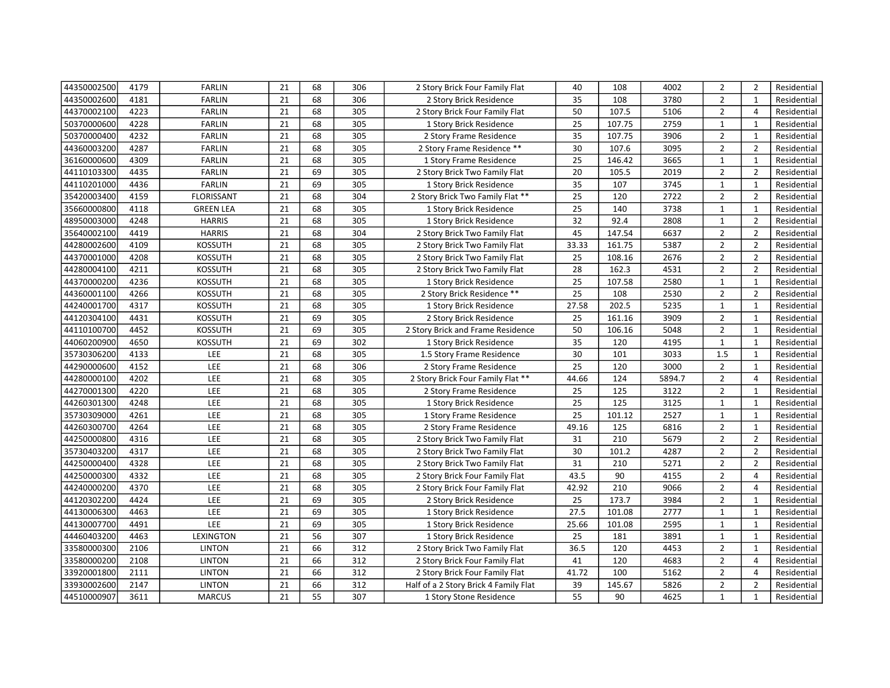| | | | | | | | | | | | | |
|---|---|---|---|---|---|---|---|---|---|---|---|---|
| 44350002500 | 4179 | FARLIN | 21 | 68 | 306 | 2 Story Brick Four Family Flat | 40 | 108 | 4002 | 2 | 2 | Residential |
| 44350002600 | 4181 | FARLIN | 21 | 68 | 306 | 2 Story Brick Residence | 35 | 108 | 3780 | 2 | 1 | Residential |
| 44370002100 | 4223 | FARLIN | 21 | 68 | 305 | 2 Story Brick Four Family Flat | 50 | 107.5 | 5106 | 2 | 4 | Residential |
| 50370000600 | 4228 | FARLIN | 21 | 68 | 305 | 1 Story Brick Residence | 25 | 107.75 | 2759 | 1 | 1 | Residential |
| 50370000400 | 4232 | FARLIN | 21 | 68 | 305 | 2 Story Frame Residence | 35 | 107.75 | 3906 | 2 | 1 | Residential |
| 44360003200 | 4287 | FARLIN | 21 | 68 | 305 | 2 Story Frame Residence ** | 30 | 107.6 | 3095 | 2 | 2 | Residential |
| 36160000600 | 4309 | FARLIN | 21 | 68 | 305 | 1 Story Frame Residence | 25 | 146.42 | 3665 | 1 | 1 | Residential |
| 44110103300 | 4435 | FARLIN | 21 | 69 | 305 | 2 Story Brick Two Family Flat | 20 | 105.5 | 2019 | 2 | 2 | Residential |
| 44110201000 | 4436 | FARLIN | 21 | 69 | 305 | 1 Story Brick Residence | 35 | 107 | 3745 | 1 | 1 | Residential |
| 35420003400 | 4159 | FLORISSANT | 21 | 68 | 304 | 2 Story Brick Two Family Flat ** | 25 | 120 | 2722 | 2 | 2 | Residential |
| 35660000800 | 4118 | GREEN LEA | 21 | 68 | 305 | 1 Story Brick Residence | 25 | 140 | 3738 | 1 | 1 | Residential |
| 48950003000 | 4248 | HARRIS | 21 | 68 | 305 | 1 Story Brick Residence | 32 | 92.4 | 2808 | 1 | 2 | Residential |
| 35640002100 | 4419 | HARRIS | 21 | 68 | 304 | 2 Story Brick Two Family Flat | 45 | 147.54 | 6637 | 2 | 2 | Residential |
| 44280002600 | 4109 | KOSSUTH | 21 | 68 | 305 | 2 Story Brick Two Family Flat | 33.33 | 161.75 | 5387 | 2 | 2 | Residential |
| 44370001000 | 4208 | KOSSUTH | 21 | 68 | 305 | 2 Story Brick Two Family Flat | 25 | 108.16 | 2676 | 2 | 2 | Residential |
| 44280004100 | 4211 | KOSSUTH | 21 | 68 | 305 | 2 Story Brick Two Family Flat | 28 | 162.3 | 4531 | 2 | 2 | Residential |
| 44370000200 | 4236 | KOSSUTH | 21 | 68 | 305 | 1 Story Brick Residence | 25 | 107.58 | 2580 | 1 | 1 | Residential |
| 44360001100 | 4266 | KOSSUTH | 21 | 68 | 305 | 2 Story Brick Residence ** | 25 | 108 | 2530 | 2 | 2 | Residential |
| 44240001700 | 4317 | KOSSUTH | 21 | 68 | 305 | 1 Story Brick Residence | 27.58 | 202.5 | 5235 | 1 | 1 | Residential |
| 44120304100 | 4431 | KOSSUTH | 21 | 69 | 305 | 2 Story Brick Residence | 25 | 161.16 | 3909 | 2 | 1 | Residential |
| 44110100700 | 4452 | KOSSUTH | 21 | 69 | 305 | 2 Story Brick and Frame Residence | 50 | 106.16 | 5048 | 2 | 1 | Residential |
| 44060200900 | 4650 | KOSSUTH | 21 | 69 | 302 | 1 Story Brick Residence | 35 | 120 | 4195 | 1 | 1 | Residential |
| 35730306200 | 4133 | LEE | 21 | 68 | 305 | 1.5 Story Frame Residence | 30 | 101 | 3033 | 1.5 | 1 | Residential |
| 44290000600 | 4152 | LEE | 21 | 68 | 306 | 2 Story Frame Residence | 25 | 120 | 3000 | 2 | 1 | Residential |
| 44280000100 | 4202 | LEE | 21 | 68 | 305 | 2 Story Brick Four Family Flat ** | 44.66 | 124 | 5894.7 | 2 | 4 | Residential |
| 44270001300 | 4220 | LEE | 21 | 68 | 305 | 2 Story Frame Residence | 25 | 125 | 3122 | 2 | 1 | Residential |
| 44260301300 | 4248 | LEE | 21 | 68 | 305 | 1 Story Brick Residence | 25 | 125 | 3125 | 1 | 1 | Residential |
| 35730309000 | 4261 | LEE | 21 | 68 | 305 | 1 Story Frame Residence | 25 | 101.12 | 2527 | 1 | 1 | Residential |
| 44260300700 | 4264 | LEE | 21 | 68 | 305 | 2 Story Frame Residence | 49.16 | 125 | 6816 | 2 | 1 | Residential |
| 44250000800 | 4316 | LEE | 21 | 68 | 305 | 2 Story Brick Two Family Flat | 31 | 210 | 5679 | 2 | 2 | Residential |
| 35730403200 | 4317 | LEE | 21 | 68 | 305 | 2 Story Brick Two Family Flat | 30 | 101.2 | 4287 | 2 | 2 | Residential |
| 44250000400 | 4328 | LEE | 21 | 68 | 305 | 2 Story Brick Two Family Flat | 31 | 210 | 5271 | 2 | 2 | Residential |
| 44250000300 | 4332 | LEE | 21 | 68 | 305 | 2 Story Brick Four Family Flat | 43.5 | 90 | 4155 | 2 | 4 | Residential |
| 44240000200 | 4370 | LEE | 21 | 68 | 305 | 2 Story Brick Four Family Flat | 42.92 | 210 | 9066 | 2 | 4 | Residential |
| 44120302200 | 4424 | LEE | 21 | 69 | 305 | 2 Story Brick Residence | 25 | 173.7 | 3984 | 2 | 1 | Residential |
| 44130006300 | 4463 | LEE | 21 | 69 | 305 | 1 Story Brick Residence | 27.5 | 101.08 | 2777 | 1 | 1 | Residential |
| 44130007700 | 4491 | LEE | 21 | 69 | 305 | 1 Story Brick Residence | 25.66 | 101.08 | 2595 | 1 | 1 | Residential |
| 44460403200 | 4463 | LEXINGTON | 21 | 56 | 307 | 1 Story Brick Residence | 25 | 181 | 3891 | 1 | 1 | Residential |
| 33580000300 | 2106 | LINTON | 21 | 66 | 312 | 2 Story Brick Two Family Flat | 36.5 | 120 | 4453 | 2 | 1 | Residential |
| 33580000200 | 2108 | LINTON | 21 | 66 | 312 | 2 Story Brick Four Family Flat | 41 | 120 | 4683 | 2 | 4 | Residential |
| 33920001800 | 2111 | LINTON | 21 | 66 | 312 | 2 Story Brick Four Family Flat | 41.72 | 100 | 5162 | 2 | 4 | Residential |
| 33930002600 | 2147 | LINTON | 21 | 66 | 312 | Half of a 2 Story Brick 4 Family Flat | 39 | 145.67 | 5826 | 2 | 2 | Residential |
| 44510000907 | 3611 | MARCUS | 21 | 55 | 307 | 1 Story Stone Residence | 55 | 90 | 4625 | 1 | 1 | Residential |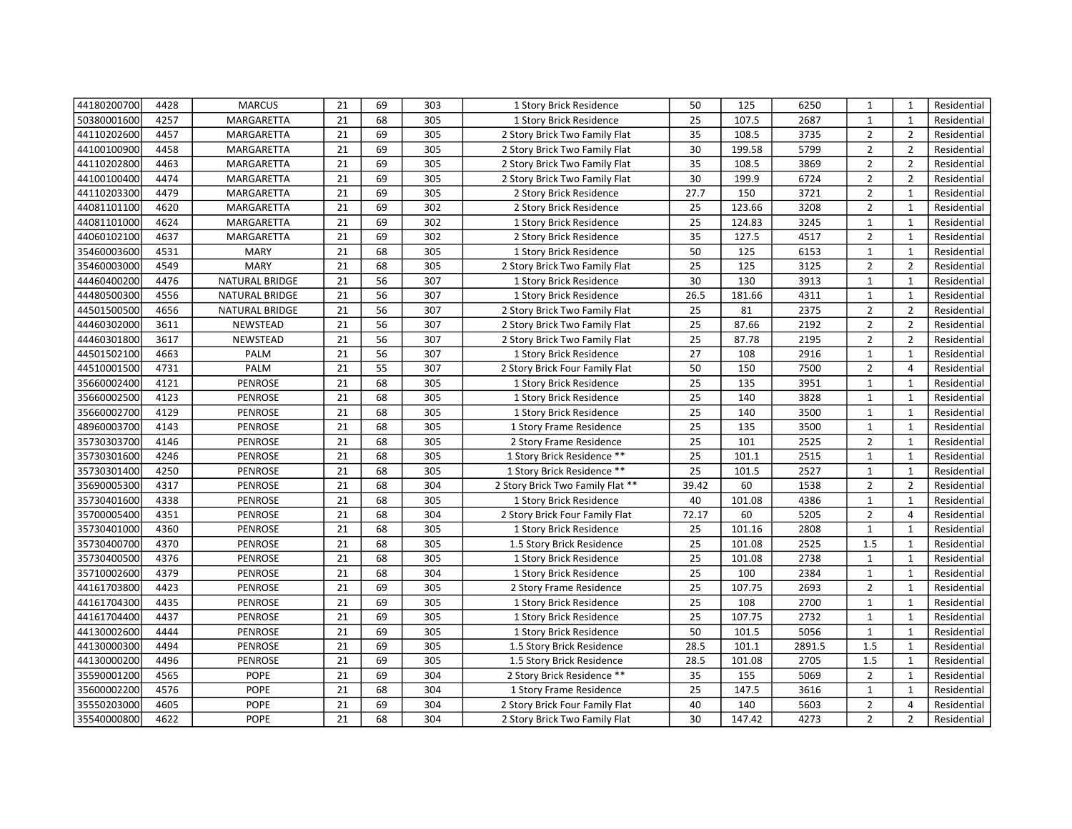| | | | | | | | | | | | | |
|---|---|---|---|---|---|---|---|---|---|---|---|---|
| 44180200700 | 4428 | MARCUS | 21 | 69 | 303 | 1 Story Brick Residence | 50 | 125 | 6250 | 1 | 1 | Residential |
| 50380001600 | 4257 | MARGARETTA | 21 | 68 | 305 | 1 Story Brick Residence | 25 | 107.5 | 2687 | 1 | 1 | Residential |
| 44110202600 | 4457 | MARGARETTA | 21 | 69 | 305 | 2 Story Brick Two Family Flat | 35 | 108.5 | 3735 | 2 | 2 | Residential |
| 44100100900 | 4458 | MARGARETTA | 21 | 69 | 305 | 2 Story Brick Two Family Flat | 30 | 199.58 | 5799 | 2 | 2 | Residential |
| 44110202800 | 4463 | MARGARETTA | 21 | 69 | 305 | 2 Story Brick Two Family Flat | 35 | 108.5 | 3869 | 2 | 2 | Residential |
| 44100100400 | 4474 | MARGARETTA | 21 | 69 | 305 | 2 Story Brick Two Family Flat | 30 | 199.9 | 6724 | 2 | 2 | Residential |
| 44110203300 | 4479 | MARGARETTA | 21 | 69 | 305 | 2 Story Brick Residence | 27.7 | 150 | 3721 | 2 | 1 | Residential |
| 44081101100 | 4620 | MARGARETTA | 21 | 69 | 302 | 2 Story Brick Residence | 25 | 123.66 | 3208 | 2 | 1 | Residential |
| 44081101000 | 4624 | MARGARETTA | 21 | 69 | 302 | 1 Story Brick Residence | 25 | 124.83 | 3245 | 1 | 1 | Residential |
| 44060102100 | 4637 | MARGARETTA | 21 | 69 | 302 | 2 Story Brick Residence | 35 | 127.5 | 4517 | 2 | 1 | Residential |
| 35460003600 | 4531 | MARY | 21 | 68 | 305 | 1 Story Brick Residence | 50 | 125 | 6153 | 1 | 1 | Residential |
| 35460003000 | 4549 | MARY | 21 | 68 | 305 | 2 Story Brick Two Family Flat | 25 | 125 | 3125 | 2 | 2 | Residential |
| 44460400200 | 4476 | NATURAL BRIDGE | 21 | 56 | 307 | 1 Story Brick Residence | 30 | 130 | 3913 | 1 | 1 | Residential |
| 44480500300 | 4556 | NATURAL BRIDGE | 21 | 56 | 307 | 1 Story Brick Residence | 26.5 | 181.66 | 4311 | 1 | 1 | Residential |
| 44501500500 | 4656 | NATURAL BRIDGE | 21 | 56 | 307 | 2 Story Brick Two Family Flat | 25 | 81 | 2375 | 2 | 2 | Residential |
| 44460302000 | 3611 | NEWSTEAD | 21 | 56 | 307 | 2 Story Brick Two Family Flat | 25 | 87.66 | 2192 | 2 | 2 | Residential |
| 44460301800 | 3617 | NEWSTEAD | 21 | 56 | 307 | 2 Story Brick Two Family Flat | 25 | 87.78 | 2195 | 2 | 2 | Residential |
| 44501502100 | 4663 | PALM | 21 | 56 | 307 | 1 Story Brick Residence | 27 | 108 | 2916 | 1 | 1 | Residential |
| 44510001500 | 4731 | PALM | 21 | 55 | 307 | 2 Story Brick Four Family Flat | 50 | 150 | 7500 | 2 | 4 | Residential |
| 35660002400 | 4121 | PENROSE | 21 | 68 | 305 | 1 Story Brick Residence | 25 | 135 | 3951 | 1 | 1 | Residential |
| 35660002500 | 4123 | PENROSE | 21 | 68 | 305 | 1 Story Brick Residence | 25 | 140 | 3828 | 1 | 1 | Residential |
| 35660002700 | 4129 | PENROSE | 21 | 68 | 305 | 1 Story Brick Residence | 25 | 140 | 3500 | 1 | 1 | Residential |
| 48960003700 | 4143 | PENROSE | 21 | 68 | 305 | 1 Story Frame Residence | 25 | 135 | 3500 | 1 | 1 | Residential |
| 35730303700 | 4146 | PENROSE | 21 | 68 | 305 | 2 Story Frame Residence | 25 | 101 | 2525 | 2 | 1 | Residential |
| 35730301600 | 4246 | PENROSE | 21 | 68 | 305 | 1 Story Brick Residence ** | 25 | 101.1 | 2515 | 1 | 1 | Residential |
| 35730301400 | 4250 | PENROSE | 21 | 68 | 305 | 1 Story Brick Residence ** | 25 | 101.5 | 2527 | 1 | 1 | Residential |
| 35690005300 | 4317 | PENROSE | 21 | 68 | 304 | 2 Story Brick Two Family Flat ** | 39.42 | 60 | 1538 | 2 | 2 | Residential |
| 35730401600 | 4338 | PENROSE | 21 | 68 | 305 | 1 Story Brick Residence | 40 | 101.08 | 4386 | 1 | 1 | Residential |
| 35700005400 | 4351 | PENROSE | 21 | 68 | 304 | 2 Story Brick Four Family Flat | 72.17 | 60 | 5205 | 2 | 4 | Residential |
| 35730401000 | 4360 | PENROSE | 21 | 68 | 305 | 1 Story Brick Residence | 25 | 101.16 | 2808 | 1 | 1 | Residential |
| 35730400700 | 4370 | PENROSE | 21 | 68 | 305 | 1.5 Story Brick Residence | 25 | 101.08 | 2525 | 1.5 | 1 | Residential |
| 35730400500 | 4376 | PENROSE | 21 | 68 | 305 | 1 Story Brick Residence | 25 | 101.08 | 2738 | 1 | 1 | Residential |
| 35710002600 | 4379 | PENROSE | 21 | 68 | 304 | 1 Story Brick Residence | 25 | 100 | 2384 | 1 | 1 | Residential |
| 44161703800 | 4423 | PENROSE | 21 | 69 | 305 | 2 Story Frame Residence | 25 | 107.75 | 2693 | 2 | 1 | Residential |
| 44161704300 | 4435 | PENROSE | 21 | 69 | 305 | 1 Story Brick Residence | 25 | 108 | 2700 | 1 | 1 | Residential |
| 44161704400 | 4437 | PENROSE | 21 | 69 | 305 | 1 Story Brick Residence | 25 | 107.75 | 2732 | 1 | 1 | Residential |
| 44130002600 | 4444 | PENROSE | 21 | 69 | 305 | 1 Story Brick Residence | 50 | 101.5 | 5056 | 1 | 1 | Residential |
| 44130000300 | 4494 | PENROSE | 21 | 69 | 305 | 1.5 Story Brick Residence | 28.5 | 101.1 | 2891.5 | 1.5 | 1 | Residential |
| 44130000200 | 4496 | PENROSE | 21 | 69 | 305 | 1.5 Story Brick Residence | 28.5 | 101.08 | 2705 | 1.5 | 1 | Residential |
| 35590001200 | 4565 | POPE | 21 | 69 | 304 | 2 Story Brick Residence ** | 35 | 155 | 5069 | 2 | 1 | Residential |
| 35600002200 | 4576 | POPE | 21 | 68 | 304 | 1 Story Frame Residence | 25 | 147.5 | 3616 | 1 | 1 | Residential |
| 35550203000 | 4605 | POPE | 21 | 69 | 304 | 2 Story Brick Four Family Flat | 40 | 140 | 5603 | 2 | 4 | Residential |
| 35540000800 | 4622 | POPE | 21 | 68 | 304 | 2 Story Brick Two Family Flat | 30 | 147.42 | 4273 | 2 | 2 | Residential |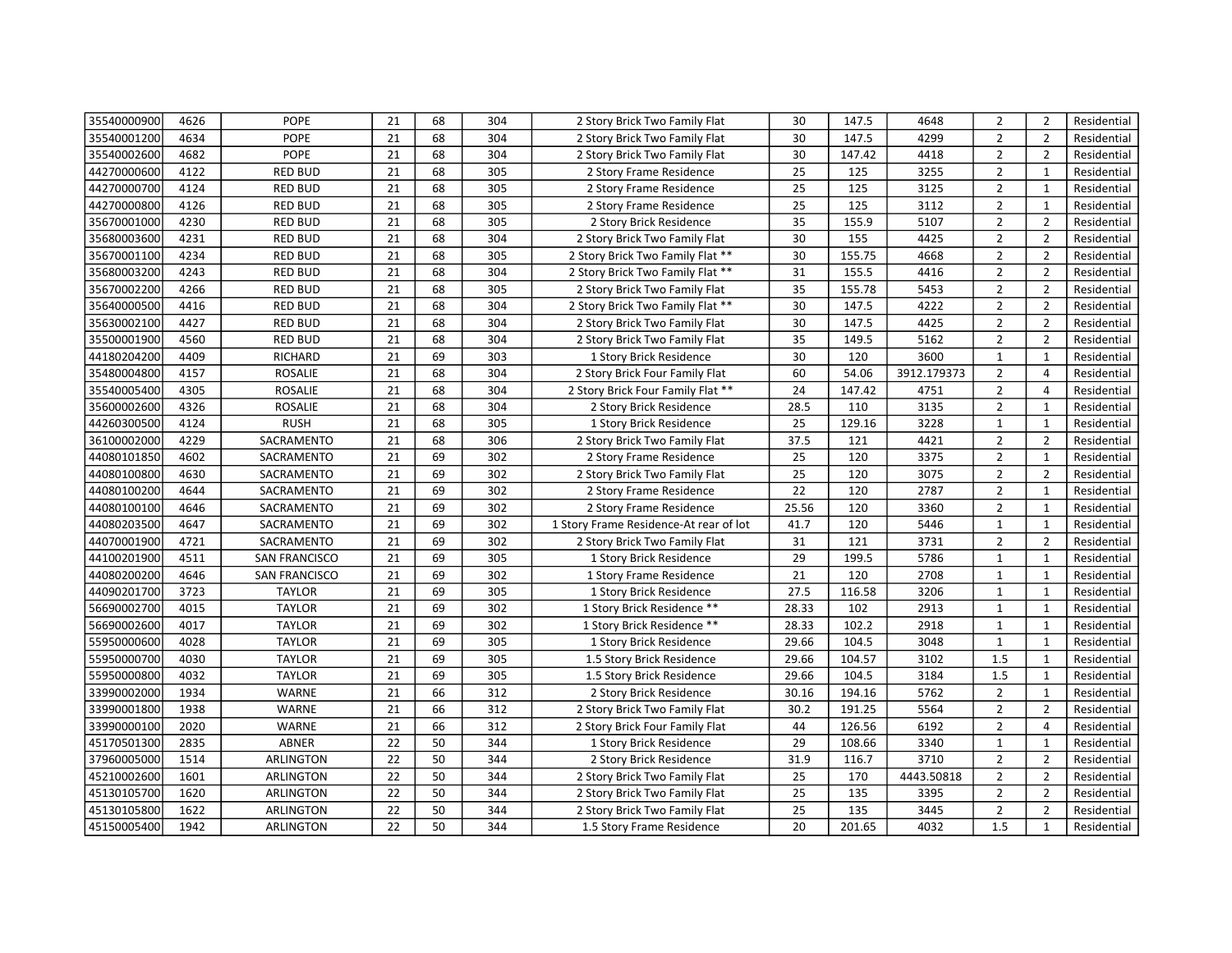| | | | | | | | | | | | | |
|---|---|---|---|---|---|---|---|---|---|---|---|---|
| 35540000900 | 4626 | POPE | 21 | 68 | 304 | 2 Story Brick Two Family Flat | 30 | 147.5 | 4648 | 2 | 2 | Residential |
| 35540001200 | 4634 | POPE | 21 | 68 | 304 | 2 Story Brick Two Family Flat | 30 | 147.5 | 4299 | 2 | 2 | Residential |
| 35540002600 | 4682 | POPE | 21 | 68 | 304 | 2 Story Brick Two Family Flat | 30 | 147.42 | 4418 | 2 | 2 | Residential |
| 44270000600 | 4122 | RED BUD | 21 | 68 | 305 | 2 Story Frame Residence | 25 | 125 | 3255 | 2 | 1 | Residential |
| 44270000700 | 4124 | RED BUD | 21 | 68 | 305 | 2 Story Frame Residence | 25 | 125 | 3125 | 2 | 1 | Residential |
| 44270000800 | 4126 | RED BUD | 21 | 68 | 305 | 2 Story Frame Residence | 25 | 125 | 3112 | 2 | 1 | Residential |
| 35670001000 | 4230 | RED BUD | 21 | 68 | 305 | 2 Story Brick Residence | 35 | 155.9 | 5107 | 2 | 2 | Residential |
| 35680003600 | 4231 | RED BUD | 21 | 68 | 304 | 2 Story Brick Two Family Flat | 30 | 155 | 4425 | 2 | 2 | Residential |
| 35670001100 | 4234 | RED BUD | 21 | 68 | 305 | 2 Story Brick Two Family Flat ** | 30 | 155.75 | 4668 | 2 | 2 | Residential |
| 35680003200 | 4243 | RED BUD | 21 | 68 | 304 | 2 Story Brick Two Family Flat ** | 31 | 155.5 | 4416 | 2 | 2 | Residential |
| 35670002200 | 4266 | RED BUD | 21 | 68 | 305 | 2 Story Brick Two Family Flat | 35 | 155.78 | 5453 | 2 | 2 | Residential |
| 35640000500 | 4416 | RED BUD | 21 | 68 | 304 | 2 Story Brick Two Family Flat ** | 30 | 147.5 | 4222 | 2 | 2 | Residential |
| 35630002100 | 4427 | RED BUD | 21 | 68 | 304 | 2 Story Brick Two Family Flat | 30 | 147.5 | 4425 | 2 | 2 | Residential |
| 35500001900 | 4560 | RED BUD | 21 | 68 | 304 | 2 Story Brick Two Family Flat | 35 | 149.5 | 5162 | 2 | 2 | Residential |
| 44180204200 | 4409 | RICHARD | 21 | 69 | 303 | 1 Story Brick Residence | 30 | 120 | 3600 | 1 | 1 | Residential |
| 35480004800 | 4157 | ROSALIE | 21 | 68 | 304 | 2 Story Brick Four Family Flat | 60 | 54.06 | 3912.179373 | 2 | 4 | Residential |
| 35540005400 | 4305 | ROSALIE | 21 | 68 | 304 | 2 Story Brick Four Family Flat ** | 24 | 147.42 | 4751 | 2 | 4 | Residential |
| 35600002600 | 4326 | ROSALIE | 21 | 68 | 304 | 2 Story Brick Residence | 28.5 | 110 | 3135 | 2 | 1 | Residential |
| 44260300500 | 4124 | RUSH | 21 | 68 | 305 | 1 Story Brick Residence | 25 | 129.16 | 3228 | 1 | 1 | Residential |
| 36100002000 | 4229 | SACRAMENTO | 21 | 68 | 306 | 2 Story Brick Two Family Flat | 37.5 | 121 | 4421 | 2 | 2 | Residential |
| 44080101850 | 4602 | SACRAMENTO | 21 | 69 | 302 | 2 Story Frame Residence | 25 | 120 | 3375 | 2 | 1 | Residential |
| 44080100800 | 4630 | SACRAMENTO | 21 | 69 | 302 | 2 Story Brick Two Family Flat | 25 | 120 | 3075 | 2 | 2 | Residential |
| 44080100200 | 4644 | SACRAMENTO | 21 | 69 | 302 | 2 Story Frame Residence | 22 | 120 | 2787 | 2 | 1 | Residential |
| 44080100100 | 4646 | SACRAMENTO | 21 | 69 | 302 | 2 Story Frame Residence | 25.56 | 120 | 3360 | 2 | 1 | Residential |
| 44080203500 | 4647 | SACRAMENTO | 21 | 69 | 302 | 1 Story Frame Residence-At rear of lot | 41.7 | 120 | 5446 | 1 | 1 | Residential |
| 44070001900 | 4721 | SACRAMENTO | 21 | 69 | 302 | 2 Story Brick Two Family Flat | 31 | 121 | 3731 | 2 | 2 | Residential |
| 44100201900 | 4511 | SAN FRANCISCO | 21 | 69 | 305 | 1 Story Brick Residence | 29 | 199.5 | 5786 | 1 | 1 | Residential |
| 44080200200 | 4646 | SAN FRANCISCO | 21 | 69 | 302 | 1 Story Frame Residence | 21 | 120 | 2708 | 1 | 1 | Residential |
| 44090201700 | 3723 | TAYLOR | 21 | 69 | 305 | 1 Story Brick Residence | 27.5 | 116.58 | 3206 | 1 | 1 | Residential |
| 56690002700 | 4015 | TAYLOR | 21 | 69 | 302 | 1 Story Brick Residence ** | 28.33 | 102 | 2913 | 1 | 1 | Residential |
| 56690002600 | 4017 | TAYLOR | 21 | 69 | 302 | 1 Story Brick Residence ** | 28.33 | 102.2 | 2918 | 1 | 1 | Residential |
| 55950000600 | 4028 | TAYLOR | 21 | 69 | 305 | 1 Story Brick Residence | 29.66 | 104.5 | 3048 | 1 | 1 | Residential |
| 55950000700 | 4030 | TAYLOR | 21 | 69 | 305 | 1.5 Story Brick Residence | 29.66 | 104.57 | 3102 | 1.5 | 1 | Residential |
| 55950000800 | 4032 | TAYLOR | 21 | 69 | 305 | 1.5 Story Brick Residence | 29.66 | 104.5 | 3184 | 1.5 | 1 | Residential |
| 33990002000 | 1934 | WARNE | 21 | 66 | 312 | 2 Story Brick Residence | 30.16 | 194.16 | 5762 | 2 | 1 | Residential |
| 33990001800 | 1938 | WARNE | 21 | 66 | 312 | 2 Story Brick Two Family Flat | 30.2 | 191.25 | 5564 | 2 | 2 | Residential |
| 33990000100 | 2020 | WARNE | 21 | 66 | 312 | 2 Story Brick Four Family Flat | 44 | 126.56 | 6192 | 2 | 4 | Residential |
| 45170501300 | 2835 | ABNER | 22 | 50 | 344 | 1 Story Brick Residence | 29 | 108.66 | 3340 | 1 | 1 | Residential |
| 37960005000 | 1514 | ARLINGTON | 22 | 50 | 344 | 2 Story Brick Residence | 31.9 | 116.7 | 3710 | 2 | 2 | Residential |
| 45210002600 | 1601 | ARLINGTON | 22 | 50 | 344 | 2 Story Brick Two Family Flat | 25 | 170 | 4443.50818 | 2 | 2 | Residential |
| 45130105700 | 1620 | ARLINGTON | 22 | 50 | 344 | 2 Story Brick Two Family Flat | 25 | 135 | 3395 | 2 | 2 | Residential |
| 45130105800 | 1622 | ARLINGTON | 22 | 50 | 344 | 2 Story Brick Two Family Flat | 25 | 135 | 3445 | 2 | 2 | Residential |
| 45150005400 | 1942 | ARLINGTON | 22 | 50 | 344 | 1.5 Story Frame Residence | 20 | 201.65 | 4032 | 1.5 | 1 | Residential |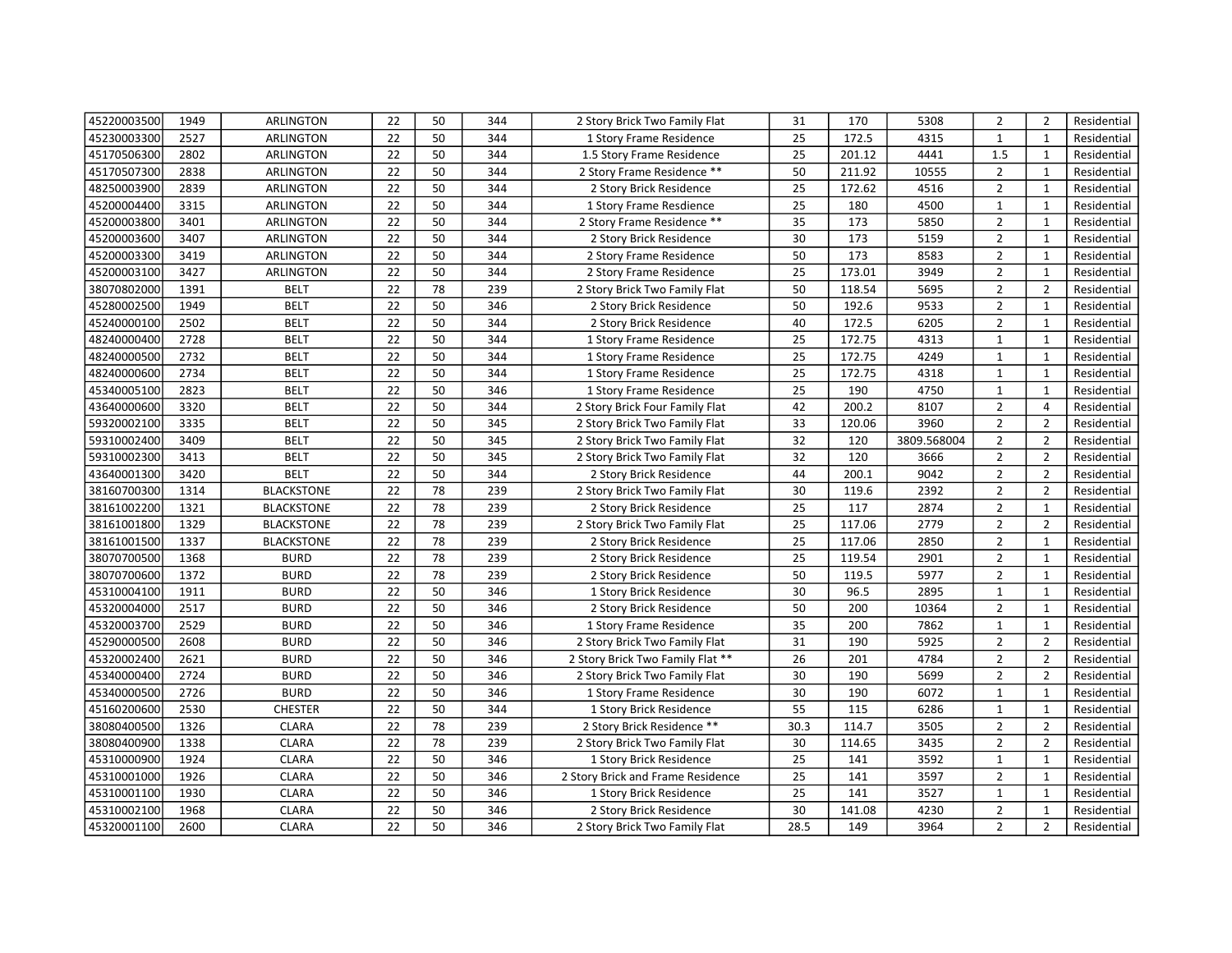| | | | | | | | | | | | | |
|---|---|---|---|---|---|---|---|---|---|---|---|---|
| 45220003500 | 1949 | ARLINGTON | 22 | 50 | 344 | 2 Story Brick Two Family Flat | 31 | 170 | 5308 | 2 | 2 | Residential |
| 45230003300 | 2527 | ARLINGTON | 22 | 50 | 344 | 1 Story Frame Residence | 25 | 172.5 | 4315 | 1 | 1 | Residential |
| 45170506300 | 2802 | ARLINGTON | 22 | 50 | 344 | 1.5 Story Frame Residence | 25 | 201.12 | 4441 | 1.5 | 1 | Residential |
| 45170507300 | 2838 | ARLINGTON | 22 | 50 | 344 | 2 Story Frame Residence ** | 50 | 211.92 | 10555 | 2 | 1 | Residential |
| 48250003900 | 2839 | ARLINGTON | 22 | 50 | 344 | 2 Story Brick Residence | 25 | 172.62 | 4516 | 2 | 1 | Residential |
| 45200004400 | 3315 | ARLINGTON | 22 | 50 | 344 | 1 Story Frame Resdience | 25 | 180 | 4500 | 1 | 1 | Residential |
| 45200003800 | 3401 | ARLINGTON | 22 | 50 | 344 | 2 Story Frame Residence ** | 35 | 173 | 5850 | 2 | 1 | Residential |
| 45200003600 | 3407 | ARLINGTON | 22 | 50 | 344 | 2 Story Brick Residence | 30 | 173 | 5159 | 2 | 1 | Residential |
| 45200003300 | 3419 | ARLINGTON | 22 | 50 | 344 | 2 Story Frame Residence | 50 | 173 | 8583 | 2 | 1 | Residential |
| 45200003100 | 3427 | ARLINGTON | 22 | 50 | 344 | 2 Story Frame Residence | 25 | 173.01 | 3949 | 2 | 1 | Residential |
| 38070802000 | 1391 | BELT | 22 | 78 | 239 | 2 Story Brick Two Family Flat | 50 | 118.54 | 5695 | 2 | 2 | Residential |
| 45280002500 | 1949 | BELT | 22 | 50 | 346 | 2 Story Brick Residence | 50 | 192.6 | 9533 | 2 | 1 | Residential |
| 45240000100 | 2502 | BELT | 22 | 50 | 344 | 2 Story Brick Residence | 40 | 172.5 | 6205 | 2 | 1 | Residential |
| 48240000400 | 2728 | BELT | 22 | 50 | 344 | 1 Story Frame Residence | 25 | 172.75 | 4313 | 1 | 1 | Residential |
| 48240000500 | 2732 | BELT | 22 | 50 | 344 | 1 Story Frame Residence | 25 | 172.75 | 4249 | 1 | 1 | Residential |
| 48240000600 | 2734 | BELT | 22 | 50 | 344 | 1 Story Frame Residence | 25 | 172.75 | 4318 | 1 | 1 | Residential |
| 45340005100 | 2823 | BELT | 22 | 50 | 346 | 1 Story Frame Residence | 25 | 190 | 4750 | 1 | 1 | Residential |
| 43640000600 | 3320 | BELT | 22 | 50 | 344 | 2 Story Brick Four Family Flat | 42 | 200.2 | 8107 | 2 | 4 | Residential |
| 59320002100 | 3335 | BELT | 22 | 50 | 345 | 2 Story Brick Two Family Flat | 33 | 120.06 | 3960 | 2 | 2 | Residential |
| 59310002400 | 3409 | BELT | 22 | 50 | 345 | 2 Story Brick Two Family Flat | 32 | 120 | 3809.568004 | 2 | 2 | Residential |
| 59310002300 | 3413 | BELT | 22 | 50 | 345 | 2 Story Brick Two Family Flat | 32 | 120 | 3666 | 2 | 2 | Residential |
| 43640001300 | 3420 | BELT | 22 | 50 | 344 | 2 Story Brick Residence | 44 | 200.1 | 9042 | 2 | 2 | Residential |
| 38160700300 | 1314 | BLACKSTONE | 22 | 78 | 239 | 2 Story Brick Two Family Flat | 30 | 119.6 | 2392 | 2 | 2 | Residential |
| 38161002200 | 1321 | BLACKSTONE | 22 | 78 | 239 | 2 Story Brick Residence | 25 | 117 | 2874 | 2 | 1 | Residential |
| 38161001800 | 1329 | BLACKSTONE | 22 | 78 | 239 | 2 Story Brick Two Family Flat | 25 | 117.06 | 2779 | 2 | 2 | Residential |
| 38161001500 | 1337 | BLACKSTONE | 22 | 78 | 239 | 2 Story Brick Residence | 25 | 117.06 | 2850 | 2 | 1 | Residential |
| 38070700500 | 1368 | BURD | 22 | 78 | 239 | 2 Story Brick Residence | 25 | 119.54 | 2901 | 2 | 1 | Residential |
| 38070700600 | 1372 | BURD | 22 | 78 | 239 | 2 Story Brick Residence | 50 | 119.5 | 5977 | 2 | 1 | Residential |
| 45310004100 | 1911 | BURD | 22 | 50 | 346 | 1 Story Brick Residence | 30 | 96.5 | 2895 | 1 | 1 | Residential |
| 45320004000 | 2517 | BURD | 22 | 50 | 346 | 2 Story Brick Residence | 50 | 200 | 10364 | 2 | 1 | Residential |
| 45320003700 | 2529 | BURD | 22 | 50 | 346 | 1 Story Frame Residence | 35 | 200 | 7862 | 1 | 1 | Residential |
| 45290000500 | 2608 | BURD | 22 | 50 | 346 | 2 Story Brick Two Family Flat | 31 | 190 | 5925 | 2 | 2 | Residential |
| 45320002400 | 2621 | BURD | 22 | 50 | 346 | 2 Story Brick Two Family Flat ** | 26 | 201 | 4784 | 2 | 2 | Residential |
| 45340000400 | 2724 | BURD | 22 | 50 | 346 | 2 Story Brick Two Family Flat | 30 | 190 | 5699 | 2 | 2 | Residential |
| 45340000500 | 2726 | BURD | 22 | 50 | 346 | 1 Story Frame Residence | 30 | 190 | 6072 | 1 | 1 | Residential |
| 45160200600 | 2530 | CHESTER | 22 | 50 | 344 | 1 Story Brick Residence | 55 | 115 | 6286 | 1 | 1 | Residential |
| 38080400500 | 1326 | CLARA | 22 | 78 | 239 | 2 Story Brick Residence ** | 30.3 | 114.7 | 3505 | 2 | 2 | Residential |
| 38080400900 | 1338 | CLARA | 22 | 78 | 239 | 2 Story Brick Two Family Flat | 30 | 114.65 | 3435 | 2 | 2 | Residential |
| 45310000900 | 1924 | CLARA | 22 | 50 | 346 | 1 Story Brick Residence | 25 | 141 | 3592 | 1 | 1 | Residential |
| 45310001000 | 1926 | CLARA | 22 | 50 | 346 | 2 Story Brick and Frame Residence | 25 | 141 | 3597 | 2 | 1 | Residential |
| 45310001100 | 1930 | CLARA | 22 | 50 | 346 | 1 Story Brick Residence | 25 | 141 | 3527 | 1 | 1 | Residential |
| 45310002100 | 1968 | CLARA | 22 | 50 | 346 | 2 Story Brick Residence | 30 | 141.08 | 4230 | 2 | 1 | Residential |
| 45320001100 | 2600 | CLARA | 22 | 50 | 346 | 2 Story Brick Two Family Flat | 28.5 | 149 | 3964 | 2 | 2 | Residential |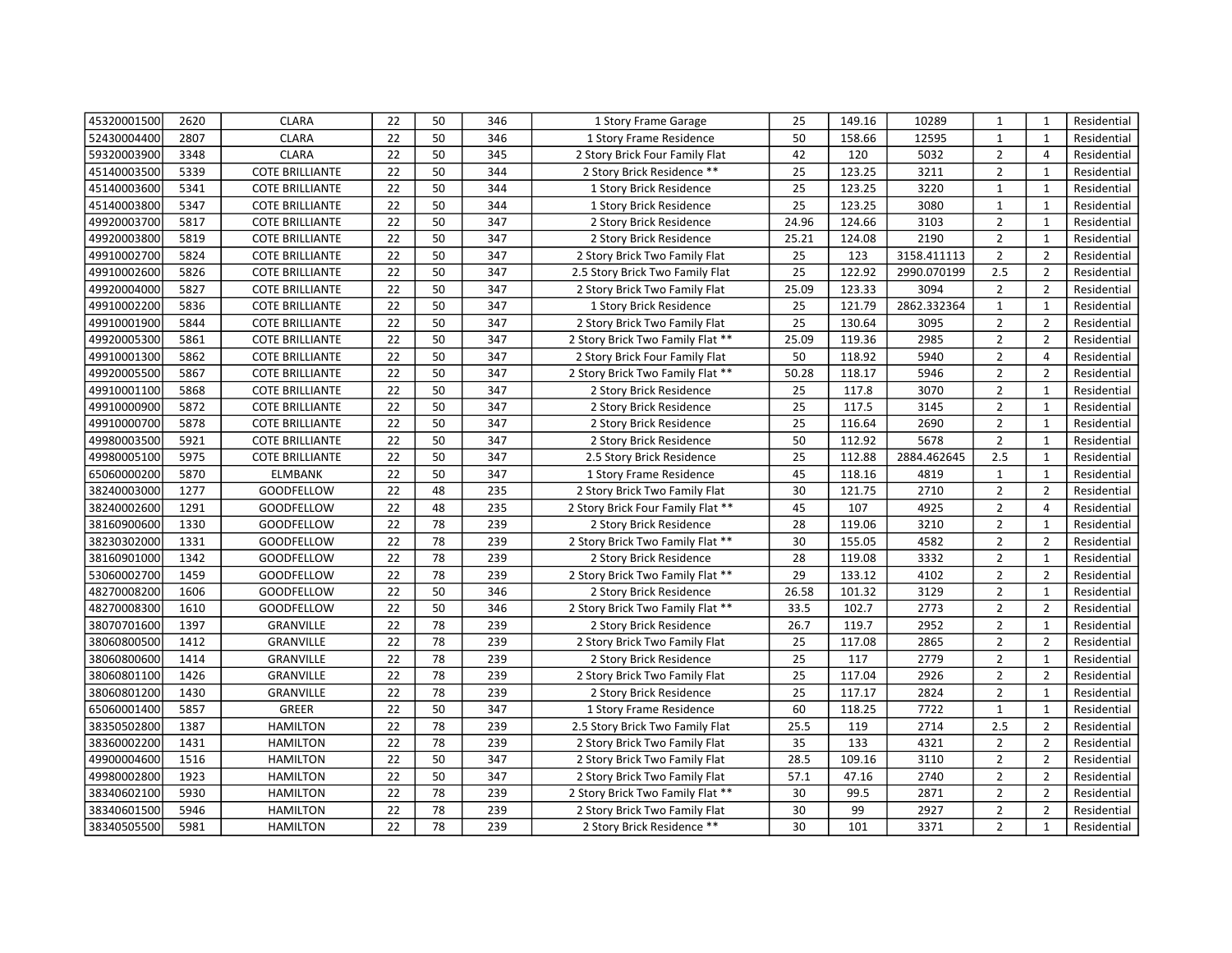| | | | | | | | | | | | | |
|---|---|---|---|---|---|---|---|---|---|---|---|---|
| 45320001500 | 2620 | CLARA | 22 | 50 | 346 | 1 Story Frame Garage | 25 | 149.16 | 10289 | 1 | 1 | Residential |
| 52430004400 | 2807 | CLARA | 22 | 50 | 346 | 1 Story Frame Residence | 50 | 158.66 | 12595 | 1 | 1 | Residential |
| 59320003900 | 3348 | CLARA | 22 | 50 | 345 | 2 Story Brick Four Family Flat | 42 | 120 | 5032 | 2 | 4 | Residential |
| 45140003500 | 5339 | COTE BRILLIANTE | 22 | 50 | 344 | 2 Story Brick Residence ** | 25 | 123.25 | 3211 | 2 | 1 | Residential |
| 45140003600 | 5341 | COTE BRILLIANTE | 22 | 50 | 344 | 1 Story Brick Residence | 25 | 123.25 | 3220 | 1 | 1 | Residential |
| 45140003800 | 5347 | COTE BRILLIANTE | 22 | 50 | 344 | 1 Story Brick Residence | 25 | 123.25 | 3080 | 1 | 1 | Residential |
| 49920003700 | 5817 | COTE BRILLIANTE | 22 | 50 | 347 | 2 Story Brick Residence | 24.96 | 124.66 | 3103 | 2 | 1 | Residential |
| 49920003800 | 5819 | COTE BRILLIANTE | 22 | 50 | 347 | 2 Story Brick Residence | 25.21 | 124.08 | 2190 | 2 | 1 | Residential |
| 49910002700 | 5824 | COTE BRILLIANTE | 22 | 50 | 347 | 2 Story Brick Two Family Flat | 25 | 123 | 3158.411113 | 2 | 2 | Residential |
| 49910002600 | 5826 | COTE BRILLIANTE | 22 | 50 | 347 | 2.5 Story Brick Two Family Flat | 25 | 122.92 | 2990.070199 | 2.5 | 2 | Residential |
| 49920004000 | 5827 | COTE BRILLIANTE | 22 | 50 | 347 | 2 Story Brick Two Family Flat | 25.09 | 123.33 | 3094 | 2 | 2 | Residential |
| 49910002200 | 5836 | COTE BRILLIANTE | 22 | 50 | 347 | 1 Story Brick Residence | 25 | 121.79 | 2862.332364 | 1 | 1 | Residential |
| 49910001900 | 5844 | COTE BRILLIANTE | 22 | 50 | 347 | 2 Story Brick Two Family Flat | 25 | 130.64 | 3095 | 2 | 2 | Residential |
| 49920005300 | 5861 | COTE BRILLIANTE | 22 | 50 | 347 | 2 Story Brick Two Family Flat ** | 25.09 | 119.36 | 2985 | 2 | 2 | Residential |
| 49910001300 | 5862 | COTE BRILLIANTE | 22 | 50 | 347 | 2 Story Brick Four Family Flat | 50 | 118.92 | 5940 | 2 | 4 | Residential |
| 49920005500 | 5867 | COTE BRILLIANTE | 22 | 50 | 347 | 2 Story Brick Two Family Flat ** | 50.28 | 118.17 | 5946 | 2 | 2 | Residential |
| 49910001100 | 5868 | COTE BRILLIANTE | 22 | 50 | 347 | 2 Story Brick Residence | 25 | 117.8 | 3070 | 2 | 1 | Residential |
| 49910000900 | 5872 | COTE BRILLIANTE | 22 | 50 | 347 | 2 Story Brick Residence | 25 | 117.5 | 3145 | 2 | 1 | Residential |
| 49910000700 | 5878 | COTE BRILLIANTE | 22 | 50 | 347 | 2 Story Brick Residence | 25 | 116.64 | 2690 | 2 | 1 | Residential |
| 49980003500 | 5921 | COTE BRILLIANTE | 22 | 50 | 347 | 2 Story Brick Residence | 50 | 112.92 | 5678 | 2 | 1 | Residential |
| 49980005100 | 5975 | COTE BRILLIANTE | 22 | 50 | 347 | 2.5 Story Brick Residence | 25 | 112.88 | 2884.462645 | 2.5 | 1 | Residential |
| 65060000200 | 5870 | ELMBANK | 22 | 50 | 347 | 1 Story Frame Residence | 45 | 118.16 | 4819 | 1 | 1 | Residential |
| 38240003000 | 1277 | GOODFELLOW | 22 | 48 | 235 | 2 Story Brick Two Family Flat | 30 | 121.75 | 2710 | 2 | 2 | Residential |
| 38240002600 | 1291 | GOODFELLOW | 22 | 48 | 235 | 2 Story Brick Four Family Flat ** | 45 | 107 | 4925 | 2 | 4 | Residential |
| 38160900600 | 1330 | GOODFELLOW | 22 | 78 | 239 | 2 Story Brick Residence | 28 | 119.06 | 3210 | 2 | 1 | Residential |
| 38230302000 | 1331 | GOODFELLOW | 22 | 78 | 239 | 2 Story Brick Two Family Flat ** | 30 | 155.05 | 4582 | 2 | 2 | Residential |
| 38160901000 | 1342 | GOODFELLOW | 22 | 78 | 239 | 2 Story Brick Residence | 28 | 119.08 | 3332 | 2 | 1 | Residential |
| 53060002700 | 1459 | GOODFELLOW | 22 | 78 | 239 | 2 Story Brick Two Family Flat ** | 29 | 133.12 | 4102 | 2 | 2 | Residential |
| 48270008200 | 1606 | GOODFELLOW | 22 | 50 | 346 | 2 Story Brick Residence | 26.58 | 101.32 | 3129 | 2 | 1 | Residential |
| 48270008300 | 1610 | GOODFELLOW | 22 | 50 | 346 | 2 Story Brick Two Family Flat ** | 33.5 | 102.7 | 2773 | 2 | 2 | Residential |
| 38070701600 | 1397 | GRANVILLE | 22 | 78 | 239 | 2 Story Brick Residence | 26.7 | 119.7 | 2952 | 2 | 1 | Residential |
| 38060800500 | 1412 | GRANVILLE | 22 | 78 | 239 | 2 Story Brick Two Family Flat | 25 | 117.08 | 2865 | 2 | 2 | Residential |
| 38060800600 | 1414 | GRANVILLE | 22 | 78 | 239 | 2 Story Brick Residence | 25 | 117 | 2779 | 2 | 1 | Residential |
| 38060801100 | 1426 | GRANVILLE | 22 | 78 | 239 | 2 Story Brick Two Family Flat | 25 | 117.04 | 2926 | 2 | 2 | Residential |
| 38060801200 | 1430 | GRANVILLE | 22 | 78 | 239 | 2 Story Brick Residence | 25 | 117.17 | 2824 | 2 | 1 | Residential |
| 65060001400 | 5857 | GREER | 22 | 50 | 347 | 1 Story Frame Residence | 60 | 118.25 | 7722 | 1 | 1 | Residential |
| 38350502800 | 1387 | HAMILTON | 22 | 78 | 239 | 2.5 Story Brick Two Family Flat | 25.5 | 119 | 2714 | 2.5 | 2 | Residential |
| 38360002200 | 1431 | HAMILTON | 22 | 78 | 239 | 2 Story Brick Two Family Flat | 35 | 133 | 4321 | 2 | 2 | Residential |
| 49900004600 | 1516 | HAMILTON | 22 | 50 | 347 | 2 Story Brick Two Family Flat | 28.5 | 109.16 | 3110 | 2 | 2 | Residential |
| 49980002800 | 1923 | HAMILTON | 22 | 50 | 347 | 2 Story Brick Two Family Flat | 57.1 | 47.16 | 2740 | 2 | 2 | Residential |
| 38340602100 | 5930 | HAMILTON | 22 | 78 | 239 | 2 Story Brick Two Family Flat ** | 30 | 99.5 | 2871 | 2 | 2 | Residential |
| 38340601500 | 5946 | HAMILTON | 22 | 78 | 239 | 2 Story Brick Two Family Flat | 30 | 99 | 2927 | 2 | 2 | Residential |
| 38340505500 | 5981 | HAMILTON | 22 | 78 | 239 | 2 Story Brick Residence ** | 30 | 101 | 3371 | 2 | 1 | Residential |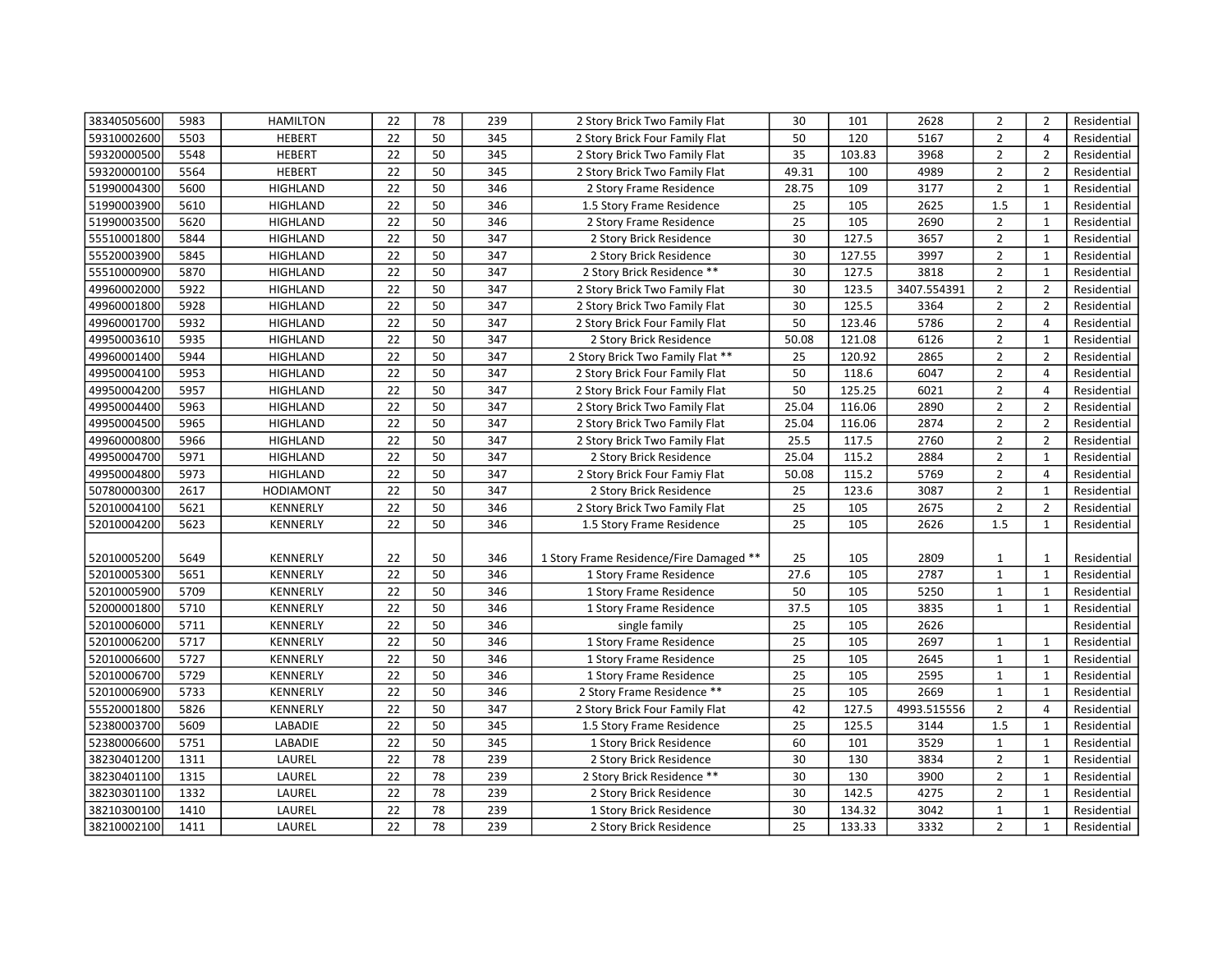| | | | | | | | | | | | | |
|---|---|---|---|---|---|---|---|---|---|---|---|---|
| 38340505600 | 5983 | HAMILTON | 22 | 78 | 239 | 2 Story Brick Two Family Flat | 30 | 101 | 2628 | 2 | 2 | Residential |
| 59310002600 | 5503 | HEBERT | 22 | 50 | 345 | 2 Story Brick Four Family Flat | 50 | 120 | 5167 | 2 | 4 | Residential |
| 59320000500 | 5548 | HEBERT | 22 | 50 | 345 | 2 Story Brick Two Family Flat | 35 | 103.83 | 3968 | 2 | 2 | Residential |
| 59320000100 | 5564 | HEBERT | 22 | 50 | 345 | 2 Story Brick Two Family Flat | 49.31 | 100 | 4989 | 2 | 2 | Residential |
| 51990004300 | 5600 | HIGHLAND | 22 | 50 | 346 | 2 Story Frame Residence | 28.75 | 109 | 3177 | 2 | 1 | Residential |
| 51990003900 | 5610 | HIGHLAND | 22 | 50 | 346 | 1.5 Story Frame Residence | 25 | 105 | 2625 | 1.5 | 1 | Residential |
| 51990003500 | 5620 | HIGHLAND | 22 | 50 | 346 | 2 Story Frame Residence | 25 | 105 | 2690 | 2 | 1 | Residential |
| 55510001800 | 5844 | HIGHLAND | 22 | 50 | 347 | 2 Story Brick Residence | 30 | 127.5 | 3657 | 2 | 1 | Residential |
| 55520003900 | 5845 | HIGHLAND | 22 | 50 | 347 | 2 Story Brick Residence | 30 | 127.55 | 3997 | 2 | 1 | Residential |
| 55510000900 | 5870 | HIGHLAND | 22 | 50 | 347 | 2 Story Brick Residence ** | 30 | 127.5 | 3818 | 2 | 1 | Residential |
| 49960002000 | 5922 | HIGHLAND | 22 | 50 | 347 | 2 Story Brick Two Family Flat | 30 | 123.5 | 3407.554391 | 2 | 2 | Residential |
| 49960001800 | 5928 | HIGHLAND | 22 | 50 | 347 | 2 Story Brick Two Family Flat | 30 | 125.5 | 3364 | 2 | 2 | Residential |
| 49960001700 | 5932 | HIGHLAND | 22 | 50 | 347 | 2 Story Brick Four Family Flat | 50 | 123.46 | 5786 | 2 | 4 | Residential |
| 49950003610 | 5935 | HIGHLAND | 22 | 50 | 347 | 2 Story Brick Residence | 50.08 | 121.08 | 6126 | 2 | 1 | Residential |
| 49960001400 | 5944 | HIGHLAND | 22 | 50 | 347 | 2 Story Brick Two Family Flat ** | 25 | 120.92 | 2865 | 2 | 2 | Residential |
| 49950004100 | 5953 | HIGHLAND | 22 | 50 | 347 | 2 Story Brick Four Family Flat | 50 | 118.6 | 6047 | 2 | 4 | Residential |
| 49950004200 | 5957 | HIGHLAND | 22 | 50 | 347 | 2 Story Brick Four Family Flat | 50 | 125.25 | 6021 | 2 | 4 | Residential |
| 49950004400 | 5963 | HIGHLAND | 22 | 50 | 347 | 2 Story Brick Two Family Flat | 25.04 | 116.06 | 2890 | 2 | 2 | Residential |
| 49950004500 | 5965 | HIGHLAND | 22 | 50 | 347 | 2 Story Brick Two Family Flat | 25.04 | 116.06 | 2874 | 2 | 2 | Residential |
| 49960000800 | 5966 | HIGHLAND | 22 | 50 | 347 | 2 Story Brick Two Family Flat | 25.5 | 117.5 | 2760 | 2 | 2 | Residential |
| 49950004700 | 5971 | HIGHLAND | 22 | 50 | 347 | 2 Story Brick Residence | 25.04 | 115.2 | 2884 | 2 | 1 | Residential |
| 49950004800 | 5973 | HIGHLAND | 22 | 50 | 347 | 2 Story Brick Four Famiy Flat | 50.08 | 115.2 | 5769 | 2 | 4 | Residential |
| 50780000300 | 2617 | HODIAMONT | 22 | 50 | 347 | 2 Story Brick Residence | 25 | 123.6 | 3087 | 2 | 1 | Residential |
| 52010004100 | 5621 | KENNERLY | 22 | 50 | 346 | 2 Story Brick Two Family Flat | 25 | 105 | 2675 | 2 | 2 | Residential |
| 52010004200 | 5623 | KENNERLY | 22 | 50 | 346 | 1.5 Story Frame Residence | 25 | 105 | 2626 | 1.5 | 1 | Residential |
| 52010005200 | 5649 | KENNERLY | 22 | 50 | 346 | 1 Story Frame Residence/Fire Damaged ** | 25 | 105 | 2809 | 1 | 1 | Residential |
| 52010005300 | 5651 | KENNERLY | 22 | 50 | 346 | 1 Story Frame Residence | 27.6 | 105 | 2787 | 1 | 1 | Residential |
| 52010005900 | 5709 | KENNERLY | 22 | 50 | 346 | 1 Story Frame Residence | 50 | 105 | 5250 | 1 | 1 | Residential |
| 52000001800 | 5710 | KENNERLY | 22 | 50 | 346 | 1 Story Frame Residence | 37.5 | 105 | 3835 | 1 | 1 | Residential |
| 52010006000 | 5711 | KENNERLY | 22 | 50 | 346 | single family | 25 | 105 | 2626 | | | Residential |
| 52010006200 | 5717 | KENNERLY | 22 | 50 | 346 | 1 Story Frame Residence | 25 | 105 | 2697 | 1 | 1 | Residential |
| 52010006600 | 5727 | KENNERLY | 22 | 50 | 346 | 1 Story Frame Residence | 25 | 105 | 2645 | 1 | 1 | Residential |
| 52010006700 | 5729 | KENNERLY | 22 | 50 | 346 | 1 Story Frame Residence | 25 | 105 | 2595 | 1 | 1 | Residential |
| 52010006900 | 5733 | KENNERLY | 22 | 50 | 346 | 2 Story Frame Residence ** | 25 | 105 | 2669 | 1 | 1 | Residential |
| 55520001800 | 5826 | KENNERLY | 22 | 50 | 347 | 2 Story Brick Four Family Flat | 42 | 127.5 | 4993.515556 | 2 | 4 | Residential |
| 52380003700 | 5609 | LABADIE | 22 | 50 | 345 | 1.5 Story Frame Residence | 25 | 125.5 | 3144 | 1.5 | 1 | Residential |
| 52380006600 | 5751 | LABADIE | 22 | 50 | 345 | 1 Story Brick Residence | 60 | 101 | 3529 | 1 | 1 | Residential |
| 38230401200 | 1311 | LAUREL | 22 | 78 | 239 | 2 Story Brick Residence | 30 | 130 | 3834 | 2 | 1 | Residential |
| 38230401100 | 1315 | LAUREL | 22 | 78 | 239 | 2 Story Brick Residence ** | 30 | 130 | 3900 | 2 | 1 | Residential |
| 38230301100 | 1332 | LAUREL | 22 | 78 | 239 | 2 Story Brick Residence | 30 | 142.5 | 4275 | 2 | 1 | Residential |
| 38210300100 | 1410 | LAUREL | 22 | 78 | 239 | 1 Story Brick Residence | 30 | 134.32 | 3042 | 1 | 1 | Residential |
| 38210002100 | 1411 | LAUREL | 22 | 78 | 239 | 2 Story Brick Residence | 25 | 133.33 | 3332 | 2 | 1 | Residential |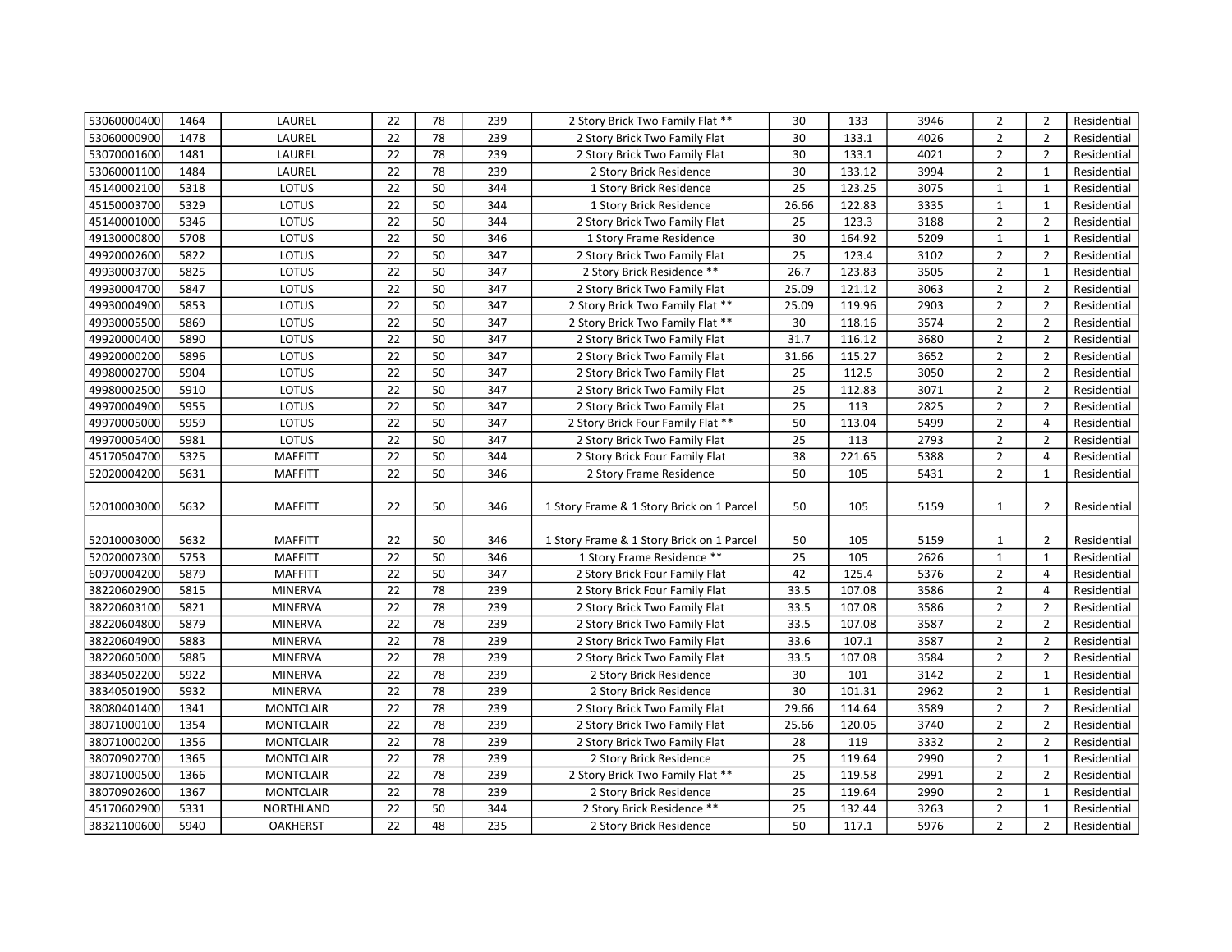| | | | | | | | | | | | | |
|---|---|---|---|---|---|---|---|---|---|---|---|---|
| 53060000400 | 1464 | LAUREL | 22 | 78 | 239 | 2 Story Brick Two Family Flat ** | 30 | 133 | 3946 | 2 | 2 | Residential |
| 53060000900 | 1478 | LAUREL | 22 | 78 | 239 | 2 Story Brick Two Family Flat | 30 | 133.1 | 4026 | 2 | 2 | Residential |
| 53070001600 | 1481 | LAUREL | 22 | 78 | 239 | 2 Story Brick Two Family Flat | 30 | 133.1 | 4021 | 2 | 2 | Residential |
| 53060001100 | 1484 | LAUREL | 22 | 78 | 239 | 2 Story Brick Residence | 30 | 133.12 | 3994 | 2 | 1 | Residential |
| 45140002100 | 5318 | LOTUS | 22 | 50 | 344 | 1 Story Brick Residence | 25 | 123.25 | 3075 | 1 | 1 | Residential |
| 45150003700 | 5329 | LOTUS | 22 | 50 | 344 | 1 Story Brick Residence | 26.66 | 122.83 | 3335 | 1 | 1 | Residential |
| 45140001000 | 5346 | LOTUS | 22 | 50 | 344 | 2 Story Brick Two Family Flat | 25 | 123.3 | 3188 | 2 | 2 | Residential |
| 49130000800 | 5708 | LOTUS | 22 | 50 | 346 | 1 Story Frame Residence | 30 | 164.92 | 5209 | 1 | 1 | Residential |
| 49920002600 | 5822 | LOTUS | 22 | 50 | 347 | 2 Story Brick Two Family Flat | 25 | 123.4 | 3102 | 2 | 2 | Residential |
| 49930003700 | 5825 | LOTUS | 22 | 50 | 347 | 2 Story Brick Residence ** | 26.7 | 123.83 | 3505 | 2 | 1 | Residential |
| 49930004700 | 5847 | LOTUS | 22 | 50 | 347 | 2 Story Brick Two Family Flat | 25.09 | 121.12 | 3063 | 2 | 2 | Residential |
| 49930004900 | 5853 | LOTUS | 22 | 50 | 347 | 2 Story Brick Two Family Flat ** | 25.09 | 119.96 | 2903 | 2 | 2 | Residential |
| 49930005500 | 5869 | LOTUS | 22 | 50 | 347 | 2 Story Brick Two Family Flat ** | 30 | 118.16 | 3574 | 2 | 2 | Residential |
| 49920000400 | 5890 | LOTUS | 22 | 50 | 347 | 2 Story Brick Two Family Flat | 31.7 | 116.12 | 3680 | 2 | 2 | Residential |
| 49920000200 | 5896 | LOTUS | 22 | 50 | 347 | 2 Story Brick Two Family Flat | 31.66 | 115.27 | 3652 | 2 | 2 | Residential |
| 49980002700 | 5904 | LOTUS | 22 | 50 | 347 | 2 Story Brick Two Family Flat | 25 | 112.5 | 3050 | 2 | 2 | Residential |
| 49980002500 | 5910 | LOTUS | 22 | 50 | 347 | 2 Story Brick Two Family Flat | 25 | 112.83 | 3071 | 2 | 2 | Residential |
| 49970004900 | 5955 | LOTUS | 22 | 50 | 347 | 2 Story Brick Two Family Flat | 25 | 113 | 2825 | 2 | 2 | Residential |
| 49970005000 | 5959 | LOTUS | 22 | 50 | 347 | 2 Story Brick Four Family Flat ** | 50 | 113.04 | 5499 | 2 | 4 | Residential |
| 49970005400 | 5981 | LOTUS | 22 | 50 | 347 | 2 Story Brick Two Family Flat | 25 | 113 | 2793 | 2 | 2 | Residential |
| 45170504700 | 5325 | MAFFITT | 22 | 50 | 344 | 2 Story Brick Four Family Flat | 38 | 221.65 | 5388 | 2 | 4 | Residential |
| 52020004200 | 5631 | MAFFITT | 22 | 50 | 346 | 2 Story Frame Residence | 50 | 105 | 5431 | 2 | 1 | Residential |
| 52010003000 | 5632 | MAFFITT | 22 | 50 | 346 | 1 Story Frame & 1 Story Brick on 1 Parcel | 50 | 105 | 5159 | 1 | 2 | Residential |
| 52010003000 | 5632 | MAFFITT | 22 | 50 | 346 | 1 Story Frame & 1 Story Brick on 1 Parcel | 50 | 105 | 5159 | 1 | 2 | Residential |
| 52020007300 | 5753 | MAFFITT | 22 | 50 | 346 | 1 Story Frame Residence ** | 25 | 105 | 2626 | 1 | 1 | Residential |
| 60970004200 | 5879 | MAFFITT | 22 | 50 | 347 | 2 Story Brick Four Family Flat | 42 | 125.4 | 5376 | 2 | 4 | Residential |
| 38220602900 | 5815 | MINERVA | 22 | 78 | 239 | 2 Story Brick Four Family Flat | 33.5 | 107.08 | 3586 | 2 | 4 | Residential |
| 38220603100 | 5821 | MINERVA | 22 | 78 | 239 | 2 Story Brick Two Family Flat | 33.5 | 107.08 | 3586 | 2 | 2 | Residential |
| 38220604800 | 5879 | MINERVA | 22 | 78 | 239 | 2 Story Brick Two Family Flat | 33.5 | 107.08 | 3587 | 2 | 2 | Residential |
| 38220604900 | 5883 | MINERVA | 22 | 78 | 239 | 2 Story Brick Two Family Flat | 33.6 | 107.1 | 3587 | 2 | 2 | Residential |
| 38220605000 | 5885 | MINERVA | 22 | 78 | 239 | 2 Story Brick Two Family Flat | 33.5 | 107.08 | 3584 | 2 | 2 | Residential |
| 38340502200 | 5922 | MINERVA | 22 | 78 | 239 | 2 Story Brick Residence | 30 | 101 | 3142 | 2 | 1 | Residential |
| 38340501900 | 5932 | MINERVA | 22 | 78 | 239 | 2 Story Brick Residence | 30 | 101.31 | 2962 | 2 | 1 | Residential |
| 38080401400 | 1341 | MONTCLAIR | 22 | 78 | 239 | 2 Story Brick Two Family Flat | 29.66 | 114.64 | 3589 | 2 | 2 | Residential |
| 38071000100 | 1354 | MONTCLAIR | 22 | 78 | 239 | 2 Story Brick Two Family Flat | 25.66 | 120.05 | 3740 | 2 | 2 | Residential |
| 38071000200 | 1356 | MONTCLAIR | 22 | 78 | 239 | 2 Story Brick Two Family Flat | 28 | 119 | 3332 | 2 | 2 | Residential |
| 38070902700 | 1365 | MONTCLAIR | 22 | 78 | 239 | 2 Story Brick Residence | 25 | 119.64 | 2990 | 2 | 1 | Residential |
| 38071000500 | 1366 | MONTCLAIR | 22 | 78 | 239 | 2 Story Brick Two Family Flat ** | 25 | 119.58 | 2991 | 2 | 2 | Residential |
| 38070902600 | 1367 | MONTCLAIR | 22 | 78 | 239 | 2 Story Brick Residence | 25 | 119.64 | 2990 | 2 | 1 | Residential |
| 45170602900 | 5331 | NORTHLAND | 22 | 50 | 344 | 2 Story Brick Residence ** | 25 | 132.44 | 3263 | 2 | 1 | Residential |
| 38321100600 | 5940 | OAKHERST | 22 | 48 | 235 | 2 Story Brick Residence | 50 | 117.1 | 5976 | 2 | 2 | Residential |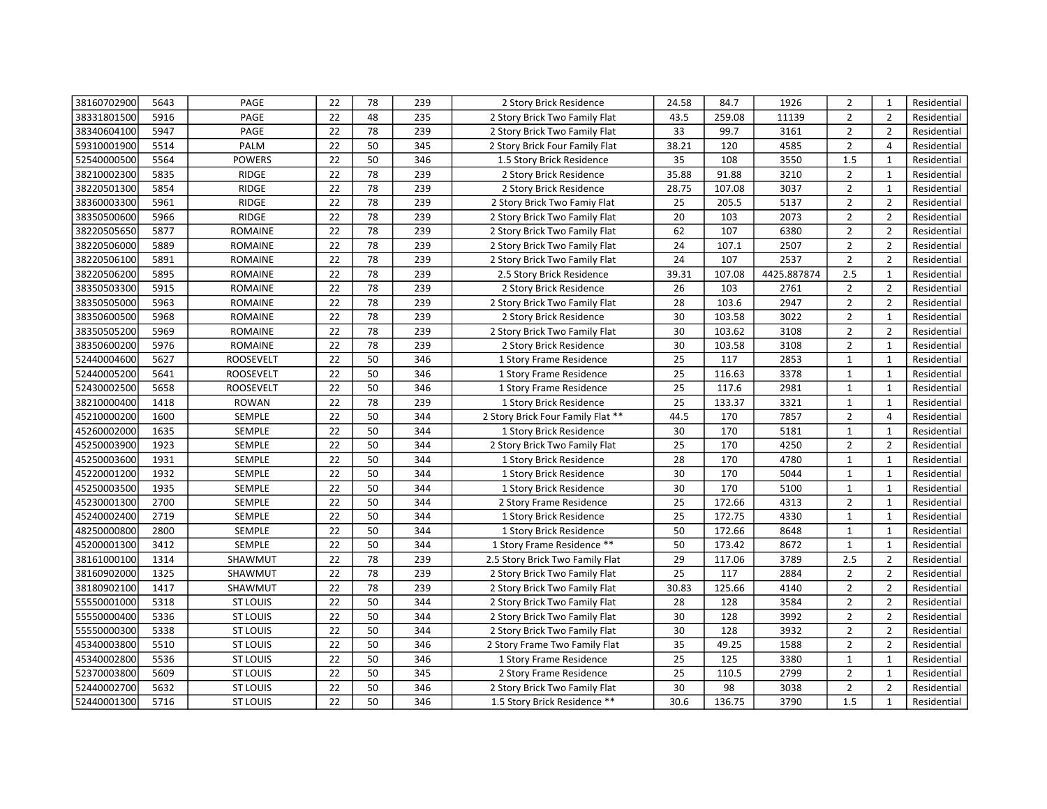| | | | | | | | | | | | | |
|---|---|---|---|---|---|---|---|---|---|---|---|---|
| 38160702900 | 5643 | PAGE | 22 | 78 | 239 | 2 Story Brick Residence | 24.58 | 84.7 | 1926 | 2 | 1 | Residential |
| 38331801500 | 5916 | PAGE | 22 | 48 | 235 | 2 Story Brick Two Family Flat | 43.5 | 259.08 | 11139 | 2 | 2 | Residential |
| 38340604100 | 5947 | PAGE | 22 | 78 | 239 | 2 Story Brick Two Family Flat | 33 | 99.7 | 3161 | 2 | 2 | Residential |
| 59310001900 | 5514 | PALM | 22 | 50 | 345 | 2 Story Brick Four Family Flat | 38.21 | 120 | 4585 | 2 | 4 | Residential |
| 52540000500 | 5564 | POWERS | 22 | 50 | 346 | 1.5 Story Brick Residence | 35 | 108 | 3550 | 1.5 | 1 | Residential |
| 38210002300 | 5835 | RIDGE | 22 | 78 | 239 | 2 Story Brick Residence | 35.88 | 91.88 | 3210 | 2 | 1 | Residential |
| 38220501300 | 5854 | RIDGE | 22 | 78 | 239 | 2 Story Brick Residence | 28.75 | 107.08 | 3037 | 2 | 1 | Residential |
| 38360003300 | 5961 | RIDGE | 22 | 78 | 239 | 2 Story Brick Two Famiy Flat | 25 | 205.5 | 5137 | 2 | 2 | Residential |
| 38350500600 | 5966 | RIDGE | 22 | 78 | 239 | 2 Story Brick Two Family Flat | 20 | 103 | 2073 | 2 | 2 | Residential |
| 38220505650 | 5877 | ROMAINE | 22 | 78 | 239 | 2 Story Brick Two Family Flat | 62 | 107 | 6380 | 2 | 2 | Residential |
| 38220506000 | 5889 | ROMAINE | 22 | 78 | 239 | 2 Story Brick Two Family Flat | 24 | 107.1 | 2507 | 2 | 2 | Residential |
| 38220506100 | 5891 | ROMAINE | 22 | 78 | 239 | 2 Story Brick Two Family Flat | 24 | 107 | 2537 | 2 | 2 | Residential |
| 38220506200 | 5895 | ROMAINE | 22 | 78 | 239 | 2.5 Story Brick Residence | 39.31 | 107.08 | 4425.887874 | 2.5 | 1 | Residential |
| 38350503300 | 5915 | ROMAINE | 22 | 78 | 239 | 2 Story Brick Residence | 26 | 103 | 2761 | 2 | 2 | Residential |
| 38350505000 | 5963 | ROMAINE | 22 | 78 | 239 | 2 Story Brick Two Family Flat | 28 | 103.6 | 2947 | 2 | 2 | Residential |
| 38350600500 | 5968 | ROMAINE | 22 | 78 | 239 | 2 Story Brick Residence | 30 | 103.58 | 3022 | 2 | 1 | Residential |
| 38350505200 | 5969 | ROMAINE | 22 | 78 | 239 | 2 Story Brick Two Family Flat | 30 | 103.62 | 3108 | 2 | 2 | Residential |
| 38350600200 | 5976 | ROMAINE | 22 | 78 | 239 | 2 Story Brick Residence | 30 | 103.58 | 3108 | 2 | 1 | Residential |
| 52440004600 | 5627 | ROOSEVELT | 22 | 50 | 346 | 1 Story Frame Residence | 25 | 117 | 2853 | 1 | 1 | Residential |
| 52440005200 | 5641 | ROOSEVELT | 22 | 50 | 346 | 1 Story Frame Residence | 25 | 116.63 | 3378 | 1 | 1 | Residential |
| 52430002500 | 5658 | ROOSEVELT | 22 | 50 | 346 | 1 Story Frame Residence | 25 | 117.6 | 2981 | 1 | 1 | Residential |
| 38210000400 | 1418 | ROWAN | 22 | 78 | 239 | 1 Story Brick Residence | 25 | 133.37 | 3321 | 1 | 1 | Residential |
| 45210000200 | 1600 | SEMPLE | 22 | 50 | 344 | 2 Story Brick Four Family Flat ** | 44.5 | 170 | 7857 | 2 | 4 | Residential |
| 45260002000 | 1635 | SEMPLE | 22 | 50 | 344 | 1 Story Brick Residence | 30 | 170 | 5181 | 1 | 1 | Residential |
| 45250003900 | 1923 | SEMPLE | 22 | 50 | 344 | 2 Story Brick Two Family Flat | 25 | 170 | 4250 | 2 | 2 | Residential |
| 45250003600 | 1931 | SEMPLE | 22 | 50 | 344 | 1 Story Brick Residence | 28 | 170 | 4780 | 1 | 1 | Residential |
| 45220001200 | 1932 | SEMPLE | 22 | 50 | 344 | 1 Story Brick Residence | 30 | 170 | 5044 | 1 | 1 | Residential |
| 45250003500 | 1935 | SEMPLE | 22 | 50 | 344 | 1 Story Brick Residence | 30 | 170 | 5100 | 1 | 1 | Residential |
| 45230001300 | 2700 | SEMPLE | 22 | 50 | 344 | 2 Story Frame Residence | 25 | 172.66 | 4313 | 2 | 1 | Residential |
| 45240002400 | 2719 | SEMPLE | 22 | 50 | 344 | 1 Story Brick Residence | 25 | 172.75 | 4330 | 1 | 1 | Residential |
| 48250000800 | 2800 | SEMPLE | 22 | 50 | 344 | 1 Story Brick Residence | 50 | 172.66 | 8648 | 1 | 1 | Residential |
| 45200001300 | 3412 | SEMPLE | 22 | 50 | 344 | 1 Story Frame Residence ** | 50 | 173.42 | 8672 | 1 | 1 | Residential |
| 38161000100 | 1314 | SHAWMUT | 22 | 78 | 239 | 2.5 Story Brick Two Family Flat | 29 | 117.06 | 3789 | 2.5 | 2 | Residential |
| 38160902000 | 1325 | SHAWMUT | 22 | 78 | 239 | 2 Story Brick Two Family Flat | 25 | 117 | 2884 | 2 | 2 | Residential |
| 38180902100 | 1417 | SHAWMUT | 22 | 78 | 239 | 2 Story Brick Two Family Flat | 30.83 | 125.66 | 4140 | 2 | 2 | Residential |
| 55550001000 | 5318 | ST LOUIS | 22 | 50 | 344 | 2 Story Brick Two Family Flat | 28 | 128 | 3584 | 2 | 2 | Residential |
| 55550000400 | 5336 | ST LOUIS | 22 | 50 | 344 | 2 Story Brick Two Family Flat | 30 | 128 | 3992 | 2 | 2 | Residential |
| 55550000300 | 5338 | ST LOUIS | 22 | 50 | 344 | 2 Story Brick Two Family Flat | 30 | 128 | 3932 | 2 | 2 | Residential |
| 45340003800 | 5510 | ST LOUIS | 22 | 50 | 346 | 2 Story Frame Two Family Flat | 35 | 49.25 | 1588 | 2 | 2 | Residential |
| 45340002800 | 5536 | ST LOUIS | 22 | 50 | 346 | 1 Story Frame Residence | 25 | 125 | 3380 | 1 | 1 | Residential |
| 52370003800 | 5609 | ST LOUIS | 22 | 50 | 345 | 2 Story Frame Residence | 25 | 110.5 | 2799 | 2 | 1 | Residential |
| 52440002700 | 5632 | ST LOUIS | 22 | 50 | 346 | 2 Story Brick Two Family Flat | 30 | 98 | 3038 | 2 | 2 | Residential |
| 52440001300 | 5716 | ST LOUIS | 22 | 50 | 346 | 1.5 Story Brick Residence ** | 30.6 | 136.75 | 3790 | 1.5 | 1 | Residential |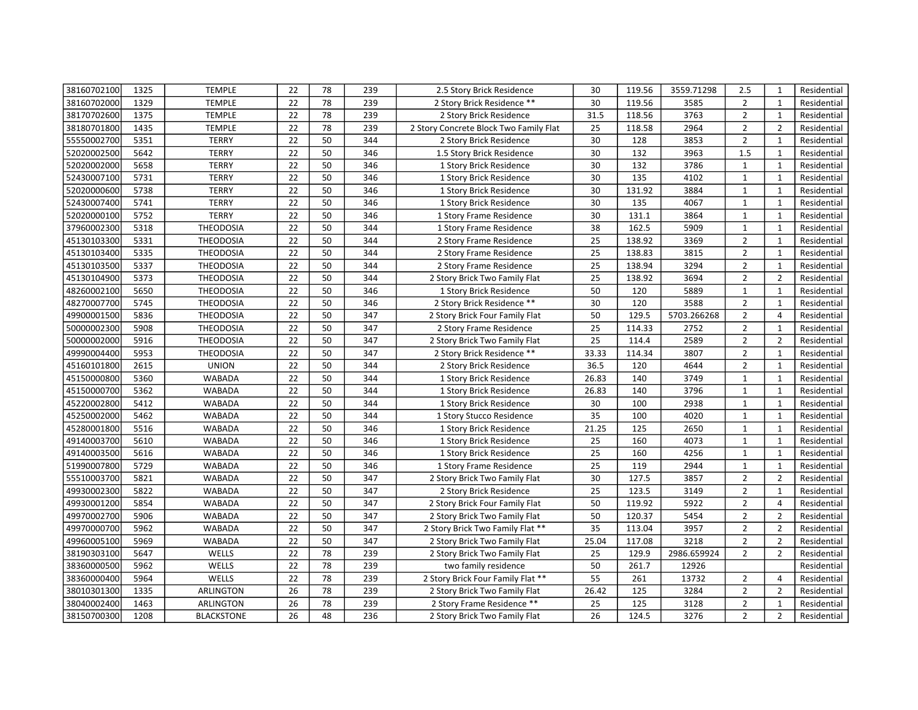| 38160702100 | 1325 | TEMPLE | 22 | 78 | 239 | 2.5 Story Brick Residence | 30 | 119.56 | 3559.71298 | 2.5 | 1 | Residential |
|---|---|---|---|---|---|---|---|---|---|---|---|---|
| 38160702000 | 1329 | TEMPLE | 22 | 78 | 239 | 2 Story Brick Residence ** | 30 | 119.56 | 3585 | 2 | 1 | Residential |
| 38170702600 | 1375 | TEMPLE | 22 | 78 | 239 | 2 Story Brick Residence | 31.5 | 118.56 | 3763 | 2 | 1 | Residential |
| 38180701800 | 1435 | TEMPLE | 22 | 78 | 239 | 2 Story Concrete Block Two Family Flat | 25 | 118.58 | 2964 | 2 | 2 | Residential |
| 55550002700 | 5351 | TERRY | 22 | 50 | 344 | 2 Story Brick Residence | 30 | 128 | 3853 | 2 | 1 | Residential |
| 52020002500 | 5642 | TERRY | 22 | 50 | 346 | 1.5 Story Brick Residence | 30 | 132 | 3963 | 1.5 | 1 | Residential |
| 52020002000 | 5658 | TERRY | 22 | 50 | 346 | 1 Story Brick Residence | 30 | 132 | 3786 | 1 | 1 | Residential |
| 52430007100 | 5731 | TERRY | 22 | 50 | 346 | 1 Story Brick Residence | 30 | 135 | 4102 | 1 | 1 | Residential |
| 52020000600 | 5738 | TERRY | 22 | 50 | 346 | 1 Story Brick Residence | 30 | 131.92 | 3884 | 1 | 1 | Residential |
| 52430007400 | 5741 | TERRY | 22 | 50 | 346 | 1 Story Brick Residence | 30 | 135 | 4067 | 1 | 1 | Residential |
| 52020000100 | 5752 | TERRY | 22 | 50 | 346 | 1 Story Frame Residence | 30 | 131.1 | 3864 | 1 | 1 | Residential |
| 37960002300 | 5318 | THEODOSIA | 22 | 50 | 344 | 1 Story Frame Residence | 38 | 162.5 | 5909 | 1 | 1 | Residential |
| 45130103300 | 5331 | THEODOSIA | 22 | 50 | 344 | 2 Story Frame Residence | 25 | 138.92 | 3369 | 2 | 1 | Residential |
| 45130103400 | 5335 | THEODOSIA | 22 | 50 | 344 | 2 Story Frame Residence | 25 | 138.83 | 3815 | 2 | 1 | Residential |
| 45130103500 | 5337 | THEODOSIA | 22 | 50 | 344 | 2 Story Frame Residence | 25 | 138.94 | 3294 | 2 | 1 | Residential |
| 45130104900 | 5373 | THEODOSIA | 22 | 50 | 344 | 2 Story Brick Two Family Flat | 25 | 138.92 | 3694 | 2 | 2 | Residential |
| 48260002100 | 5650 | THEODOSIA | 22 | 50 | 346 | 1 Story Brick Residence | 50 | 120 | 5889 | 1 | 1 | Residential |
| 48270007700 | 5745 | THEODOSIA | 22 | 50 | 346 | 2 Story Brick Residence ** | 30 | 120 | 3588 | 2 | 1 | Residential |
| 49900001500 | 5836 | THEODOSIA | 22 | 50 | 347 | 2 Story Brick Four Family Flat | 50 | 129.5 | 5703.266268 | 2 | 4 | Residential |
| 50000002300 | 5908 | THEODOSIA | 22 | 50 | 347 | 2 Story Frame Residence | 25 | 114.33 | 2752 | 2 | 1 | Residential |
| 50000002000 | 5916 | THEODOSIA | 22 | 50 | 347 | 2 Story Brick Two Family Flat | 25 | 114.4 | 2589 | 2 | 2 | Residential |
| 49990004400 | 5953 | THEODOSIA | 22 | 50 | 347 | 2 Story Brick Residence ** | 33.33 | 114.34 | 3807 | 2 | 1 | Residential |
| 45160101800 | 2615 | UNION | 22 | 50 | 344 | 2 Story Brick Residence | 36.5 | 120 | 4644 | 2 | 1 | Residential |
| 45150000800 | 5360 | WABADA | 22 | 50 | 344 | 1 Story Brick Residence | 26.83 | 140 | 3749 | 1 | 1 | Residential |
| 45150000700 | 5362 | WABADA | 22 | 50 | 344 | 1 Story Brick Residence | 26.83 | 140 | 3796 | 1 | 1 | Residential |
| 45220002800 | 5412 | WABADA | 22 | 50 | 344 | 1 Story Brick Residence | 30 | 100 | 2938 | 1 | 1 | Residential |
| 45250002000 | 5462 | WABADA | 22 | 50 | 344 | 1 Story Stucco Residence | 35 | 100 | 4020 | 1 | 1 | Residential |
| 45280001800 | 5516 | WABADA | 22 | 50 | 346 | 1 Story Brick Residence | 21.25 | 125 | 2650 | 1 | 1 | Residential |
| 49140003700 | 5610 | WABADA | 22 | 50 | 346 | 1 Story Brick Residence | 25 | 160 | 4073 | 1 | 1 | Residential |
| 49140003500 | 5616 | WABADA | 22 | 50 | 346 | 1 Story Brick Residence | 25 | 160 | 4256 | 1 | 1 | Residential |
| 51990007800 | 5729 | WABADA | 22 | 50 | 346 | 1 Story Frame Residence | 25 | 119 | 2944 | 1 | 1 | Residential |
| 55510003700 | 5821 | WABADA | 22 | 50 | 347 | 2 Story Brick Two Family Flat | 30 | 127.5 | 3857 | 2 | 2 | Residential |
| 49930002300 | 5822 | WABADA | 22 | 50 | 347 | 2 Story Brick Residence | 25 | 123.5 | 3149 | 2 | 1 | Residential |
| 49930001200 | 5854 | WABADA | 22 | 50 | 347 | 2 Story Brick Four Family Flat | 50 | 119.92 | 5922 | 2 | 4 | Residential |
| 49970002700 | 5906 | WABADA | 22 | 50 | 347 | 2 Story Brick Two Family Flat | 50 | 120.37 | 5454 | 2 | 2 | Residential |
| 49970000700 | 5962 | WABADA | 22 | 50 | 347 | 2 Story Brick Two Family Flat ** | 35 | 113.04 | 3957 | 2 | 2 | Residential |
| 49960005100 | 5969 | WABADA | 22 | 50 | 347 | 2 Story Brick Two Family Flat | 25.04 | 117.08 | 3218 | 2 | 2 | Residential |
| 38190303100 | 5647 | WELLS | 22 | 78 | 239 | 2 Story Brick Two Family Flat | 25 | 129.9 | 2986.659924 | 2 | 2 | Residential |
| 38360000500 | 5962 | WELLS | 22 | 78 | 239 | two family residence | 50 | 261.7 | 12926 | | | Residential |
| 38360000400 | 5964 | WELLS | 22 | 78 | 239 | 2 Story Brick Four Family Flat ** | 55 | 261 | 13732 | 2 | 4 | Residential |
| 38010301300 | 1335 | ARLINGTON | 26 | 78 | 239 | 2 Story Brick Two Family Flat | 26.42 | 125 | 3284 | 2 | 2 | Residential |
| 38040002400 | 1463 | ARLINGTON | 26 | 78 | 239 | 2 Story Frame Residence ** | 25 | 125 | 3128 | 2 | 1 | Residential |
| 38150700300 | 1208 | BLACKSTONE | 26 | 48 | 236 | 2 Story Brick Two Family Flat | 26 | 124.5 | 3276 | 2 | 2 | Residential |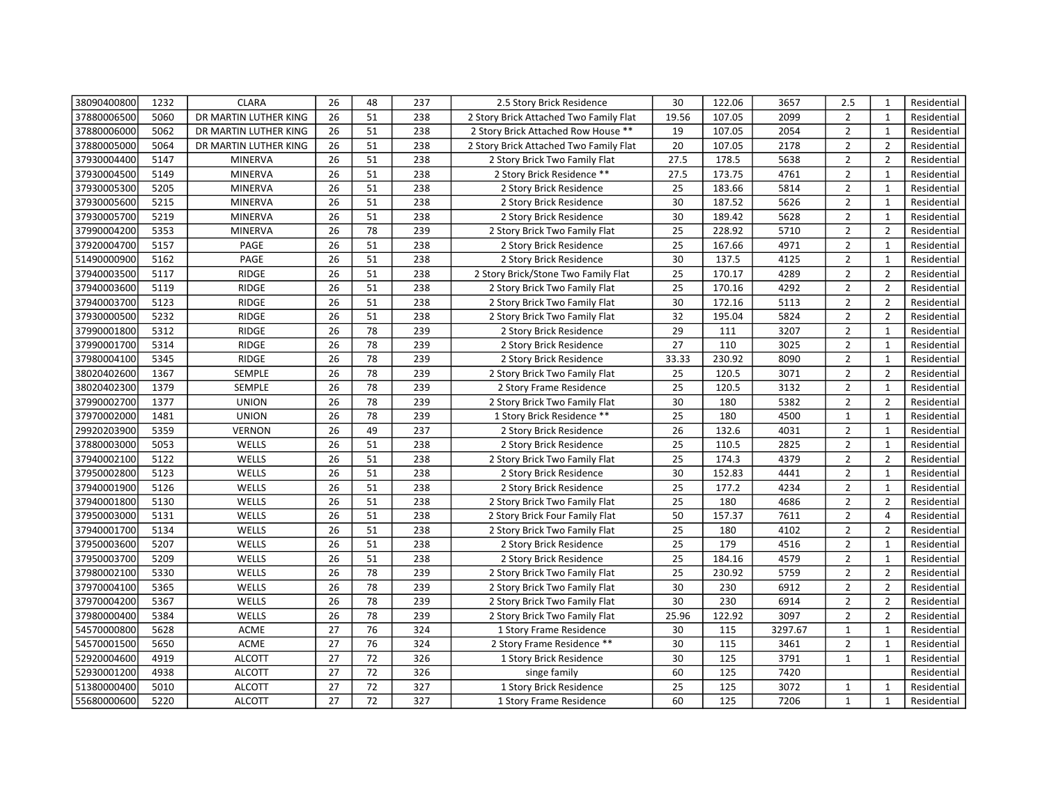| | | | | | | | | | | | | |
|---|---|---|---|---|---|---|---|---|---|---|---|---|
| 38090400800 | 1232 | CLARA | 26 | 48 | 237 | 2.5 Story Brick Residence | 30 | 122.06 | 3657 | 2.5 | 1 | Residential |
| 37880006500 | 5060 | DR MARTIN LUTHER KING | 26 | 51 | 238 | 2 Story Brick Attached Two Family Flat | 19.56 | 107.05 | 2099 | 2 | 1 | Residential |
| 37880006000 | 5062 | DR MARTIN LUTHER KING | 26 | 51 | 238 | 2 Story Brick Attached Row House ** | 19 | 107.05 | 2054 | 2 | 1 | Residential |
| 37880005000 | 5064 | DR MARTIN LUTHER KING | 26 | 51 | 238 | 2 Story Brick Attached Two Family Flat | 20 | 107.05 | 2178 | 2 | 2 | Residential |
| 37930004400 | 5147 | MINERVA | 26 | 51 | 238 | 2 Story Brick Two Family Flat | 27.5 | 178.5 | 5638 | 2 | 2 | Residential |
| 37930004500 | 5149 | MINERVA | 26 | 51 | 238 | 2 Story Brick Residence ** | 27.5 | 173.75 | 4761 | 2 | 1 | Residential |
| 37930005300 | 5205 | MINERVA | 26 | 51 | 238 | 2 Story Brick Residence | 25 | 183.66 | 5814 | 2 | 1 | Residential |
| 37930005600 | 5215 | MINERVA | 26 | 51 | 238 | 2 Story Brick Residence | 30 | 187.52 | 5626 | 2 | 1 | Residential |
| 37930005700 | 5219 | MINERVA | 26 | 51 | 238 | 2 Story Brick Residence | 30 | 189.42 | 5628 | 2 | 1 | Residential |
| 37990004200 | 5353 | MINERVA | 26 | 78 | 239 | 2 Story Brick Two Family Flat | 25 | 228.92 | 5710 | 2 | 2 | Residential |
| 37920004700 | 5157 | PAGE | 26 | 51 | 238 | 2 Story Brick Residence | 25 | 167.66 | 4971 | 2 | 1 | Residential |
| 51490000900 | 5162 | PAGE | 26 | 51 | 238 | 2 Story Brick Residence | 30 | 137.5 | 4125 | 2 | 1 | Residential |
| 37940003500 | 5117 | RIDGE | 26 | 51 | 238 | 2 Story Brick/Stone Two Family Flat | 25 | 170.17 | 4289 | 2 | 2 | Residential |
| 37940003600 | 5119 | RIDGE | 26 | 51 | 238 | 2 Story Brick Two Family Flat | 25 | 170.16 | 4292 | 2 | 2 | Residential |
| 37940003700 | 5123 | RIDGE | 26 | 51 | 238 | 2 Story Brick Two Family Flat | 30 | 172.16 | 5113 | 2 | 2 | Residential |
| 37930000500 | 5232 | RIDGE | 26 | 51 | 238 | 2 Story Brick Two Family Flat | 32 | 195.04 | 5824 | 2 | 2 | Residential |
| 37990001800 | 5312 | RIDGE | 26 | 78 | 239 | 2 Story Brick Residence | 29 | 111 | 3207 | 2 | 1 | Residential |
| 37990001700 | 5314 | RIDGE | 26 | 78 | 239 | 2 Story Brick Residence | 27 | 110 | 3025 | 2 | 1 | Residential |
| 37980004100 | 5345 | RIDGE | 26 | 78 | 239 | 2 Story Brick Residence | 33.33 | 230.92 | 8090 | 2 | 1 | Residential |
| 38020402600 | 1367 | SEMPLE | 26 | 78 | 239 | 2 Story Brick Two Family Flat | 25 | 120.5 | 3071 | 2 | 2 | Residential |
| 38020402300 | 1379 | SEMPLE | 26 | 78 | 239 | 2 Story Frame Residence | 25 | 120.5 | 3132 | 2 | 1 | Residential |
| 37990002700 | 1377 | UNION | 26 | 78 | 239 | 2 Story Brick Two Family Flat | 30 | 180 | 5382 | 2 | 2 | Residential |
| 37970002000 | 1481 | UNION | 26 | 78 | 239 | 1 Story Brick Residence ** | 25 | 180 | 4500 | 1 | 1 | Residential |
| 29920203900 | 5359 | VERNON | 26 | 49 | 237 | 2 Story Brick Residence | 26 | 132.6 | 4031 | 2 | 1 | Residential |
| 37880003000 | 5053 | WELLS | 26 | 51 | 238 | 2 Story Brick Residence | 25 | 110.5 | 2825 | 2 | 1 | Residential |
| 37940002100 | 5122 | WELLS | 26 | 51 | 238 | 2 Story Brick Two Family Flat | 25 | 174.3 | 4379 | 2 | 2 | Residential |
| 37950002800 | 5123 | WELLS | 26 | 51 | 238 | 2 Story Brick Residence | 30 | 152.83 | 4441 | 2 | 1 | Residential |
| 37940001900 | 5126 | WELLS | 26 | 51 | 238 | 2 Story Brick Residence | 25 | 177.2 | 4234 | 2 | 1 | Residential |
| 37940001800 | 5130 | WELLS | 26 | 51 | 238 | 2 Story Brick Two Family Flat | 25 | 180 | 4686 | 2 | 2 | Residential |
| 37950003000 | 5131 | WELLS | 26 | 51 | 238 | 2 Story Brick Four Family Flat | 50 | 157.37 | 7611 | 2 | 4 | Residential |
| 37940001700 | 5134 | WELLS | 26 | 51 | 238 | 2 Story Brick Two Family Flat | 25 | 180 | 4102 | 2 | 2 | Residential |
| 37950003600 | 5207 | WELLS | 26 | 51 | 238 | 2 Story Brick Residence | 25 | 179 | 4516 | 2 | 1 | Residential |
| 37950003700 | 5209 | WELLS | 26 | 51 | 238 | 2 Story Brick Residence | 25 | 184.16 | 4579 | 2 | 1 | Residential |
| 37980002100 | 5330 | WELLS | 26 | 78 | 239 | 2 Story Brick Two Family Flat | 25 | 230.92 | 5759 | 2 | 2 | Residential |
| 37970004100 | 5365 | WELLS | 26 | 78 | 239 | 2 Story Brick Two Family Flat | 30 | 230 | 6912 | 2 | 2 | Residential |
| 37970004200 | 5367 | WELLS | 26 | 78 | 239 | 2 Story Brick Two Family Flat | 30 | 230 | 6914 | 2 | 2 | Residential |
| 37980000400 | 5384 | WELLS | 26 | 78 | 239 | 2 Story Brick Two Family Flat | 25.96 | 122.92 | 3097 | 2 | 2 | Residential |
| 54570000800 | 5628 | ACME | 27 | 76 | 324 | 1 Story Frame Residence | 30 | 115 | 3297.67 | 1 | 1 | Residential |
| 54570001500 | 5650 | ACME | 27 | 76 | 324 | 2 Story Frame Residence ** | 30 | 115 | 3461 | 2 | 1 | Residential |
| 52920004600 | 4919 | ALCOTT | 27 | 72 | 326 | 1 Story Brick Residence | 30 | 125 | 3791 | 1 | 1 | Residential |
| 52930001200 | 4938 | ALCOTT | 27 | 72 | 326 | singe family | 60 | 125 | 7420 | | | Residential |
| 51380000400 | 5010 | ALCOTT | 27 | 72 | 327 | 1 Story Brick Residence | 25 | 125 | 3072 | 1 | 1 | Residential |
| 55680000600 | 5220 | ALCOTT | 27 | 72 | 327 | 1 Story Frame Residence | 60 | 125 | 7206 | 1 | 1 | Residential |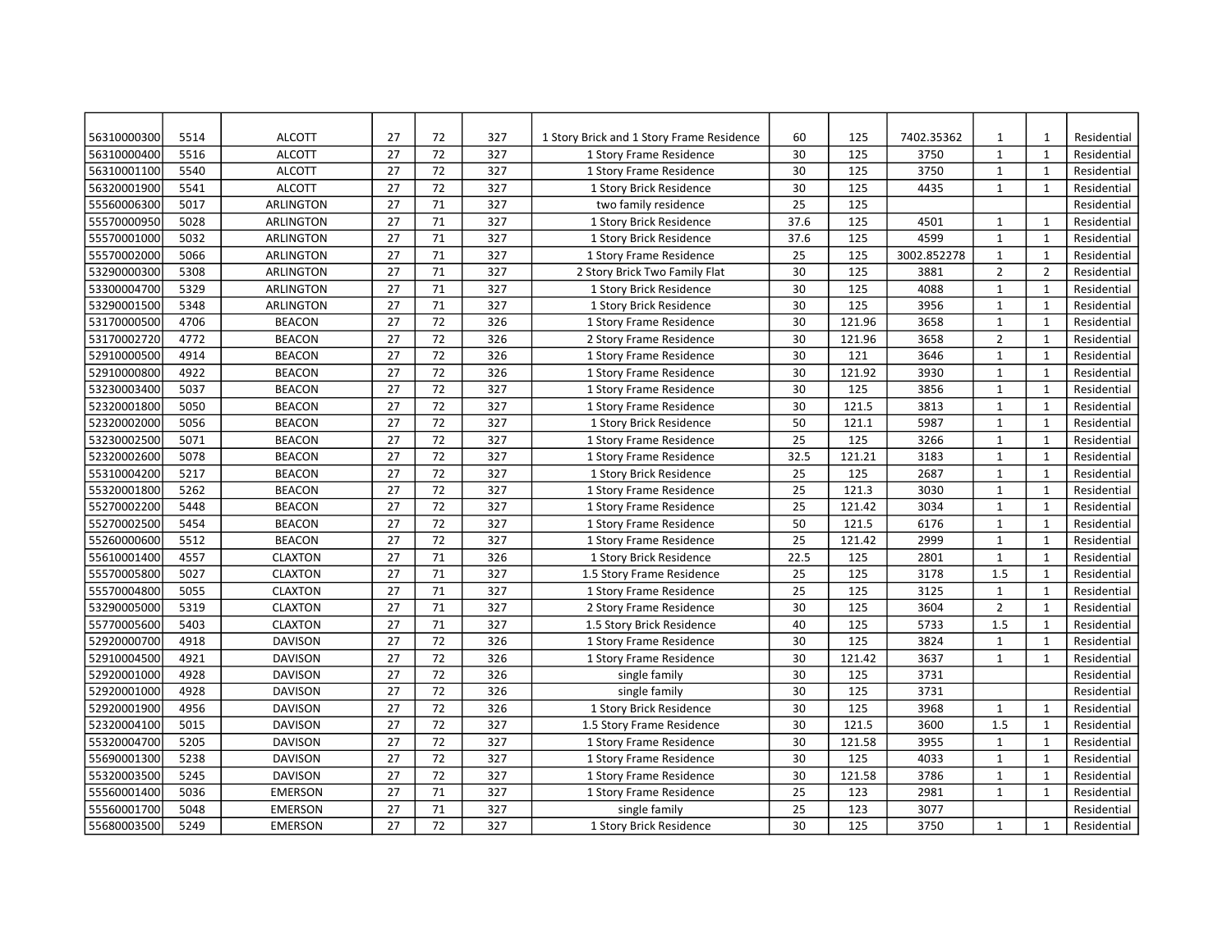| | | | | | | | | | | | | |
|---|---|---|---|---|---|---|---|---|---|---|---|---|
| 56310000300 | 5514 | ALCOTT | 27 | 72 | 327 | 1 Story Brick and 1 Story Frame Residence | 60 | 125 | 7402.35362 | 1 | 1 | Residential |
| 56310000400 | 5516 | ALCOTT | 27 | 72 | 327 | 1 Story Frame Residence | 30 | 125 | 3750 | 1 | 1 | Residential |
| 56310001100 | 5540 | ALCOTT | 27 | 72 | 327 | 1 Story Frame Residence | 30 | 125 | 3750 | 1 | 1 | Residential |
| 56320001900 | 5541 | ALCOTT | 27 | 72 | 327 | 1 Story Brick Residence | 30 | 125 | 4435 | 1 | 1 | Residential |
| 55560006300 | 5017 | ARLINGTON | 27 | 71 | 327 | two family residence | 25 | 125 | | | | Residential |
| 55570000950 | 5028 | ARLINGTON | 27 | 71 | 327 | 1 Story Brick Residence | 37.6 | 125 | 4501 | 1 | 1 | Residential |
| 55570001000 | 5032 | ARLINGTON | 27 | 71 | 327 | 1 Story Brick Residence | 37.6 | 125 | 4599 | 1 | 1 | Residential |
| 55570002000 | 5066 | ARLINGTON | 27 | 71 | 327 | 1 Story Frame Residence | 25 | 125 | 3002.852278 | 1 | 1 | Residential |
| 53290000300 | 5308 | ARLINGTON | 27 | 71 | 327 | 2 Story Brick Two Family Flat | 30 | 125 | 3881 | 2 | 2 | Residential |
| 53300004700 | 5329 | ARLINGTON | 27 | 71 | 327 | 1 Story Brick Residence | 30 | 125 | 4088 | 1 | 1 | Residential |
| 53290001500 | 5348 | ARLINGTON | 27 | 71 | 327 | 1 Story Brick Residence | 30 | 125 | 3956 | 1 | 1 | Residential |
| 53170000500 | 4706 | BEACON | 27 | 72 | 326 | 1 Story Frame Residence | 30 | 121.96 | 3658 | 1 | 1 | Residential |
| 53170002720 | 4772 | BEACON | 27 | 72 | 326 | 2 Story Frame Residence | 30 | 121.96 | 3658 | 2 | 1 | Residential |
| 52910000500 | 4914 | BEACON | 27 | 72 | 326 | 1 Story Frame Residence | 30 | 121 | 3646 | 1 | 1 | Residential |
| 52910000800 | 4922 | BEACON | 27 | 72 | 326 | 1 Story Frame Residence | 30 | 121.92 | 3930 | 1 | 1 | Residential |
| 53230003400 | 5037 | BEACON | 27 | 72 | 327 | 1 Story Frame Residence | 30 | 125 | 3856 | 1 | 1 | Residential |
| 52320001800 | 5050 | BEACON | 27 | 72 | 327 | 1 Story Frame Residence | 30 | 121.5 | 3813 | 1 | 1 | Residential |
| 52320002000 | 5056 | BEACON | 27 | 72 | 327 | 1 Story Brick Residence | 50 | 121.1 | 5987 | 1 | 1 | Residential |
| 53230002500 | 5071 | BEACON | 27 | 72 | 327 | 1 Story Frame Residence | 25 | 125 | 3266 | 1 | 1 | Residential |
| 52320002600 | 5078 | BEACON | 27 | 72 | 327 | 1 Story Frame Residence | 32.5 | 121.21 | 3183 | 1 | 1 | Residential |
| 55310004200 | 5217 | BEACON | 27 | 72 | 327 | 1 Story Brick Residence | 25 | 125 | 2687 | 1 | 1 | Residential |
| 55320001800 | 5262 | BEACON | 27 | 72 | 327 | 1 Story Frame Residence | 25 | 121.3 | 3030 | 1 | 1 | Residential |
| 55270002200 | 5448 | BEACON | 27 | 72 | 327 | 1 Story Frame Residence | 25 | 121.42 | 3034 | 1 | 1 | Residential |
| 55270002500 | 5454 | BEACON | 27 | 72 | 327 | 1 Story Frame Residence | 50 | 121.5 | 6176 | 1 | 1 | Residential |
| 55260000600 | 5512 | BEACON | 27 | 72 | 327 | 1 Story Frame Residence | 25 | 121.42 | 2999 | 1 | 1 | Residential |
| 55610001400 | 4557 | CLAXTON | 27 | 71 | 326 | 1 Story Brick Residence | 22.5 | 125 | 2801 | 1 | 1 | Residential |
| 55570005800 | 5027 | CLAXTON | 27 | 71 | 327 | 1.5 Story Frame Residence | 25 | 125 | 3178 | 1.5 | 1 | Residential |
| 55570004800 | 5055 | CLAXTON | 27 | 71 | 327 | 1 Story Frame Residence | 25 | 125 | 3125 | 1 | 1 | Residential |
| 53290005000 | 5319 | CLAXTON | 27 | 71 | 327 | 2 Story Frame Residence | 30 | 125 | 3604 | 2 | 1 | Residential |
| 55770005600 | 5403 | CLAXTON | 27 | 71 | 327 | 1.5 Story Brick Residence | 40 | 125 | 5733 | 1.5 | 1 | Residential |
| 52920000700 | 4918 | DAVISON | 27 | 72 | 326 | 1 Story Frame Residence | 30 | 125 | 3824 | 1 | 1 | Residential |
| 52910004500 | 4921 | DAVISON | 27 | 72 | 326 | 1 Story Frame Residence | 30 | 121.42 | 3637 | 1 | 1 | Residential |
| 52920001000 | 4928 | DAVISON | 27 | 72 | 326 | single family | 30 | 125 | 3731 | | | Residential |
| 52920001000 | 4928 | DAVISON | 27 | 72 | 326 | single family | 30 | 125 | 3731 | | | Residential |
| 52920001900 | 4956 | DAVISON | 27 | 72 | 326 | 1 Story Brick Residence | 30 | 125 | 3968 | 1 | 1 | Residential |
| 52320004100 | 5015 | DAVISON | 27 | 72 | 327 | 1.5 Story Frame Residence | 30 | 121.5 | 3600 | 1.5 | 1 | Residential |
| 55320004700 | 5205 | DAVISON | 27 | 72 | 327 | 1 Story Frame Residence | 30 | 121.58 | 3955 | 1 | 1 | Residential |
| 55690001300 | 5238 | DAVISON | 27 | 72 | 327 | 1 Story Frame Residence | 30 | 125 | 4033 | 1 | 1 | Residential |
| 55320003500 | 5245 | DAVISON | 27 | 72 | 327 | 1 Story Frame Residence | 30 | 121.58 | 3786 | 1 | 1 | Residential |
| 55560001400 | 5036 | EMERSON | 27 | 71 | 327 | 1 Story Frame Residence | 25 | 123 | 2981 | 1 | 1 | Residential |
| 55560001700 | 5048 | EMERSON | 27 | 71 | 327 | single family | 25 | 123 | 3077 | | | Residential |
| 55680003500 | 5249 | EMERSON | 27 | 72 | 327 | 1 Story Brick Residence | 30 | 125 | 3750 | 1 | 1 | Residential |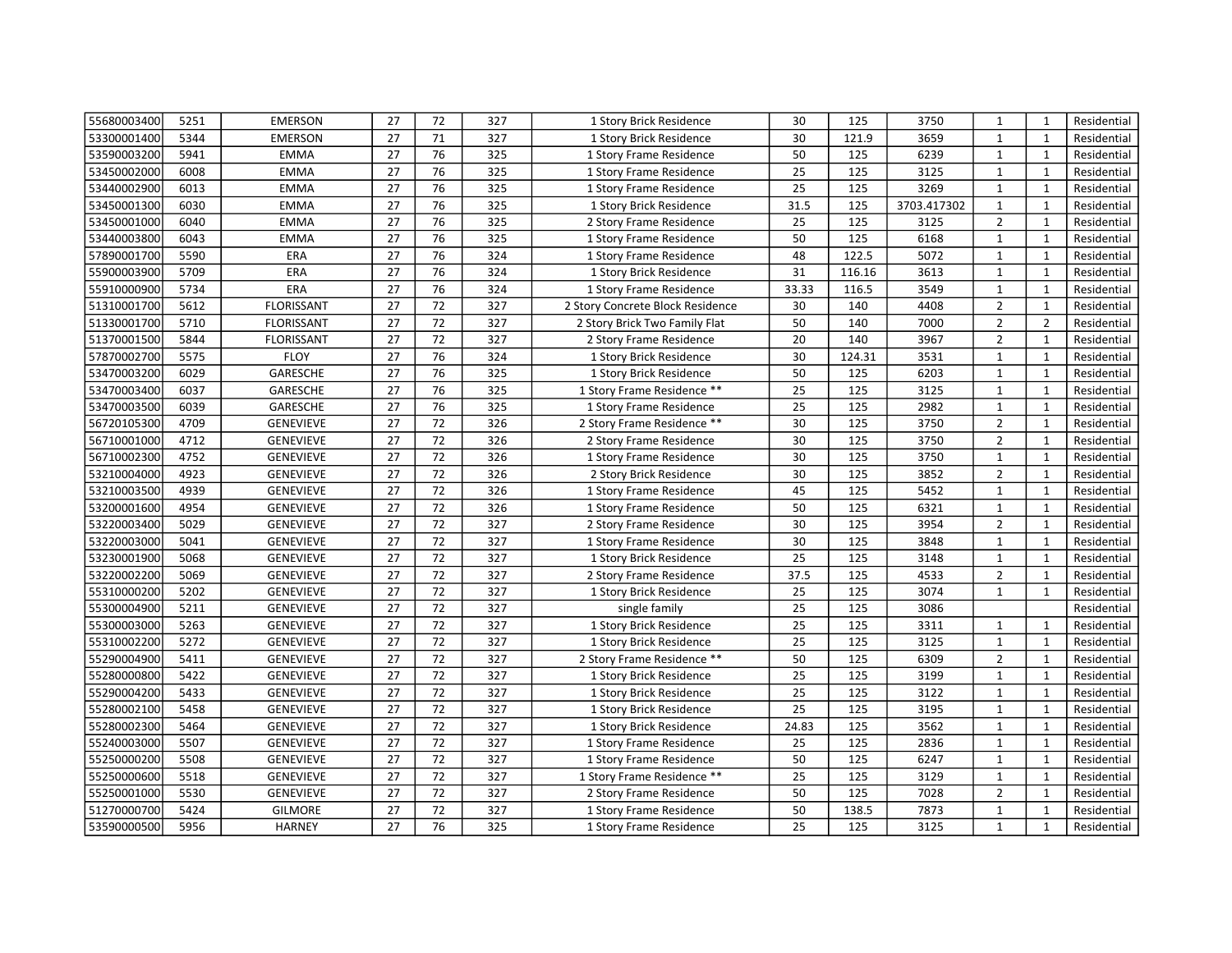| | | | | | | | | | | | | |
|---|---|---|---|---|---|---|---|---|---|---|---|---|
| 55680003400 | 5251 | EMERSON | 27 | 72 | 327 | 1 Story Brick Residence | 30 | 125 | 3750 | 1 | 1 | Residential |
| 53300001400 | 5344 | EMERSON | 27 | 71 | 327 | 1 Story Brick Residence | 30 | 121.9 | 3659 | 1 | 1 | Residential |
| 53590003200 | 5941 | EMMA | 27 | 76 | 325 | 1 Story Frame Residence | 50 | 125 | 6239 | 1 | 1 | Residential |
| 53450002000 | 6008 | EMMA | 27 | 76 | 325 | 1 Story Frame Residence | 25 | 125 | 3125 | 1 | 1 | Residential |
| 53440002900 | 6013 | EMMA | 27 | 76 | 325 | 1 Story Frame Residence | 25 | 125 | 3269 | 1 | 1 | Residential |
| 53450001300 | 6030 | EMMA | 27 | 76 | 325 | 1 Story Brick Residence | 31.5 | 125 | 3703.417302 | 1 | 1 | Residential |
| 53450001000 | 6040 | EMMA | 27 | 76 | 325 | 2 Story Frame Residence | 25 | 125 | 3125 | 2 | 1 | Residential |
| 53440003800 | 6043 | EMMA | 27 | 76 | 325 | 1 Story Frame Residence | 50 | 125 | 6168 | 1 | 1 | Residential |
| 57890001700 | 5590 | ERA | 27 | 76 | 324 | 1 Story Frame Residence | 48 | 122.5 | 5072 | 1 | 1 | Residential |
| 55900003900 | 5709 | ERA | 27 | 76 | 324 | 1 Story Brick Residence | 31 | 116.16 | 3613 | 1 | 1 | Residential |
| 55910000900 | 5734 | ERA | 27 | 76 | 324 | 1 Story Frame Residence | 33.33 | 116.5 | 3549 | 1 | 1 | Residential |
| 51310001700 | 5612 | FLORISSANT | 27 | 72 | 327 | 2 Story Concrete Block Residence | 30 | 140 | 4408 | 2 | 1 | Residential |
| 51330001700 | 5710 | FLORISSANT | 27 | 72 | 327 | 2 Story Brick Two Family Flat | 50 | 140 | 7000 | 2 | 2 | Residential |
| 51370001500 | 5844 | FLORISSANT | 27 | 72 | 327 | 2 Story Frame Residence | 20 | 140 | 3967 | 2 | 1 | Residential |
| 57870002700 | 5575 | FLOY | 27 | 76 | 324 | 1 Story Brick Residence | 30 | 124.31 | 3531 | 1 | 1 | Residential |
| 53470003200 | 6029 | GARESCHE | 27 | 76 | 325 | 1 Story Brick Residence | 50 | 125 | 6203 | 1 | 1 | Residential |
| 53470003400 | 6037 | GARESCHE | 27 | 76 | 325 | 1 Story Frame Residence ** | 25 | 125 | 3125 | 1 | 1 | Residential |
| 53470003500 | 6039 | GARESCHE | 27 | 76 | 325 | 1 Story Frame Residence | 25 | 125 | 2982 | 1 | 1 | Residential |
| 56720105300 | 4709 | GENEVIEVE | 27 | 72 | 326 | 2 Story Frame Residence ** | 30 | 125 | 3750 | 2 | 1 | Residential |
| 56710001000 | 4712 | GENEVIEVE | 27 | 72 | 326 | 2 Story Frame Residence | 30 | 125 | 3750 | 2 | 1 | Residential |
| 56710002300 | 4752 | GENEVIEVE | 27 | 72 | 326 | 1 Story Frame Residence | 30 | 125 | 3750 | 1 | 1 | Residential |
| 53210004000 | 4923 | GENEVIEVE | 27 | 72 | 326 | 2 Story Brick Residence | 30 | 125 | 3852 | 2 | 1 | Residential |
| 53210003500 | 4939 | GENEVIEVE | 27 | 72 | 326 | 1 Story Frame Residence | 45 | 125 | 5452 | 1 | 1 | Residential |
| 53200001600 | 4954 | GENEVIEVE | 27 | 72 | 326 | 1 Story Frame Residence | 50 | 125 | 6321 | 1 | 1 | Residential |
| 53220003400 | 5029 | GENEVIEVE | 27 | 72 | 327 | 2 Story Frame Residence | 30 | 125 | 3954 | 2 | 1 | Residential |
| 53220003000 | 5041 | GENEVIEVE | 27 | 72 | 327 | 1 Story Frame Residence | 30 | 125 | 3848 | 1 | 1 | Residential |
| 53230001900 | 5068 | GENEVIEVE | 27 | 72 | 327 | 1 Story Brick Residence | 25 | 125 | 3148 | 1 | 1 | Residential |
| 53220002200 | 5069 | GENEVIEVE | 27 | 72 | 327 | 2 Story Frame Residence | 37.5 | 125 | 4533 | 2 | 1 | Residential |
| 55310000200 | 5202 | GENEVIEVE | 27 | 72 | 327 | 1 Story Brick Residence | 25 | 125 | 3074 | 1 | 1 | Residential |
| 55300004900 | 5211 | GENEVIEVE | 27 | 72 | 327 | single family | 25 | 125 | 3086 | | | Residential |
| 55300003000 | 5263 | GENEVIEVE | 27 | 72 | 327 | 1 Story Brick Residence | 25 | 125 | 3311 | 1 | 1 | Residential |
| 55310002200 | 5272 | GENEVIEVE | 27 | 72 | 327 | 1 Story Brick Residence | 25 | 125 | 3125 | 1 | 1 | Residential |
| 55290004900 | 5411 | GENEVIEVE | 27 | 72 | 327 | 2 Story Frame Residence ** | 50 | 125 | 6309 | 2 | 1 | Residential |
| 55280000800 | 5422 | GENEVIEVE | 27 | 72 | 327 | 1 Story Brick Residence | 25 | 125 | 3199 | 1 | 1 | Residential |
| 55290004200 | 5433 | GENEVIEVE | 27 | 72 | 327 | 1 Story Brick Residence | 25 | 125 | 3122 | 1 | 1 | Residential |
| 55280002100 | 5458 | GENEVIEVE | 27 | 72 | 327 | 1 Story Brick Residence | 25 | 125 | 3195 | 1 | 1 | Residential |
| 55280002300 | 5464 | GENEVIEVE | 27 | 72 | 327 | 1 Story Brick Residence | 24.83 | 125 | 3562 | 1 | 1 | Residential |
| 55240003000 | 5507 | GENEVIEVE | 27 | 72 | 327 | 1 Story Frame Residence | 25 | 125 | 2836 | 1 | 1 | Residential |
| 55250000200 | 5508 | GENEVIEVE | 27 | 72 | 327 | 1 Story Frame Residence | 50 | 125 | 6247 | 1 | 1 | Residential |
| 55250000600 | 5518 | GENEVIEVE | 27 | 72 | 327 | 1 Story Frame Residence ** | 25 | 125 | 3129 | 1 | 1 | Residential |
| 55250001000 | 5530 | GENEVIEVE | 27 | 72 | 327 | 2 Story Frame Residence | 50 | 125 | 7028 | 2 | 1 | Residential |
| 51270000700 | 5424 | GILMORE | 27 | 72 | 327 | 1 Story Frame Residence | 50 | 138.5 | 7873 | 1 | 1 | Residential |
| 53590000500 | 5956 | HARNEY | 27 | 76 | 325 | 1 Story Frame Residence | 25 | 125 | 3125 | 1 | 1 | Residential |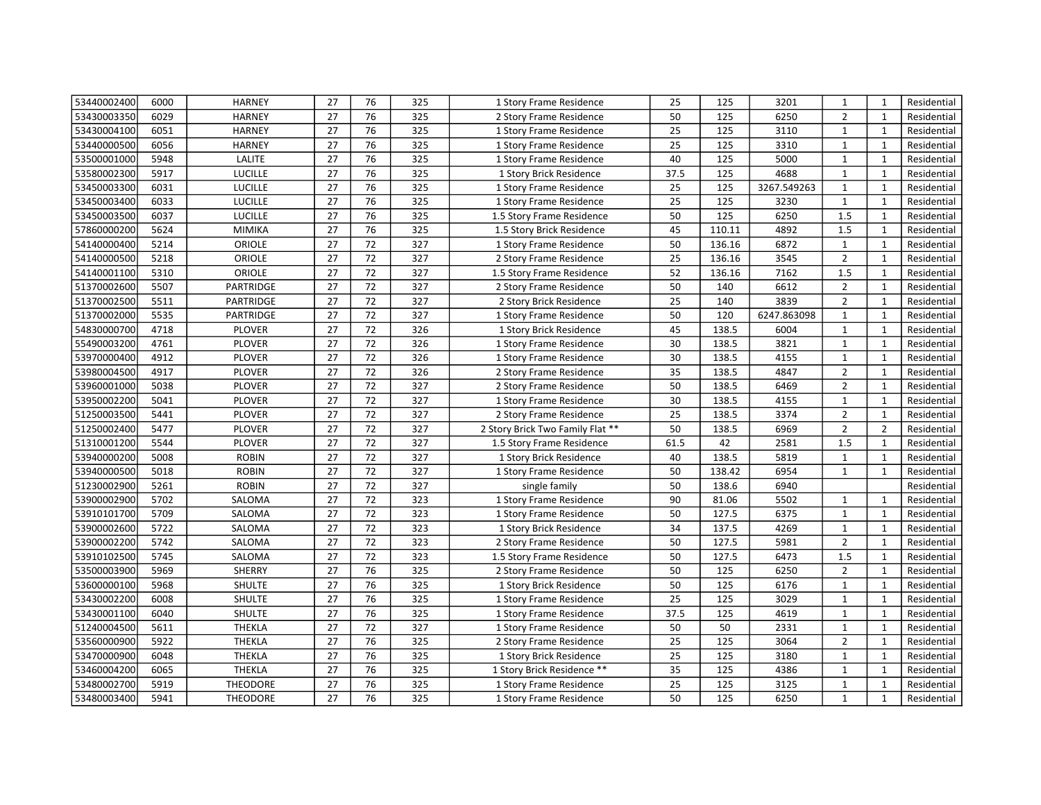| 53440002400 | 6000 | HARNEY | 27 | 76 | 325 | 1 Story Frame Residence | 25 | 125 | 3201 | 1 | 1 | Residential |
|---|---|---|---|---|---|---|---|---|---|---|---|---|
| 53430003350 | 6029 | HARNEY | 27 | 76 | 325 | 2 Story Frame Residence | 50 | 125 | 6250 | 2 | 1 | Residential |
| 53430004100 | 6051 | HARNEY | 27 | 76 | 325 | 1 Story Frame Residence | 25 | 125 | 3110 | 1 | 1 | Residential |
| 53440000500 | 6056 | HARNEY | 27 | 76 | 325 | 1 Story Frame Residence | 25 | 125 | 3310 | 1 | 1 | Residential |
| 53500001000 | 5948 | LALITE | 27 | 76 | 325 | 1 Story Frame Residence | 40 | 125 | 5000 | 1 | 1 | Residential |
| 53580002300 | 5917 | LUCILLE | 27 | 76 | 325 | 1 Story Brick Residence | 37.5 | 125 | 4688 | 1 | 1 | Residential |
| 53450003300 | 6031 | LUCILLE | 27 | 76 | 325 | 1 Story Frame Residence | 25 | 125 | 3267.549263 | 1 | 1 | Residential |
| 53450003400 | 6033 | LUCILLE | 27 | 76 | 325 | 1 Story Frame Residence | 25 | 125 | 3230 | 1 | 1 | Residential |
| 53450003500 | 6037 | LUCILLE | 27 | 76 | 325 | 1.5 Story Frame Residence | 50 | 125 | 6250 | 1.5 | 1 | Residential |
| 57860000200 | 5624 | MIMIKA | 27 | 76 | 325 | 1.5 Story Brick Residence | 45 | 110.11 | 4892 | 1.5 | 1 | Residential |
| 54140000400 | 5214 | ORIOLE | 27 | 72 | 327 | 1 Story Frame Residence | 50 | 136.16 | 6872 | 1 | 1 | Residential |
| 54140000500 | 5218 | ORIOLE | 27 | 72 | 327 | 2 Story Frame Residence | 25 | 136.16 | 3545 | 2 | 1 | Residential |
| 54140001100 | 5310 | ORIOLE | 27 | 72 | 327 | 1.5 Story Frame Residence | 52 | 136.16 | 7162 | 1.5 | 1 | Residential |
| 51370002600 | 5507 | PARTRIDGE | 27 | 72 | 327 | 2 Story Frame Residence | 50 | 140 | 6612 | 2 | 1 | Residential |
| 51370002500 | 5511 | PARTRIDGE | 27 | 72 | 327 | 2 Story Brick Residence | 25 | 140 | 3839 | 2 | 1 | Residential |
| 51370002000 | 5535 | PARTRIDGE | 27 | 72 | 327 | 1 Story Frame Residence | 50 | 120 | 6247.863098 | 1 | 1 | Residential |
| 54830000700 | 4718 | PLOVER | 27 | 72 | 326 | 1 Story Brick Residence | 45 | 138.5 | 6004 | 1 | 1 | Residential |
| 55490003200 | 4761 | PLOVER | 27 | 72 | 326 | 1 Story Frame Residence | 30 | 138.5 | 3821 | 1 | 1 | Residential |
| 53970000400 | 4912 | PLOVER | 27 | 72 | 326 | 1 Story Frame Residence | 30 | 138.5 | 4155 | 1 | 1 | Residential |
| 53980004500 | 4917 | PLOVER | 27 | 72 | 326 | 2 Story Frame Residence | 35 | 138.5 | 4847 | 2 | 1 | Residential |
| 53960001000 | 5038 | PLOVER | 27 | 72 | 327 | 2 Story Frame Residence | 50 | 138.5 | 6469 | 2 | 1 | Residential |
| 53950002200 | 5041 | PLOVER | 27 | 72 | 327 | 1 Story Frame Residence | 30 | 138.5 | 4155 | 1 | 1 | Residential |
| 51250003500 | 5441 | PLOVER | 27 | 72 | 327 | 2 Story Frame Residence | 25 | 138.5 | 3374 | 2 | 1 | Residential |
| 51250002400 | 5477 | PLOVER | 27 | 72 | 327 | 2 Story Brick Two Family Flat ** | 50 | 138.5 | 6969 | 2 | 2 | Residential |
| 51310001200 | 5544 | PLOVER | 27 | 72 | 327 | 1.5 Story Frame Residence | 61.5 | 42 | 2581 | 1.5 | 1 | Residential |
| 53940000200 | 5008 | ROBIN | 27 | 72 | 327 | 1 Story Brick Residence | 40 | 138.5 | 5819 | 1 | 1 | Residential |
| 53940000500 | 5018 | ROBIN | 27 | 72 | 327 | 1 Story Frame Residence | 50 | 138.42 | 6954 | 1 | 1 | Residential |
| 51230002900 | 5261 | ROBIN | 27 | 72 | 327 | single family | 50 | 138.6 | 6940 | | | Residential |
| 53900002900 | 5702 | SALOMA | 27 | 72 | 323 | 1 Story Frame Residence | 90 | 81.06 | 5502 | 1 | 1 | Residential |
| 53910101700 | 5709 | SALOMA | 27 | 72 | 323 | 1 Story Frame Residence | 50 | 127.5 | 6375 | 1 | 1 | Residential |
| 53900002600 | 5722 | SALOMA | 27 | 72 | 323 | 1 Story Brick Residence | 34 | 137.5 | 4269 | 1 | 1 | Residential |
| 53900002200 | 5742 | SALOMA | 27 | 72 | 323 | 2 Story Frame Residence | 50 | 127.5 | 5981 | 2 | 1 | Residential |
| 53910102500 | 5745 | SALOMA | 27 | 72 | 323 | 1.5 Story Frame Residence | 50 | 127.5 | 6473 | 1.5 | 1 | Residential |
| 53500003900 | 5969 | SHERRY | 27 | 76 | 325 | 2 Story Frame Residence | 50 | 125 | 6250 | 2 | 1 | Residential |
| 53600000100 | 5968 | SHULTE | 27 | 76 | 325 | 1 Story Brick Residence | 50 | 125 | 6176 | 1 | 1 | Residential |
| 53430002200 | 6008 | SHULTE | 27 | 76 | 325 | 1 Story Frame Residence | 25 | 125 | 3029 | 1 | 1 | Residential |
| 53430001100 | 6040 | SHULTE | 27 | 76 | 325 | 1 Story Frame Residence | 37.5 | 125 | 4619 | 1 | 1 | Residential |
| 51240004500 | 5611 | THEKLA | 27 | 72 | 327 | 1 Story Frame Residence | 50 | 50 | 2331 | 1 | 1 | Residential |
| 53560000900 | 5922 | THEKLA | 27 | 76 | 325 | 2 Story Frame Residence | 25 | 125 | 3064 | 2 | 1 | Residential |
| 53470000900 | 6048 | THEKLA | 27 | 76 | 325 | 1 Story Brick Residence | 25 | 125 | 3180 | 1 | 1 | Residential |
| 53460004200 | 6065 | THEKLA | 27 | 76 | 325 | 1 Story Brick Residence ** | 35 | 125 | 4386 | 1 | 1 | Residential |
| 53480002700 | 5919 | THEODORE | 27 | 76 | 325 | 1 Story Frame Residence | 25 | 125 | 3125 | 1 | 1 | Residential |
| 53480003400 | 5941 | THEODORE | 27 | 76 | 325 | 1 Story Frame Residence | 50 | 125 | 6250 | 1 | 1 | Residential |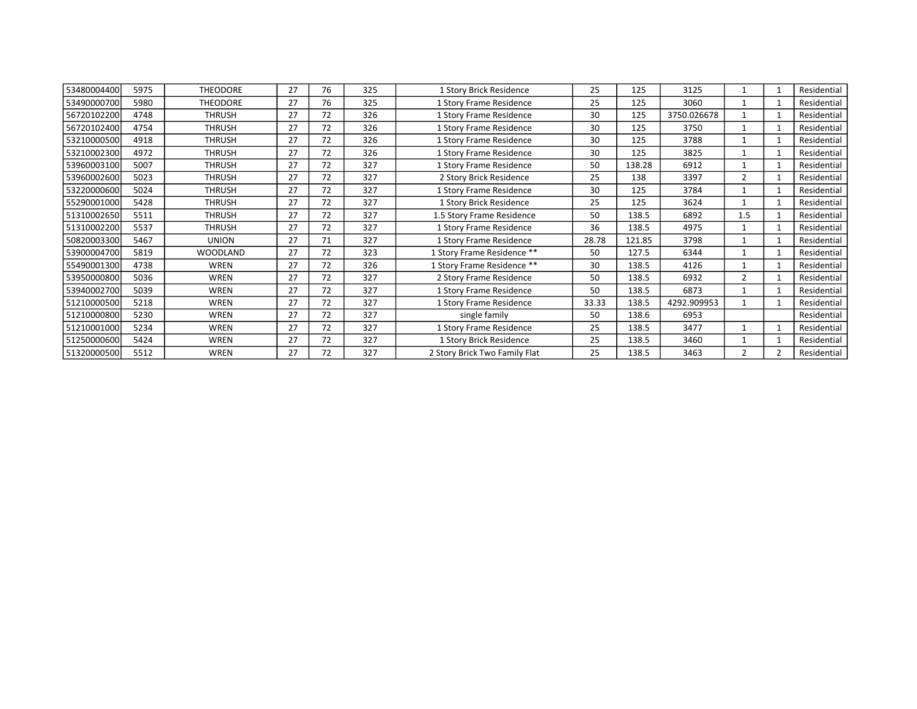| | | | | | | | | | | | | |
|---|---|---|---|---|---|---|---|---|---|---|---|---|
| 53480004400 | 5975 | THEODORE | 27 | 76 | 325 | 1 Story Brick Residence | 25 | 125 | 3125 | 1 | 1 | Residential |
| 53490000700 | 5980 | THEODORE | 27 | 76 | 325 | 1 Story Frame Residence | 25 | 125 | 3060 | 1 | 1 | Residential |
| 56720102200 | 4748 | THRUSH | 27 | 72 | 326 | 1 Story Frame Residence | 30 | 125 | 3750.026678 | 1 | 1 | Residential |
| 56720102400 | 4754 | THRUSH | 27 | 72 | 326 | 1 Story Frame Residence | 30 | 125 | 3750 | 1 | 1 | Residential |
| 53210000500 | 4918 | THRUSH | 27 | 72 | 326 | 1 Story Frame Residence | 30 | 125 | 3788 | 1 | 1 | Residential |
| 53210002300 | 4972 | THRUSH | 27 | 72 | 326 | 1 Story Frame Residence | 30 | 125 | 3825 | 1 | 1 | Residential |
| 53960003100 | 5007 | THRUSH | 27 | 72 | 327 | 1 Story Frame Residence | 50 | 138.28 | 6912 | 1 | 1 | Residential |
| 53960002600 | 5023 | THRUSH | 27 | 72 | 327 | 2 Story Brick Residence | 25 | 138 | 3397 | 2 | 1 | Residential |
| 53220000600 | 5024 | THRUSH | 27 | 72 | 327 | 1 Story Frame Residence | 30 | 125 | 3784 | 1 | 1 | Residential |
| 55290001000 | 5428 | THRUSH | 27 | 72 | 327 | 1 Story Brick Residence | 25 | 125 | 3624 | 1 | 1 | Residential |
| 51310002650 | 5511 | THRUSH | 27 | 72 | 327 | 1.5 Story Frame Residence | 50 | 138.5 | 6892 | 1.5 | 1 | Residential |
| 51310002200 | 5537 | THRUSH | 27 | 72 | 327 | 1 Story Frame Residence | 36 | 138.5 | 4975 | 1 | 1 | Residential |
| 50820003300 | 5467 | UNION | 27 | 71 | 327 | 1 Story Frame Residence | 28.78 | 121.85 | 3798 | 1 | 1 | Residential |
| 53900004700 | 5819 | WOODLAND | 27 | 72 | 323 | 1 Story Frame Residence ** | 50 | 127.5 | 6344 | 1 | 1 | Residential |
| 55490001300 | 4738 | WREN | 27 | 72 | 326 | 1 Story Frame Residence ** | 30 | 138.5 | 4126 | 1 | 1 | Residential |
| 53950000800 | 5036 | WREN | 27 | 72 | 327 | 2 Story Frame Residence | 50 | 138.5 | 6932 | 2 | 1 | Residential |
| 53940002700 | 5039 | WREN | 27 | 72 | 327 | 1 Story Frame Residence | 50 | 138.5 | 6873 | 1 | 1 | Residential |
| 51210000500 | 5218 | WREN | 27 | 72 | 327 | 1 Story Frame Residence | 33.33 | 138.5 | 4292.909953 | 1 | 1 | Residential |
| 51210000800 | 5230 | WREN | 27 | 72 | 327 | single family | 50 | 138.6 | 6953 | | | Residential |
| 51210001000 | 5234 | WREN | 27 | 72 | 327 | 1 Story Frame Residence | 25 | 138.5 | 3477 | 1 | 1 | Residential |
| 51250000600 | 5424 | WREN | 27 | 72 | 327 | 1 Story Brick Residence | 25 | 138.5 | 3460 | 1 | 1 | Residential |
| 51320000500 | 5512 | WREN | 27 | 72 | 327 | 2 Story Brick Two Family Flat | 25 | 138.5 | 3463 | 2 | 2 | Residential |